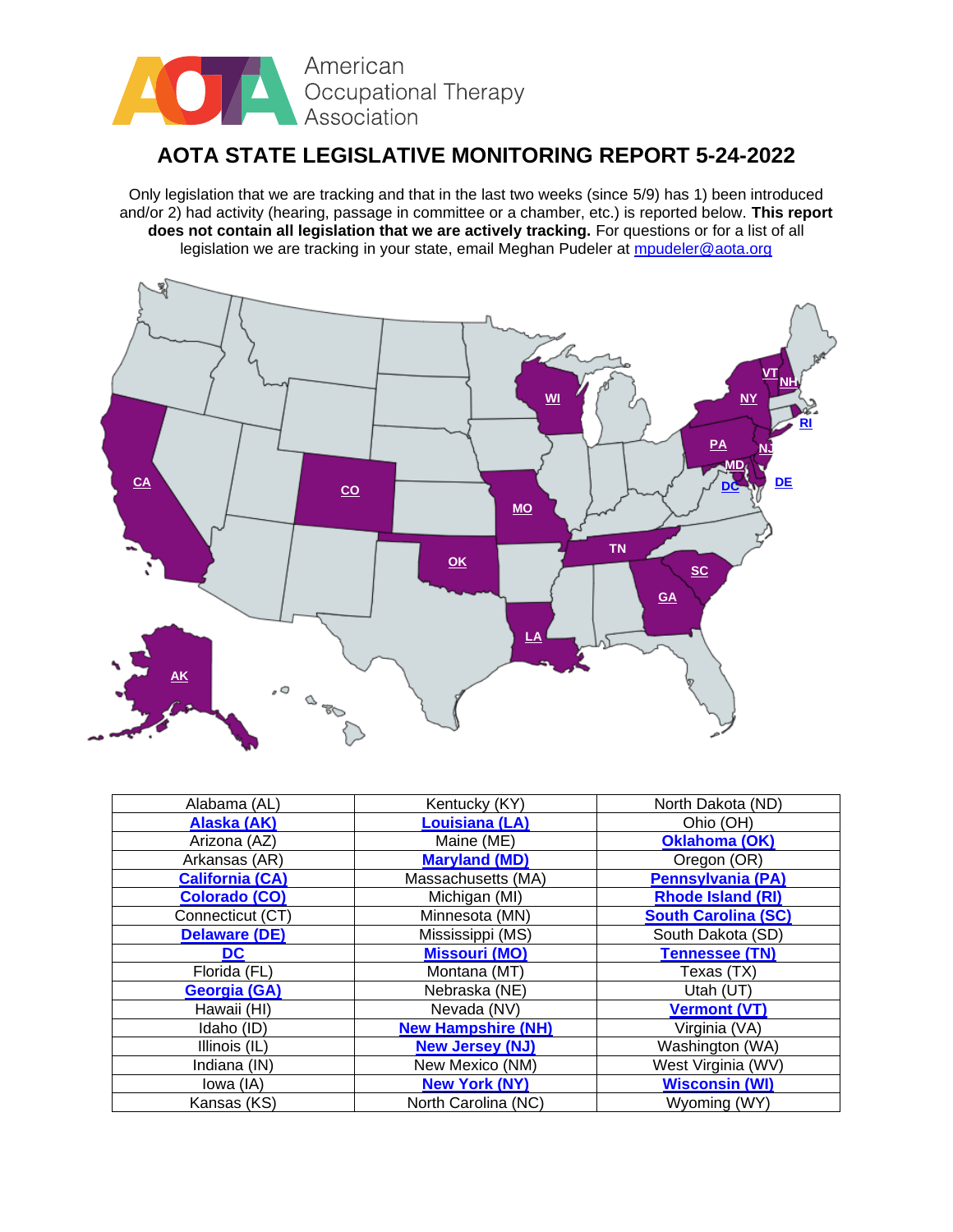American Occupational Therapy Association

# AOTA STATE LEGISLATIVE MONITORING REPORT 5-24-2022

Only legislation that we are tracking and that in the last two weeks (since 5/9) has 1) been introduced and/or 2) had activity (hearing, passage in committee or a chamber, etc.) is reported below. **This report does not contain all legislation that we are actively tracking.** For questions or for a list of all legislation we are tracking in your state, email Meghan Pudeler at mpudeler@aota.org

| | | |
|---|---|---|
| Alabama (AL) | Kentucky (KY) | North Dakota (ND) |
| **Alaska (AK)** | **Louisiana (LA)** | Ohio (OH) |
| Arizona (AZ) | Maine (ME) | **Oklahoma (OK)** |
| Arkansas (AR) | **Maryland (MD)** | Oregon (OR) |
| **California (CA)** | Massachusetts (MA) | **Pennsylvania (PA)** |
| **Colorado (CO)** | Michigan (MI) | **Rhode Island (RI)** |
| Connecticut (CT) | Minnesota (MN) | **South Carolina (SC)** |
| **Delaware (DE)** | Mississippi (MS) | South Dakota (SD) |
| **DC** | **Missouri (MO)** | **Tennessee (TN)** |
| Florida (FL) | Montana (MT) | Texas (TX) |
| **Georgia (GA)** | Nebraska (NE) | Utah (UT) |
| Hawaii (HI) | Nevada (NV) | **Vermont (VT)** |
| Idaho (ID) | **New Hampshire (NH)** | Virginia (VA) |
| Illinois (IL) | **New Jersey (NJ)** | Washington (WA) |
| Indiana (IN) | New Mexico (NM) | West Virginia (WV) |
| Iowa (IA) | **New York (NY)** | **Wisconsin (WI)** |
| Kansas (KS) | North Carolina (NC) | Wyoming (WY) |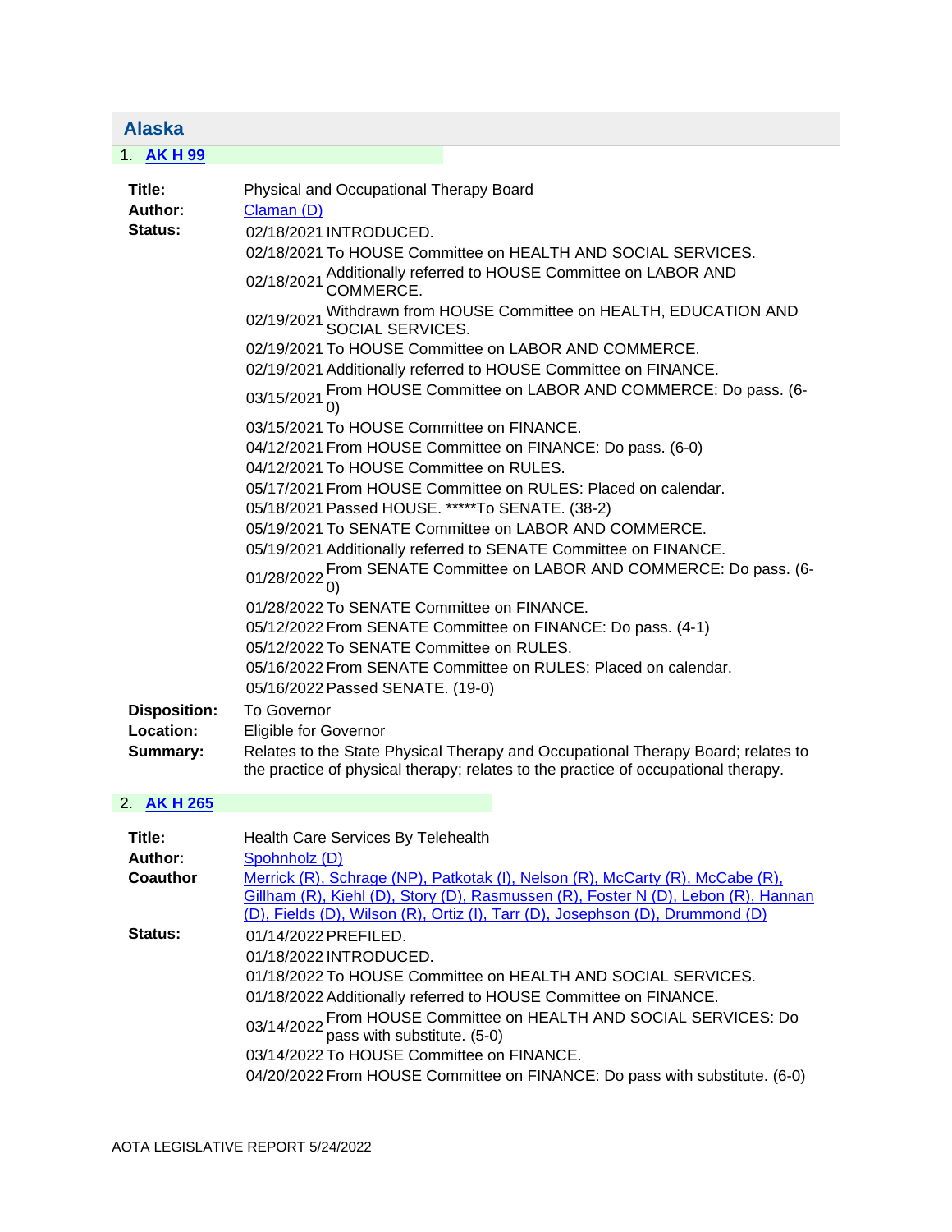## Alaska

1. **AK H 99**

| | |
|---|---|
| **Title:** | Physical and Occupational Therapy Board |
| **Author:** | Claman (D) |
| **Status:** | 02/18/2021 INTRODUCED. |
| | 02/18/2021 To HOUSE Committee on HEALTH AND SOCIAL SERVICES. |
| | 02/18/2021 Additionally referred to HOUSE Committee on LABOR AND COMMERCE. |
| | 02/19/2021 Withdrawn from HOUSE Committee on HEALTH, EDUCATION AND SOCIAL SERVICES. |
| | 02/19/2021 To HOUSE Committee on LABOR AND COMMERCE. |
| | 02/19/2021 Additionally referred to HOUSE Committee on FINANCE. |
| | 03/15/2021 From HOUSE Committee on LABOR AND COMMERCE: Do pass. (6-0) |
| | 03/15/2021 To HOUSE Committee on FINANCE. |
| | 04/12/2021 From HOUSE Committee on FINANCE: Do pass. (6-0) |
| | 04/12/2021 To HOUSE Committee on RULES. |
| | 05/17/2021 From HOUSE Committee on RULES: Placed on calendar. |
| | 05/18/2021 Passed HOUSE. *****To SENATE. (38-2) |
| | 05/19/2021 To SENATE Committee on LABOR AND COMMERCE. |
| | 05/19/2021 Additionally referred to SENATE Committee on FINANCE. |
| | 01/28/2022 From SENATE Committee on LABOR AND COMMERCE: Do pass. (6-0) |
| | 01/28/2022 To SENATE Committee on FINANCE. |
| | 05/12/2022 From SENATE Committee on FINANCE: Do pass. (4-1) |
| | 05/12/2022 To SENATE Committee on RULES. |
| | 05/16/2022 From SENATE Committee on RULES: Placed on calendar. |
| | 05/16/2022 Passed SENATE. (19-0) |
| **Disposition:** | To Governor |
| **Location:** | Eligible for Governor |
| **Summary:** | Relates to the State Physical Therapy and Occupational Therapy Board; relates to the practice of physical therapy; relates to the practice of occupational therapy. |

2. **AK H 265**

| | |
|---|---|
| **Title:** | Health Care Services By Telehealth |
| **Author:** | Spohnholz (D) |
| **Coauthor** | Merrick (R), Schrage (NP), Patkotak (I), Nelson (R), McCarty (R), McCabe (R), Gillham (R), Kiehl (D), Story (D), Rasmussen (R), Foster N (D), Lebon (R), Hannan (D), Fields (D), Wilson (R), Ortiz (I), Tarr (D), Josephson (D), Drummond (D) |
| **Status:** | 01/14/2022 PREFILED. |
| | 01/18/2022 INTRODUCED. |
| | 01/18/2022 To HOUSE Committee on HEALTH AND SOCIAL SERVICES. |
| | 01/18/2022 Additionally referred to HOUSE Committee on FINANCE. |
| | 03/14/2022 From HOUSE Committee on HEALTH AND SOCIAL SERVICES: Do pass with substitute. (5-0) |
| | 03/14/2022 To HOUSE Committee on FINANCE. |
| | 04/20/2022 From HOUSE Committee on FINANCE: Do pass with substitute. (6-0) |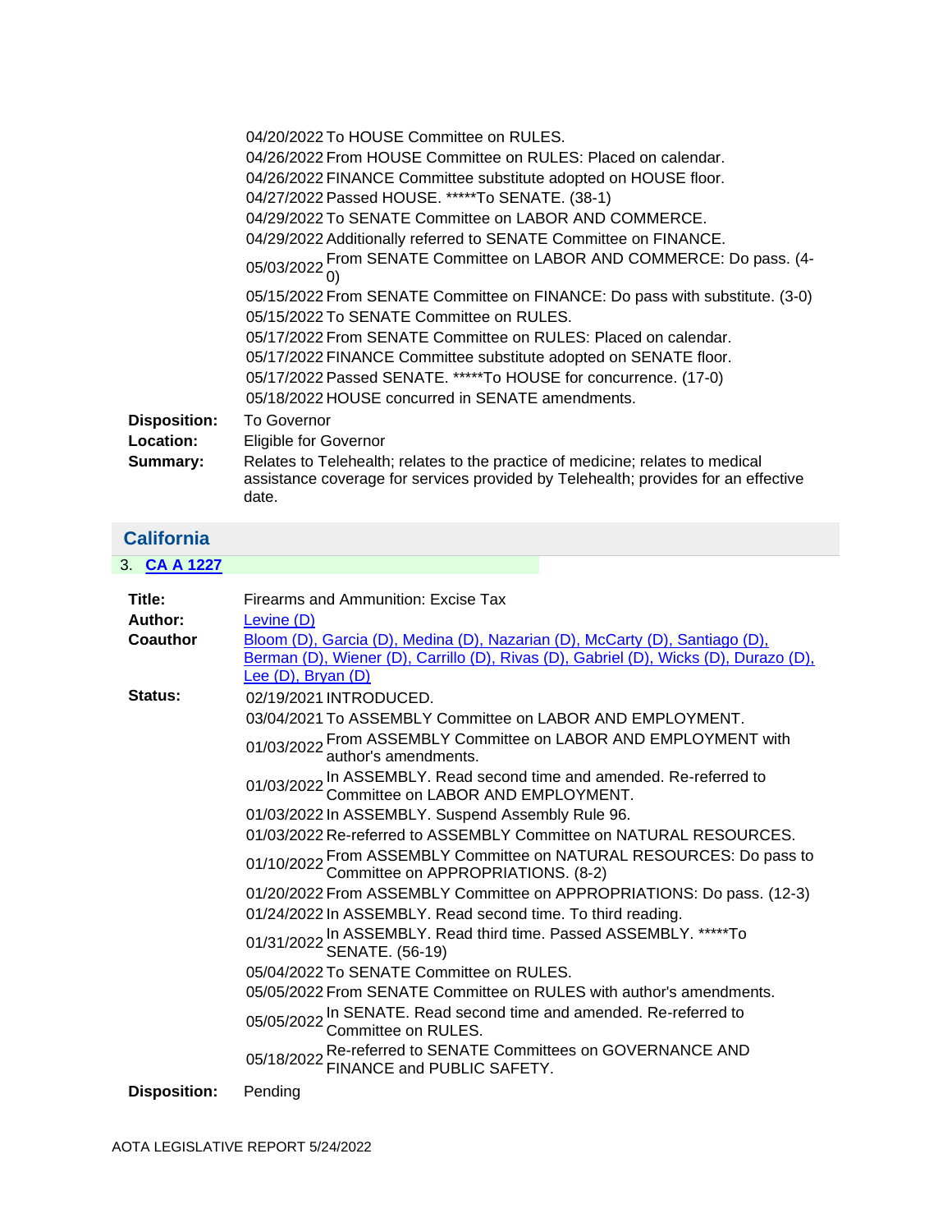| | |
|---|---|
| | 04/20/2022 To HOUSE Committee on RULES. |
| | 04/26/2022 From HOUSE Committee on RULES: Placed on calendar. |
| | 04/26/2022 FINANCE Committee substitute adopted on HOUSE floor. |
| | 04/27/2022 Passed HOUSE. *****To SENATE. (38-1) |
| | 04/29/2022 To SENATE Committee on LABOR AND COMMERCE. |
| | 04/29/2022 Additionally referred to SENATE Committee on FINANCE. |
| | 05/03/2022 From SENATE Committee on LABOR AND COMMERCE: Do pass. (4-0) |
| | 05/15/2022 From SENATE Committee on FINANCE: Do pass with substitute. (3-0) |
| | 05/15/2022 To SENATE Committee on RULES. |
| | 05/17/2022 From SENATE Committee on RULES: Placed on calendar. |
| | 05/17/2022 FINANCE Committee substitute adopted on SENATE floor. |
| | 05/17/2022 Passed SENATE. *****To HOUSE for concurrence. (17-0) |
| | 05/18/2022 HOUSE concurred in SENATE amendments. |
| **Disposition:** | To Governor |
| **Location:** | Eligible for Governor |
| **Summary:** | Relates to Telehealth; relates to the practice of medicine; relates to medical assistance coverage for services provided by Telehealth; provides for an effective date. |

## California

3. **CA A 1227**

| | |
|---|---|
| **Title:** | Firearms and Ammunition: Excise Tax |
| **Author:** | Levine (D) |
| **Coauthor** | Bloom (D), Garcia (D), Medina (D), Nazarian (D), McCarty (D), Santiago (D), Berman (D), Wiener (D), Carrillo (D), Rivas (D), Gabriel (D), Wicks (D), Durazo (D), Lee (D), Bryan (D) |
| **Status:** | 02/19/2021 INTRODUCED. |
| | 03/04/2021 To ASSEMBLY Committee on LABOR AND EMPLOYMENT. |
| | 01/03/2022 From ASSEMBLY Committee on LABOR AND EMPLOYMENT with author's amendments. |
| | 01/03/2022 In ASSEMBLY. Read second time and amended. Re-referred to Committee on LABOR AND EMPLOYMENT. |
| | 01/03/2022 In ASSEMBLY. Suspend Assembly Rule 96. |
| | 01/03/2022 Re-referred to ASSEMBLY Committee on NATURAL RESOURCES. |
| | 01/10/2022 From ASSEMBLY Committee on NATURAL RESOURCES: Do pass to Committee on APPROPRIATIONS. (8-2) |
| | 01/20/2022 From ASSEMBLY Committee on APPROPRIATIONS: Do pass. (12-3) |
| | 01/24/2022 In ASSEMBLY. Read second time. To third reading. |
| | 01/31/2022 In ASSEMBLY. Read third time. Passed ASSEMBLY. *****To SENATE. (56-19) |
| | 05/04/2022 To SENATE Committee on RULES. |
| | 05/05/2022 From SENATE Committee on RULES with author's amendments. |
| | 05/05/2022 In SENATE. Read second time and amended. Re-referred to Committee on RULES. |
| | 05/18/2022 Re-referred to SENATE Committees on GOVERNANCE AND FINANCE and PUBLIC SAFETY. |
| **Disposition:** | Pending |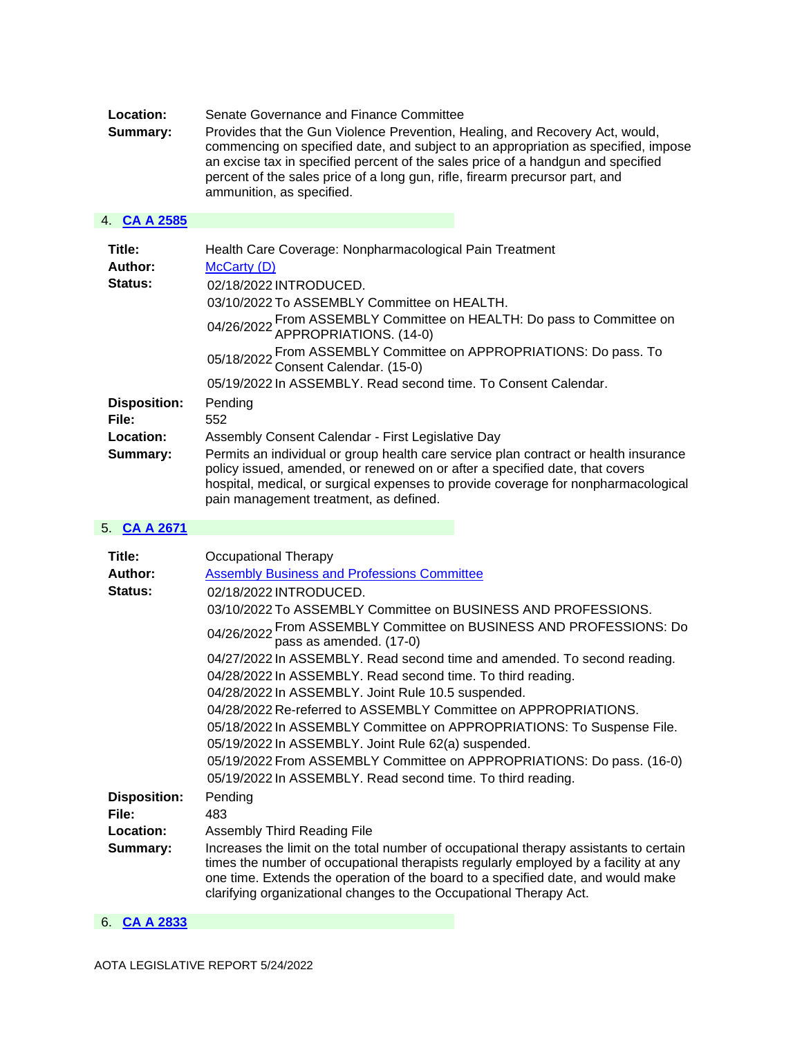**Location:** Senate Governance and Finance Committee

**Summary:** Provides that the Gun Violence Prevention, Healing, and Recovery Act, would, commencing on specified date, and subject to an appropriation as specified, impose an excise tax in specified percent of the sales price of a handgun and specified percent of the sales price of a long gun, rifle, firearm precursor part, and ammunition, as specified.

## 4. [CA A 2585]

**Title:** Health Care Coverage: Nonpharmacological Pain Treatment

**Author:** [McCarty (D)]

**Status:**

- 02/18/2022 INTRODUCED.
- 03/10/2022 To ASSEMBLY Committee on HEALTH.
- 04/26/2022 From ASSEMBLY Committee on HEALTH: Do pass to Committee on APPROPRIATIONS. (14-0)
- 05/18/2022 From ASSEMBLY Committee on APPROPRIATIONS: Do pass. To Consent Calendar. (15-0)
- 05/19/2022 In ASSEMBLY. Read second time. To Consent Calendar.

**Disposition:** Pending

**File:** 552

**Location:** Assembly Consent Calendar - First Legislative Day

**Summary:** Permits an individual or group health care service plan contract or health insurance policy issued, amended, or renewed on or after a specified date, that covers hospital, medical, or surgical expenses to provide coverage for nonpharmacological pain management treatment, as defined.

## 5. [CA A 2671]

**Title:** Occupational Therapy

**Author:** [Assembly Business and Professions Committee]

**Status:**

- 02/18/2022 INTRODUCED.
- 03/10/2022 To ASSEMBLY Committee on BUSINESS AND PROFESSIONS.
- 04/26/2022 From ASSEMBLY Committee on BUSINESS AND PROFESSIONS: Do pass as amended. (17-0)
- 04/27/2022 In ASSEMBLY. Read second time and amended. To second reading.
- 04/28/2022 In ASSEMBLY. Read second time. To third reading.
- 04/28/2022 In ASSEMBLY. Joint Rule 10.5 suspended.
- 04/28/2022 Re-referred to ASSEMBLY Committee on APPROPRIATIONS.
- 05/18/2022 In ASSEMBLY Committee on APPROPRIATIONS: To Suspense File.
- 05/19/2022 In ASSEMBLY. Joint Rule 62(a) suspended.
- 05/19/2022 From ASSEMBLY Committee on APPROPRIATIONS: Do pass. (16-0)
- 05/19/2022 In ASSEMBLY. Read second time. To third reading.

**Disposition:** Pending

**File:** 483

**Location:** Assembly Third Reading File

**Summary:** Increases the limit on the total number of occupational therapy assistants to certain times the number of occupational therapists regularly employed by a facility at any one time. Extends the operation of the board to a specified date, and would make clarifying organizational changes to the Occupational Therapy Act.

## 6. [CA A 2833]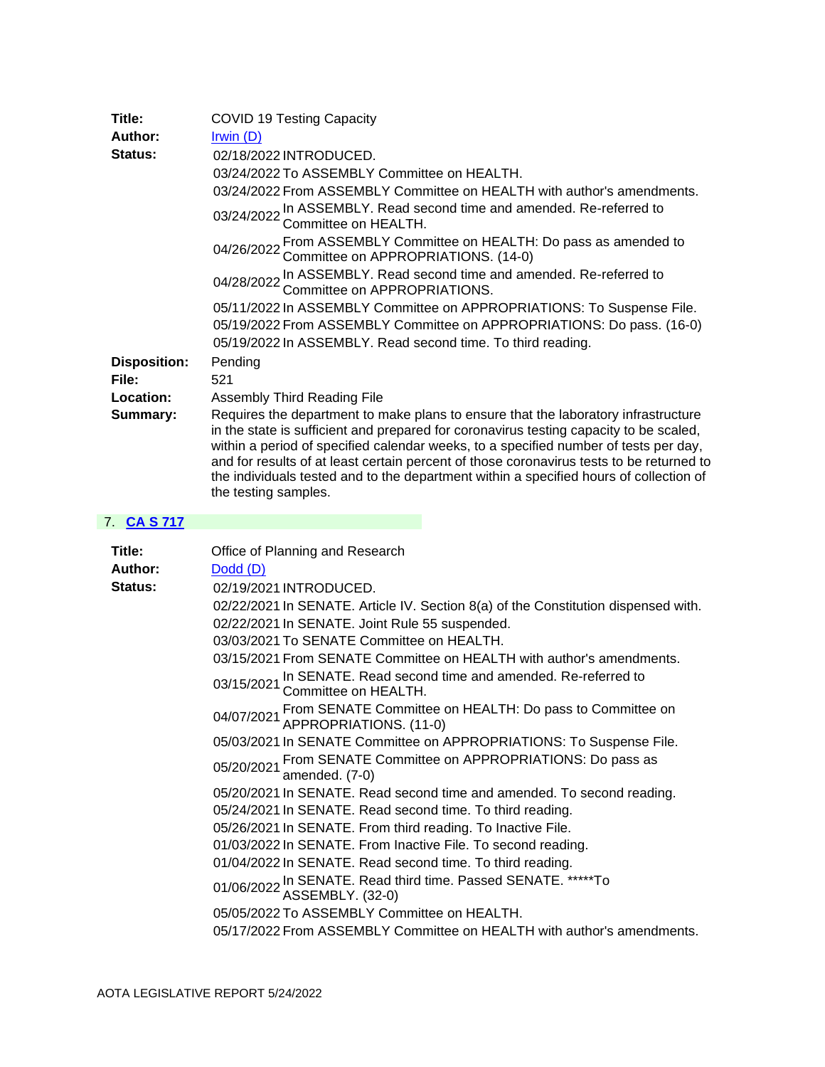| | |
|---|---|
| **Title:** | COVID 19 Testing Capacity |
| **Author:** | Irwin (D) |
| **Status:** | 02/18/2022 INTRODUCED. |
| | 03/24/2022 To ASSEMBLY Committee on HEALTH. |
| | 03/24/2022 From ASSEMBLY Committee on HEALTH with author's amendments. |
| | 03/24/2022 In ASSEMBLY. Read second time and amended. Re-referred to Committee on HEALTH. |
| | 04/26/2022 From ASSEMBLY Committee on HEALTH: Do pass as amended to Committee on APPROPRIATIONS. (14-0) |
| | 04/28/2022 In ASSEMBLY. Read second time and amended. Re-referred to Committee on APPROPRIATIONS. |
| | 05/11/2022 In ASSEMBLY Committee on APPROPRIATIONS: To Suspense File. |
| | 05/19/2022 From ASSEMBLY Committee on APPROPRIATIONS: Do pass. (16-0) |
| | 05/19/2022 In ASSEMBLY. Read second time. To third reading. |
| **Disposition:** | Pending |
| **File:** | 521 |
| **Location:** | Assembly Third Reading File |
| **Summary:** | Requires the department to make plans to ensure that the laboratory infrastructure in the state is sufficient and prepared for coronavirus testing capacity to be scaled, within a period of specified calendar weeks, to a specified number of tests per day, and for results of at least certain percent of those coronavirus tests to be returned to the individuals tested and to the department within a specified hours of collection of the testing samples. |

7. **CA S 717**

| | |
|---|---|
| **Title:** | Office of Planning and Research |
| **Author:** | Dodd (D) |
| **Status:** | 02/19/2021 INTRODUCED. |
| | 02/22/2021 In SENATE. Article IV. Section 8(a) of the Constitution dispensed with. |
| | 02/22/2021 In SENATE. Joint Rule 55 suspended. |
| | 03/03/2021 To SENATE Committee on HEALTH. |
| | 03/15/2021 From SENATE Committee on HEALTH with author's amendments. |
| | 03/15/2021 In SENATE. Read second time and amended. Re-referred to Committee on HEALTH. |
| | 04/07/2021 From SENATE Committee on HEALTH: Do pass to Committee on APPROPRIATIONS. (11-0) |
| | 05/03/2021 In SENATE Committee on APPROPRIATIONS: To Suspense File. |
| | 05/20/2021 From SENATE Committee on APPROPRIATIONS: Do pass as amended. (7-0) |
| | 05/20/2021 In SENATE. Read second time and amended. To second reading. |
| | 05/24/2021 In SENATE. Read second time. To third reading. |
| | 05/26/2021 In SENATE. From third reading. To Inactive File. |
| | 01/03/2022 In SENATE. From Inactive File. To second reading. |
| | 01/04/2022 In SENATE. Read second time. To third reading. |
| | 01/06/2022 In SENATE. Read third time. Passed SENATE. *****To ASSEMBLY. (32-0) |
| | 05/05/2022 To ASSEMBLY Committee on HEALTH. |
| | 05/17/2022 From ASSEMBLY Committee on HEALTH with author's amendments. |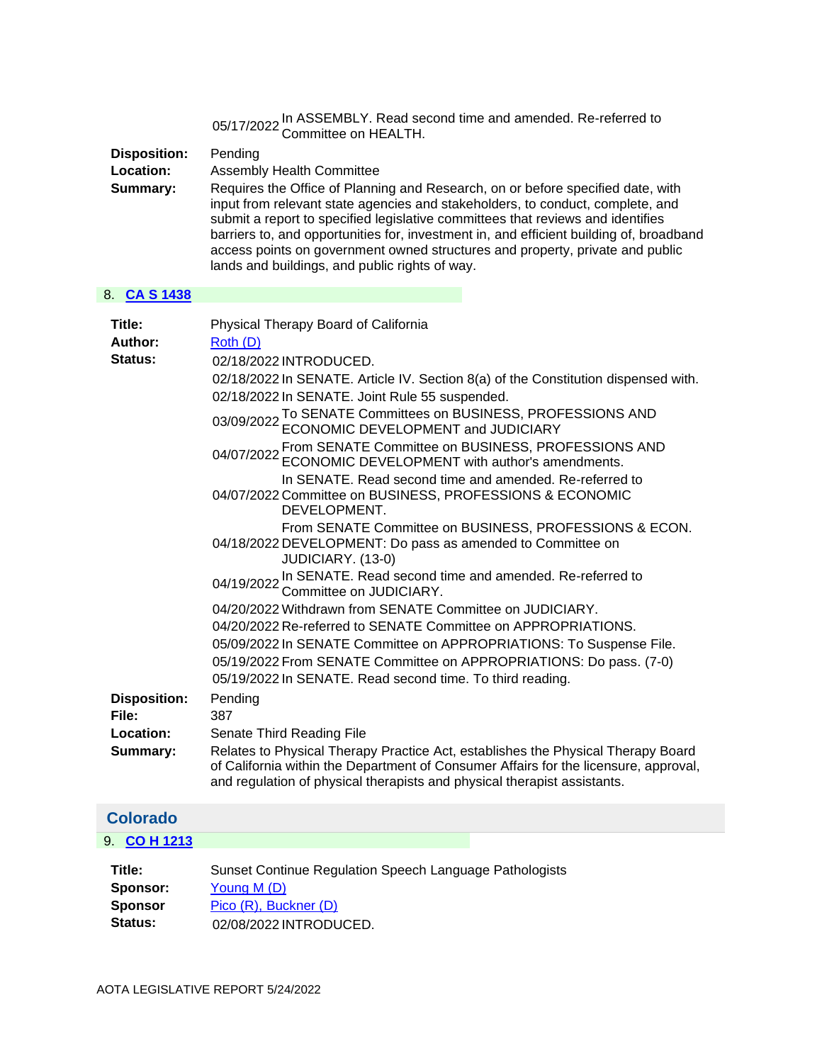| | |
|---|---|
| 05/17/2022 | In ASSEMBLY. Read second time and amended. Re-referred to Committee on HEALTH. |

**Disposition:** Pending
**Location:** Assembly Health Committee
**Summary:** Requires the Office of Planning and Research, on or before specified date, with input from relevant state agencies and stakeholders, to conduct, complete, and submit a report to specified legislative committees that reviews and identifies barriers to, and opportunities for, investment in, and efficient building of, broadband access points on government owned structures and property, private and public lands and buildings, and public rights of way.

## 8. CA S 1438

**Title:** Physical Therapy Board of California
**Author:** Roth (D)
**Status:**

| | |
|---|---|
| 02/18/2022 | INTRODUCED. |
| 02/18/2022 | In SENATE. Article IV. Section 8(a) of the Constitution dispensed with. |
| 02/18/2022 | In SENATE. Joint Rule 55 suspended. |
| 03/09/2022 | To SENATE Committees on BUSINESS, PROFESSIONS AND ECONOMIC DEVELOPMENT and JUDICIARY |
| 04/07/2022 | From SENATE Committee on BUSINESS, PROFESSIONS AND ECONOMIC DEVELOPMENT with author's amendments. |
| 04/07/2022 | In SENATE. Read second time and amended. Re-referred to Committee on BUSINESS, PROFESSIONS & ECONOMIC DEVELOPMENT. |
| 04/18/2022 | From SENATE Committee on BUSINESS, PROFESSIONS & ECON. DEVELOPMENT: Do pass as amended to Committee on JUDICIARY. (13-0) |
| 04/19/2022 | In SENATE. Read second time and amended. Re-referred to Committee on JUDICIARY. |
| 04/20/2022 | Withdrawn from SENATE Committee on JUDICIARY. |
| 04/20/2022 | Re-referred to SENATE Committee on APPROPRIATIONS. |
| 05/09/2022 | In SENATE Committee on APPROPRIATIONS: To Suspense File. |
| 05/19/2022 | From SENATE Committee on APPROPRIATIONS: Do pass. (7-0) |
| 05/19/2022 | In SENATE. Read second time. To third reading. |

**Disposition:** Pending
**File:** 387
**Location:** Senate Third Reading File
**Summary:** Relates to Physical Therapy Practice Act, establishes the Physical Therapy Board of California within the Department of Consumer Affairs for the licensure, approval, and regulation of physical therapists and physical therapist assistants.

# Colorado

## 9. CO H 1213

**Title:** Sunset Continue Regulation Speech Language Pathologists
**Sponsor:** Young M (D)
**Sponsor** Pico (R), Buckner (D)
**Status:**

| | |
|---|---|
| 02/08/2022 | INTRODUCED. |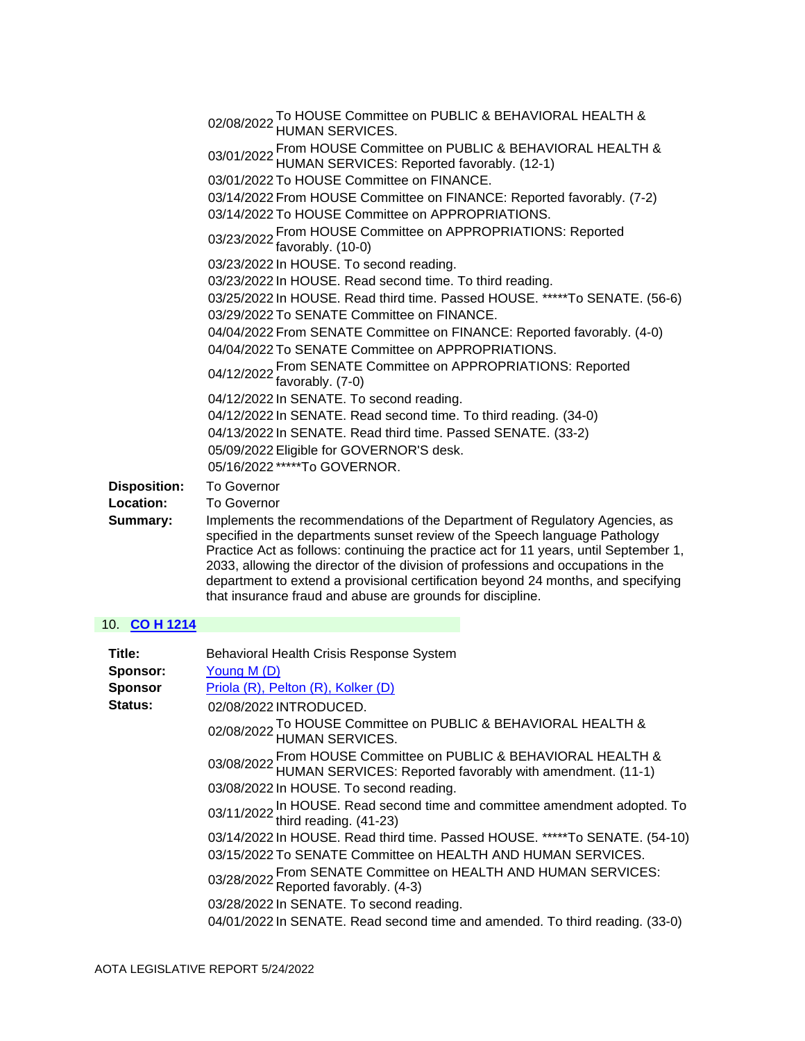| | |
|---|---|
| 02/08/2022 | To HOUSE Committee on PUBLIC & BEHAVIORAL HEALTH & HUMAN SERVICES. |
| 03/01/2022 | From HOUSE Committee on PUBLIC & BEHAVIORAL HEALTH & HUMAN SERVICES: Reported favorably. (12-1) |
| 03/01/2022 | To HOUSE Committee on FINANCE. |
| 03/14/2022 | From HOUSE Committee on FINANCE: Reported favorably. (7-2) |
| 03/14/2022 | To HOUSE Committee on APPROPRIATIONS. |
| 03/23/2022 | From HOUSE Committee on APPROPRIATIONS: Reported favorably. (10-0) |
| 03/23/2022 | In HOUSE. To second reading. |
| 03/23/2022 | In HOUSE. Read second time. To third reading. |
| 03/25/2022 | In HOUSE. Read third time. Passed HOUSE. *****To SENATE. (56-6) |
| 03/29/2022 | To SENATE Committee on FINANCE. |
| 04/04/2022 | From SENATE Committee on FINANCE: Reported favorably. (4-0) |
| 04/04/2022 | To SENATE Committee on APPROPRIATIONS. |
| 04/12/2022 | From SENATE Committee on APPROPRIATIONS: Reported favorably. (7-0) |
| 04/12/2022 | In SENATE. To second reading. |
| 04/12/2022 | In SENATE. Read second time. To third reading. (34-0) |
| 04/13/2022 | In SENATE. Read third time. Passed SENATE. (33-2) |
| 05/09/2022 | Eligible for GOVERNOR'S desk. |
| 05/16/2022 | *****To GOVERNOR. |

**Disposition:** To Governor

**Location:** To Governor

**Summary:** Implements the recommendations of the Department of Regulatory Agencies, as specified in the departments sunset review of the Speech language Pathology Practice Act as follows: continuing the practice act for 11 years, until September 1, 2033, allowing the director of the division of professions and occupations in the department to extend a provisional certification beyond 24 months, and specifying that insurance fraud and abuse are grounds for discipline.

## 10. CO H 1214

**Title:** Behavioral Health Crisis Response System

**Sponsor:** Young M (D)

**Sponsor:** Priola (R), Pelton (R), Kolker (D)

**Status:**

| | |
|---|---|
| 02/08/2022 | INTRODUCED. |
| 02/08/2022 | To HOUSE Committee on PUBLIC & BEHAVIORAL HEALTH & HUMAN SERVICES. |
| 03/08/2022 | From HOUSE Committee on PUBLIC & BEHAVIORAL HEALTH & HUMAN SERVICES: Reported favorably with amendment. (11-1) |
| 03/08/2022 | In HOUSE. To second reading. |
| 03/11/2022 | In HOUSE. Read second time and committee amendment adopted. To third reading. (41-23) |
| 03/14/2022 | In HOUSE. Read third time. Passed HOUSE. *****To SENATE. (54-10) |
| 03/15/2022 | To SENATE Committee on HEALTH AND HUMAN SERVICES. |
| 03/28/2022 | From SENATE Committee on HEALTH AND HUMAN SERVICES: Reported favorably. (4-3) |
| 03/28/2022 | In SENATE. To second reading. |
| 04/01/2022 | In SENATE. Read second time and amended. To third reading. (33-0) |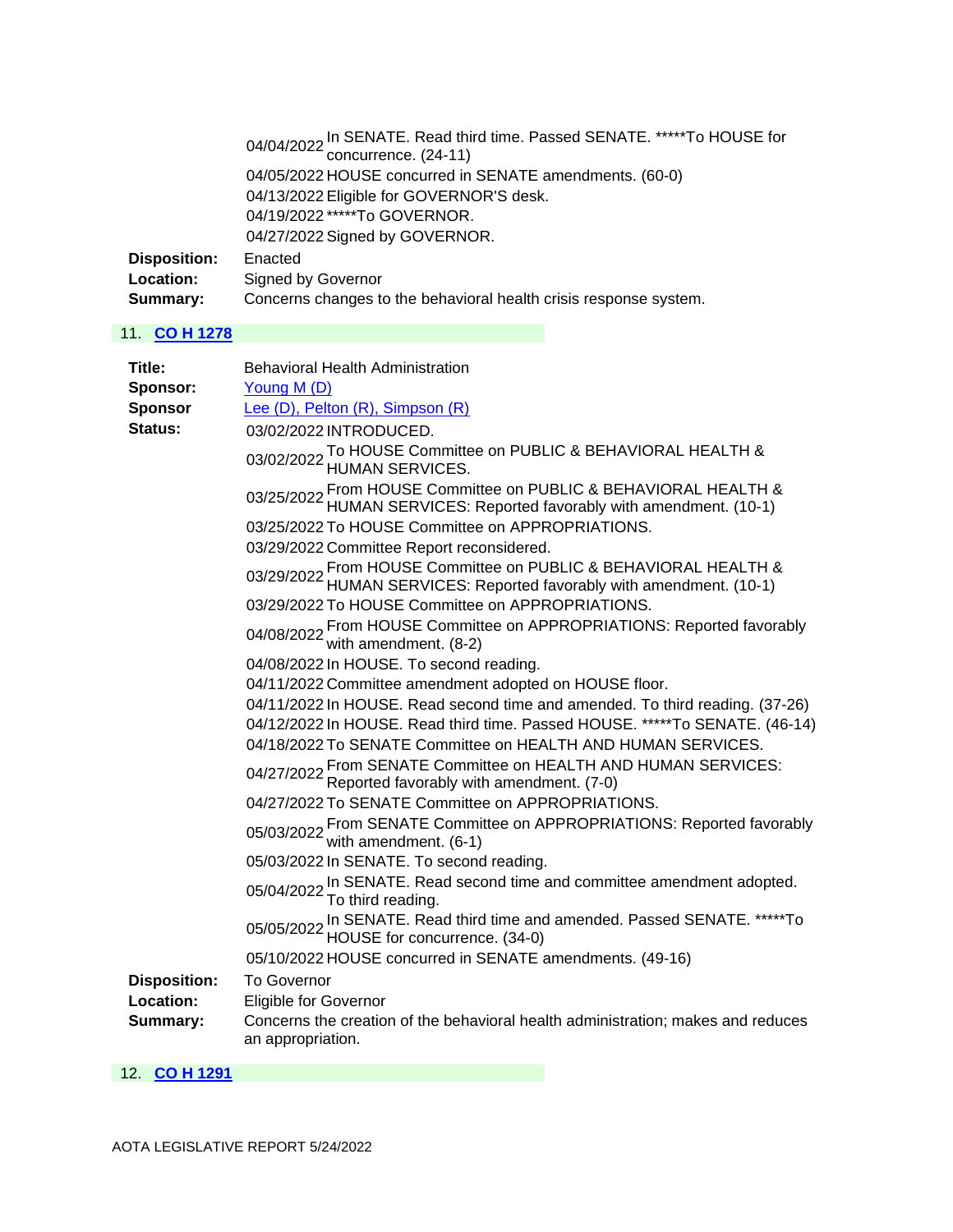| | |
|---|---|
| 04/04/2022 | In SENATE. Read third time. Passed SENATE. *****To HOUSE for concurrence. (24-11) |
| 04/05/2022 | HOUSE concurred in SENATE amendments. (60-0) |
| 04/13/2022 | Eligible for GOVERNOR'S desk. |
| 04/19/2022 | *****To GOVERNOR. |
| 04/27/2022 | Signed by GOVERNOR. |

**Disposition:** Enacted

**Location:** Signed by Governor

**Summary:** Concerns changes to the behavioral health crisis response system.

## 11. CO H 1278

**Title:** Behavioral Health Administration

**Sponsor:** Young M (D)

**Sponsor** Lee (D), Pelton (R), Simpson (R)

**Status:**

| | |
|---|---|
| 03/02/2022 | INTRODUCED. |
| 03/02/2022 | To HOUSE Committee on PUBLIC & BEHAVIORAL HEALTH & HUMAN SERVICES. |
| 03/25/2022 | From HOUSE Committee on PUBLIC & BEHAVIORAL HEALTH & HUMAN SERVICES: Reported favorably with amendment. (10-1) |
| 03/25/2022 | To HOUSE Committee on APPROPRIATIONS. |
| 03/29/2022 | Committee Report reconsidered. |
| 03/29/2022 | From HOUSE Committee on PUBLIC & BEHAVIORAL HEALTH & HUMAN SERVICES: Reported favorably with amendment. (10-1) |
| 03/29/2022 | To HOUSE Committee on APPROPRIATIONS. |
| 04/08/2022 | From HOUSE Committee on APPROPRIATIONS: Reported favorably with amendment. (8-2) |
| 04/08/2022 | In HOUSE. To second reading. |
| 04/11/2022 | Committee amendment adopted on HOUSE floor. |
| 04/11/2022 | In HOUSE. Read second time and amended. To third reading. (37-26) |
| 04/12/2022 | In HOUSE. Read third time. Passed HOUSE. *****To SENATE. (46-14) |
| 04/18/2022 | To SENATE Committee on HEALTH AND HUMAN SERVICES. |
| 04/27/2022 | From SENATE Committee on HEALTH AND HUMAN SERVICES: Reported favorably with amendment. (7-0) |
| 04/27/2022 | To SENATE Committee on APPROPRIATIONS. |
| 05/03/2022 | From SENATE Committee on APPROPRIATIONS: Reported favorably with amendment. (6-1) |
| 05/03/2022 | In SENATE. To second reading. |
| 05/04/2022 | In SENATE. Read second time and committee amendment adopted. To third reading. |
| 05/05/2022 | In SENATE. Read third time and amended. Passed SENATE. *****To HOUSE for concurrence. (34-0) |
| 05/10/2022 | HOUSE concurred in SENATE amendments. (49-16) |

**Disposition:** To Governor

**Location:** Eligible for Governor

**Summary:** Concerns the creation of the behavioral health administration; makes and reduces an appropriation.

## 12. CO H 1291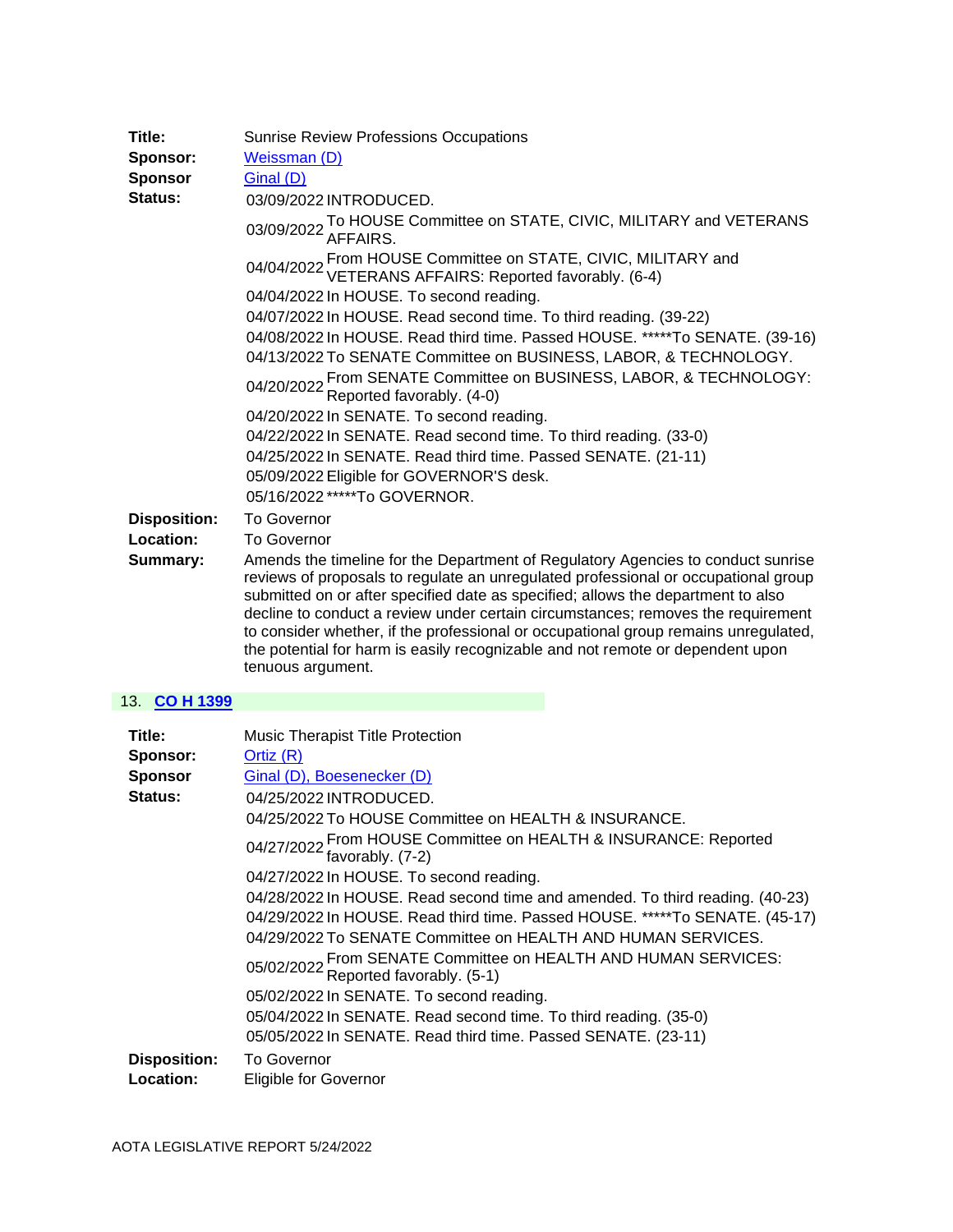**Title:** Sunrise Review Professions Occupations

**Sponsor:** Weissman (D)

**Sponsor** Ginal (D)

**Status:**

| | |
|---|---|
| 03/09/2022 | INTRODUCED. |
| 03/09/2022 | To HOUSE Committee on STATE, CIVIC, MILITARY and VETERANS AFFAIRS. |
| 04/04/2022 | From HOUSE Committee on STATE, CIVIC, MILITARY and VETERANS AFFAIRS: Reported favorably. (6-4) |
| 04/04/2022 | In HOUSE. To second reading. |
| 04/07/2022 | In HOUSE. Read second time. To third reading. (39-22) |
| 04/08/2022 | In HOUSE. Read third time. Passed HOUSE. *****To SENATE. (39-16) |
| 04/13/2022 | To SENATE Committee on BUSINESS, LABOR, & TECHNOLOGY. |
| 04/20/2022 | From SENATE Committee on BUSINESS, LABOR, & TECHNOLOGY: Reported favorably. (4-0) |
| 04/20/2022 | In SENATE. To second reading. |
| 04/22/2022 | In SENATE. Read second time. To third reading. (33-0) |
| 04/25/2022 | In SENATE. Read third time. Passed SENATE. (21-11) |
| 05/09/2022 | Eligible for GOVERNOR'S desk. |
| 05/16/2022 | *****To GOVERNOR. |

**Disposition:** To Governor

**Location:** To Governor

**Summary:** Amends the timeline for the Department of Regulatory Agencies to conduct sunrise reviews of proposals to regulate an unregulated professional or occupational group submitted on or after specified date as specified; allows the department to also decline to conduct a review under certain circumstances; removes the requirement to consider whether, if the professional or occupational group remains unregulated, the potential for harm is easily recognizable and not remote or dependent upon tenuous argument.

## 13. CO H 1399

**Title:** Music Therapist Title Protection

**Sponsor:** Ortiz (R)

**Sponsor** Ginal (D), Boesenecker (D)

**Status:**

| | |
|---|---|
| 04/25/2022 | INTRODUCED. |
| 04/25/2022 | To HOUSE Committee on HEALTH & INSURANCE. |
| 04/27/2022 | From HOUSE Committee on HEALTH & INSURANCE: Reported favorably. (7-2) |
| 04/27/2022 | In HOUSE. To second reading. |
| 04/28/2022 | In HOUSE. Read second time and amended. To third reading. (40-23) |
| 04/29/2022 | In HOUSE. Read third time. Passed HOUSE. *****To SENATE. (45-17) |
| 04/29/2022 | To SENATE Committee on HEALTH AND HUMAN SERVICES. |
| 05/02/2022 | From SENATE Committee on HEALTH AND HUMAN SERVICES: Reported favorably. (5-1) |
| 05/02/2022 | In SENATE. To second reading. |
| 05/04/2022 | In SENATE. Read second time. To third reading. (35-0) |
| 05/05/2022 | In SENATE. Read third time. Passed SENATE. (23-11) |

**Disposition:** To Governor

**Location:** Eligible for Governor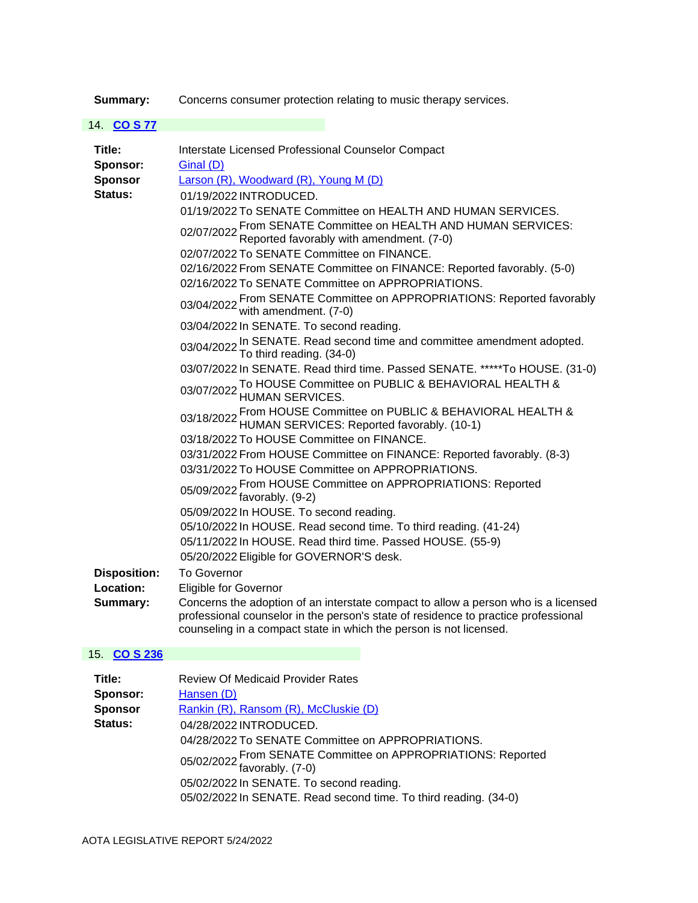**Summary:** Concerns consumer protection relating to music therapy services.

## 14. CO S 77

**Title:** Interstate Licensed Professional Counselor Compact

**Sponsor:** Ginal (D)

**Sponsor:** Larson (R), Woodward (R), Young M (D)

**Status:**

| Date | Action |
|---|---|
| 01/19/2022 | INTRODUCED. |
| 01/19/2022 | To SENATE Committee on HEALTH AND HUMAN SERVICES. |
| 02/07/2022 | From SENATE Committee on HEALTH AND HUMAN SERVICES: Reported favorably with amendment. (7-0) |
| 02/07/2022 | To SENATE Committee on FINANCE. |
| 02/16/2022 | From SENATE Committee on FINANCE: Reported favorably. (5-0) |
| 02/16/2022 | To SENATE Committee on APPROPRIATIONS. |
| 03/04/2022 | From SENATE Committee on APPROPRIATIONS: Reported favorably with amendment. (7-0) |
| 03/04/2022 | In SENATE. To second reading. |
| 03/04/2022 | In SENATE. Read second time and committee amendment adopted. To third reading. (34-0) |
| 03/07/2022 | In SENATE. Read third time. Passed SENATE. *****To HOUSE. (31-0) |
| 03/07/2022 | To HOUSE Committee on PUBLIC & BEHAVIORAL HEALTH & HUMAN SERVICES. |
| 03/18/2022 | From HOUSE Committee on PUBLIC & BEHAVIORAL HEALTH & HUMAN SERVICES: Reported favorably. (10-1) |
| 03/18/2022 | To HOUSE Committee on FINANCE. |
| 03/31/2022 | From HOUSE Committee on FINANCE: Reported favorably. (8-3) |
| 03/31/2022 | To HOUSE Committee on APPROPRIATIONS. |
| 05/09/2022 | From HOUSE Committee on APPROPRIATIONS: Reported favorably. (9-2) |
| 05/09/2022 | In HOUSE. To second reading. |
| 05/10/2022 | In HOUSE. Read second time. To third reading. (41-24) |
| 05/11/2022 | In HOUSE. Read third time. Passed HOUSE. (55-9) |
| 05/20/2022 | Eligible for GOVERNOR'S desk. |

**Disposition:** To Governor

**Location:** Eligible for Governor

**Summary:** Concerns the adoption of an interstate compact to allow a person who is a licensed professional counselor in the person's state of residence to practice professional counseling in a compact state in which the person is not licensed.

## 15. CO S 236

**Title:** Review Of Medicaid Provider Rates

**Sponsor:** Hansen (D)

**Sponsor:** Rankin (R), Ransom (R), McCluskie (D)

**Status:**

| Date | Action |
|---|---|
| 04/28/2022 | INTRODUCED. |
| 04/28/2022 | To SENATE Committee on APPROPRIATIONS. |
| 05/02/2022 | From SENATE Committee on APPROPRIATIONS: Reported favorably. (7-0) |
| 05/02/2022 | In SENATE. To second reading. |
| 05/02/2022 | In SENATE. Read second time. To third reading. (34-0) |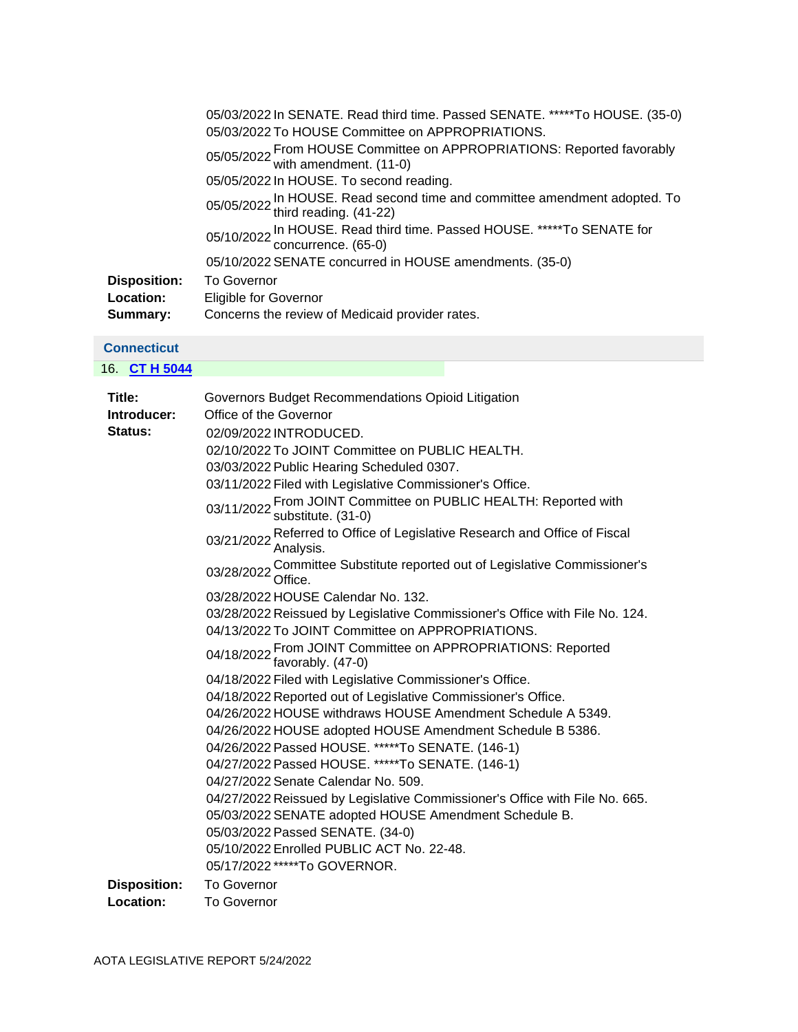05/03/2022 In SENATE. Read third time. Passed SENATE. *****To HOUSE. (35-0)
05/03/2022 To HOUSE Committee on APPROPRIATIONS.
05/05/2022 From HOUSE Committee on APPROPRIATIONS: Reported favorably with amendment. (11-0)
05/05/2022 In HOUSE. To second reading.
05/05/2022 In HOUSE. Read second time and committee amendment adopted. To third reading. (41-22)
05/10/2022 In HOUSE. Read third time. Passed HOUSE. *****To SENATE for concurrence. (65-0)
05/10/2022 SENATE concurred in HOUSE amendments. (35-0)

**Disposition:** To Governor
**Location:** Eligible for Governor
**Summary:** Concerns the review of Medicaid provider rates.

## Connecticut

16. **CT H 5044**

**Title:** Governors Budget Recommendations Opioid Litigation
**Introducer:** Office of the Governor
**Status:**
02/09/2022 INTRODUCED.
02/10/2022 To JOINT Committee on PUBLIC HEALTH.
03/03/2022 Public Hearing Scheduled 0307.
03/11/2022 Filed with Legislative Commissioner's Office.
03/11/2022 From JOINT Committee on PUBLIC HEALTH: Reported with substitute. (31-0)
03/21/2022 Referred to Office of Legislative Research and Office of Fiscal Analysis.
03/28/2022 Committee Substitute reported out of Legislative Commissioner's Office.
03/28/2022 HOUSE Calendar No. 132.
03/28/2022 Reissued by Legislative Commissioner's Office with File No. 124.
04/13/2022 To JOINT Committee on APPROPRIATIONS.
04/18/2022 From JOINT Committee on APPROPRIATIONS: Reported favorably. (47-0)
04/18/2022 Filed with Legislative Commissioner's Office.
04/18/2022 Reported out of Legislative Commissioner's Office.
04/26/2022 HOUSE withdraws HOUSE Amendment Schedule A 5349.
04/26/2022 HOUSE adopted HOUSE Amendment Schedule B 5386.
04/26/2022 Passed HOUSE. *****To SENATE. (146-1)
04/27/2022 Passed HOUSE. *****To SENATE. (146-1)
04/27/2022 Senate Calendar No. 509.
04/27/2022 Reissued by Legislative Commissioner's Office with File No. 665.
05/03/2022 SENATE adopted HOUSE Amendment Schedule B.
05/03/2022 Passed SENATE. (34-0)
05/10/2022 Enrolled PUBLIC ACT No. 22-48.
05/17/2022 *****To GOVERNOR.

**Disposition:** To Governor
**Location:** To Governor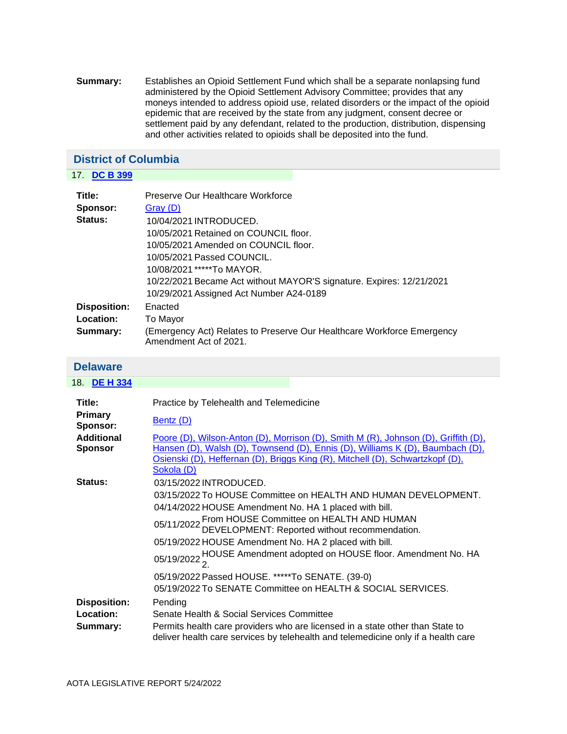**Summary:** Establishes an Opioid Settlement Fund which shall be a separate nonlapsing fund administered by the Opioid Settlement Advisory Committee; provides that any moneys intended to address opioid use, related disorders or the impact of the opioid epidemic that are received by the state from any judgment, consent decree or settlement paid by any defendant, related to the production, distribution, dispensing and other activities related to opioids shall be deposited into the fund.

## District of Columbia

### 17. DC B 399

**Title:** Preserve Our Healthcare Workforce

**Sponsor:** Gray (D)

**Status:**

- 10/04/2021 INTRODUCED.
- 10/05/2021 Retained on COUNCIL floor.
- 10/05/2021 Amended on COUNCIL floor.
- 10/05/2021 Passed COUNCIL.
- 10/08/2021 *****To MAYOR.
- 10/22/2021 Became Act without MAYOR'S signature. Expires: 12/21/2021
- 10/29/2021 Assigned Act Number A24-0189

**Disposition:** Enacted

**Location:** To Mayor

**Summary:** (Emergency Act) Relates to Preserve Our Healthcare Workforce Emergency Amendment Act of 2021.

## Delaware

### 18. DE H 334

**Title:** Practice by Telehealth and Telemedicine

**Primary Sponsor:** Bentz (D)

**Additional Sponsor:** Poore (D), Wilson-Anton (D), Morrison (D), Smith M (R), Johnson (D), Griffith (D), Hansen (D), Walsh (D), Townsend (D), Ennis (D), Williams K (D), Baumbach (D), Osienski (D), Heffernan (D), Briggs King (R), Mitchell (D), Schwartzkopf (D), Sokola (D)

**Status:**

- 03/15/2022 INTRODUCED.
- 03/15/2022 To HOUSE Committee on HEALTH AND HUMAN DEVELOPMENT.
- 04/14/2022 HOUSE Amendment No. HA 1 placed with bill.
- 05/11/2022 From HOUSE Committee on HEALTH AND HUMAN DEVELOPMENT: Reported without recommendation.
- 05/19/2022 HOUSE Amendment No. HA 2 placed with bill.
- 05/19/2022 HOUSE Amendment adopted on HOUSE floor. Amendment No. HA 2.
- 05/19/2022 Passed HOUSE. *****To SENATE. (39-0)
- 05/19/2022 To SENATE Committee on HEALTH & SOCIAL SERVICES.

**Disposition:** Pending

**Location:** Senate Health & Social Services Committee

**Summary:** Permits health care providers who are licensed in a state other than State to deliver health care services by telehealth and telemedicine only if a health care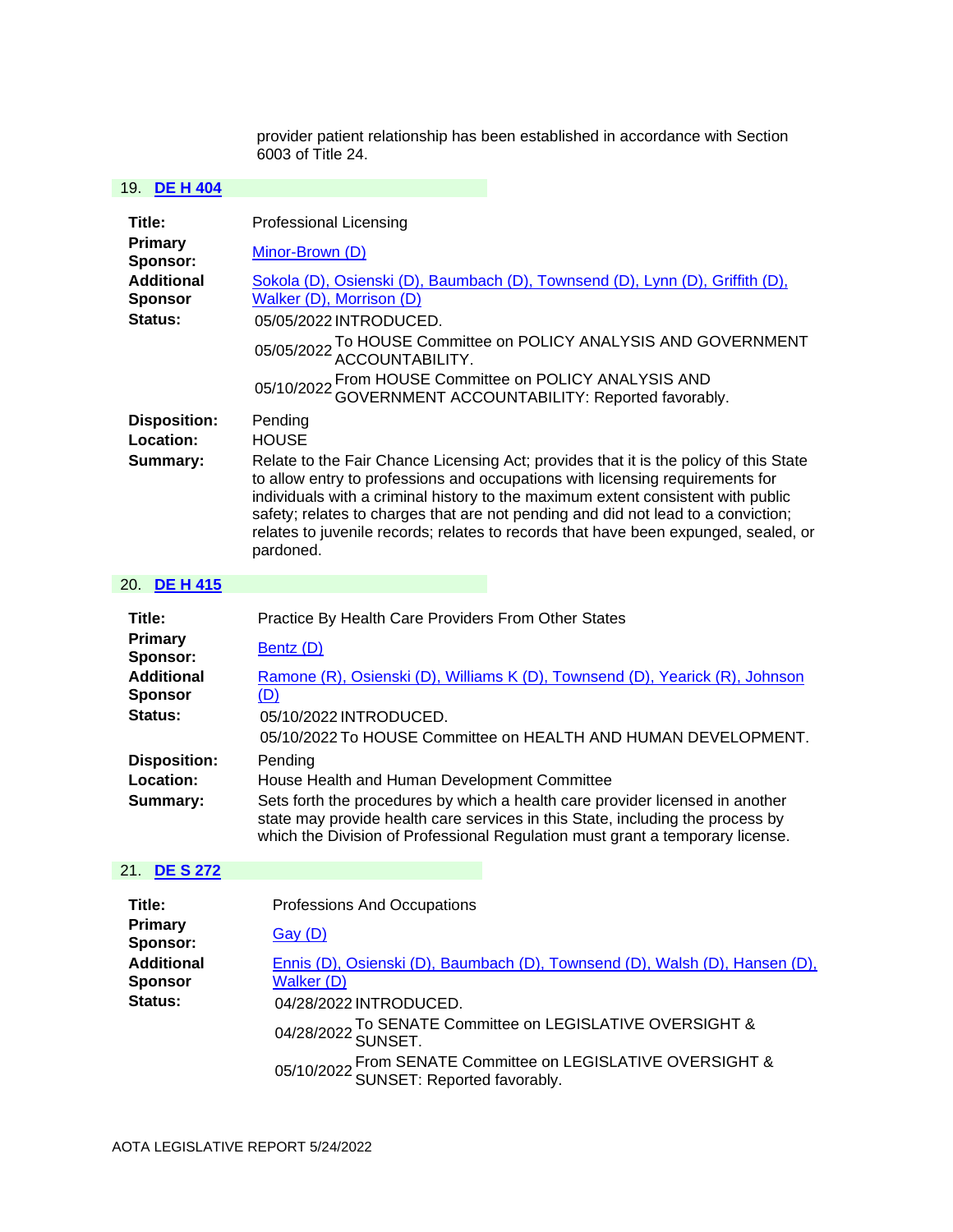provider patient relationship has been established in accordance with Section 6003 of Title 24.

## 19. DE H 404

**Title:** Professional Licensing

**Primary Sponsor:** Minor-Brown (D)

**Additional Sponsor:** Sokola (D), Osienski (D), Baumbach (D), Townsend (D), Lynn (D), Griffith (D), Walker (D), Morrison (D)

**Status:**

| | |
|---|---|
| 05/05/2022 | INTRODUCED. |
| 05/05/2022 | To HOUSE Committee on POLICY ANALYSIS AND GOVERNMENT ACCOUNTABILITY. |
| 05/10/2022 | From HOUSE Committee on POLICY ANALYSIS AND GOVERNMENT ACCOUNTABILITY: Reported favorably. |

**Disposition:** Pending

**Location:** HOUSE

**Summary:** Relate to the Fair Chance Licensing Act; provides that it is the policy of this State to allow entry to professions and occupations with licensing requirements for individuals with a criminal history to the maximum extent consistent with public safety; relates to charges that are not pending and did not lead to a conviction; relates to juvenile records; relates to records that have been expunged, sealed, or pardoned.

## 20. DE H 415

**Title:** Practice By Health Care Providers From Other States

**Primary Sponsor:** Bentz (D)

**Additional Sponsor:** Ramone (R), Osienski (D), Williams K (D), Townsend (D), Yearick (R), Johnson (D)

**Status:**

| | |
|---|---|
| 05/10/2022 | INTRODUCED. |
| 05/10/2022 | To HOUSE Committee on HEALTH AND HUMAN DEVELOPMENT. |

**Disposition:** Pending

**Location:** House Health and Human Development Committee

**Summary:** Sets forth the procedures by which a health care provider licensed in another state may provide health care services in this State, including the process by which the Division of Professional Regulation must grant a temporary license.

## 21. DE S 272

**Title:** Professions And Occupations

**Primary Sponsor:** Gay (D)

**Additional Sponsor:** Ennis (D), Osienski (D), Baumbach (D), Townsend (D), Walsh (D), Hansen (D), Walker (D)

**Status:**

| | |
|---|---|
| 04/28/2022 | INTRODUCED. |
| 04/28/2022 | To SENATE Committee on LEGISLATIVE OVERSIGHT & SUNSET. |
| 05/10/2022 | From SENATE Committee on LEGISLATIVE OVERSIGHT & SUNSET: Reported favorably. |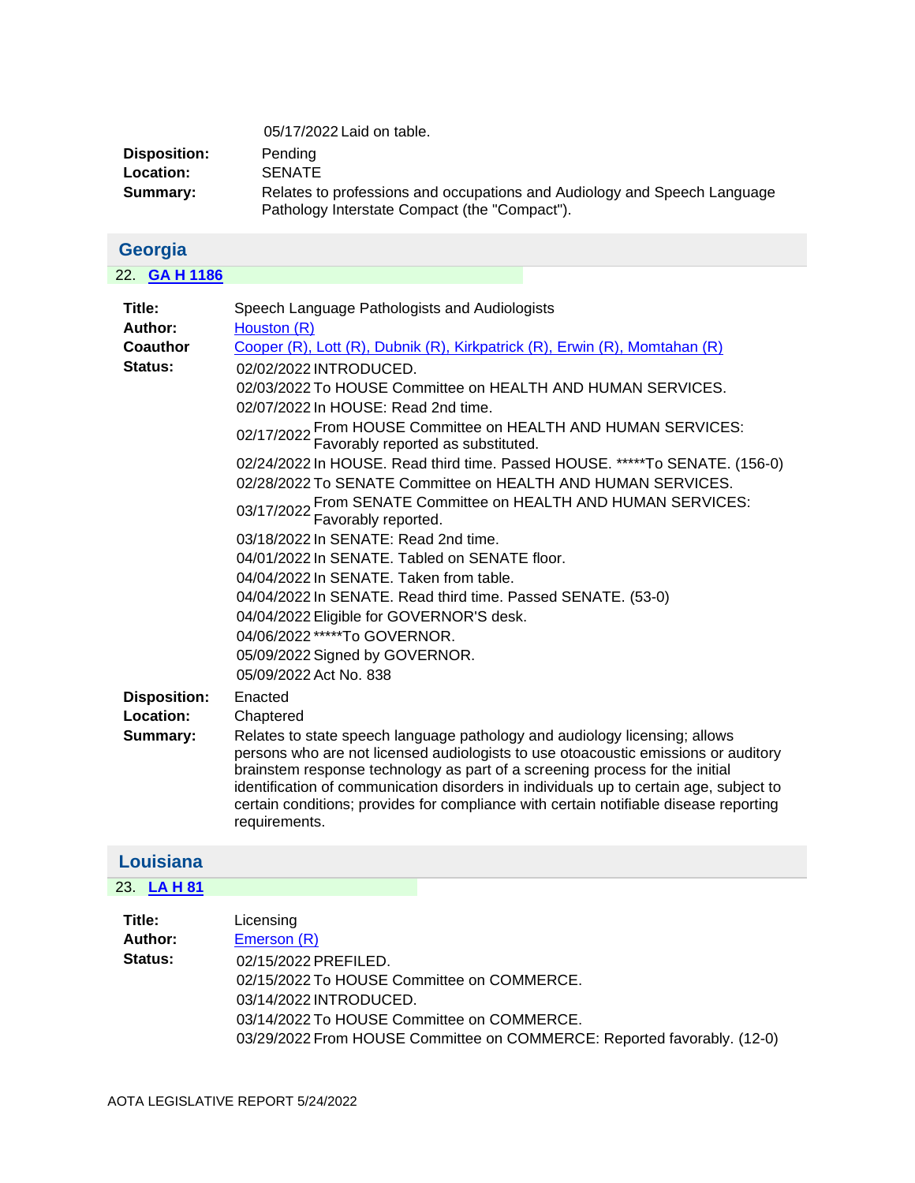| | |
|---|---|
| | 05/17/2022 Laid on table. |
| **Disposition:** | Pending |
| **Location:** | SENATE |
| **Summary:** | Relates to professions and occupations and Audiology and Speech Language Pathology Interstate Compact (the "Compact"). |

## Georgia

22. **GA H 1186**

| | |
|---|---|
| **Title:** | Speech Language Pathologists and Audiologists |
| **Author:** | Houston (R) |
| **Coauthor** | Cooper (R), Lott (R), Dubnik (R), Kirkpatrick (R), Erwin (R), Momtahan (R) |
| **Status:** | 02/02/2022 INTRODUCED. |
| | 02/03/2022 To HOUSE Committee on HEALTH AND HUMAN SERVICES. |
| | 02/07/2022 In HOUSE: Read 2nd time. |
| | 02/17/2022 From HOUSE Committee on HEALTH AND HUMAN SERVICES: Favorably reported as substituted. |
| | 02/24/2022 In HOUSE. Read third time. Passed HOUSE. *****To SENATE. (156-0) |
| | 02/28/2022 To SENATE Committee on HEALTH AND HUMAN SERVICES. |
| | 03/17/2022 From SENATE Committee on HEALTH AND HUMAN SERVICES: Favorably reported. |
| | 03/18/2022 In SENATE: Read 2nd time. |
| | 04/01/2022 In SENATE. Tabled on SENATE floor. |
| | 04/04/2022 In SENATE. Taken from table. |
| | 04/04/2022 In SENATE. Read third time. Passed SENATE. (53-0) |
| | 04/04/2022 Eligible for GOVERNOR'S desk. |
| | 04/06/2022 *****To GOVERNOR. |
| | 05/09/2022 Signed by GOVERNOR. |
| | 05/09/2022 Act No. 838 |
| **Disposition:** | Enacted |
| **Location:** | Chaptered |
| **Summary:** | Relates to state speech language pathology and audiology licensing; allows persons who are not licensed audiologists to use otoacoustic emissions or auditory brainstem response technology as part of a screening process for the initial identification of communication disorders in individuals up to certain age, subject to certain conditions; provides for compliance with certain notifiable disease reporting requirements. |

## Louisiana

23. **LA H 81**

| | |
|---|---|
| **Title:** | Licensing |
| **Author:** | Emerson (R) |
| **Status:** | 02/15/2022 PREFILED. |
| | 02/15/2022 To HOUSE Committee on COMMERCE. |
| | 03/14/2022 INTRODUCED. |
| | 03/14/2022 To HOUSE Committee on COMMERCE. |
| | 03/29/2022 From HOUSE Committee on COMMERCE: Reported favorably. (12-0) |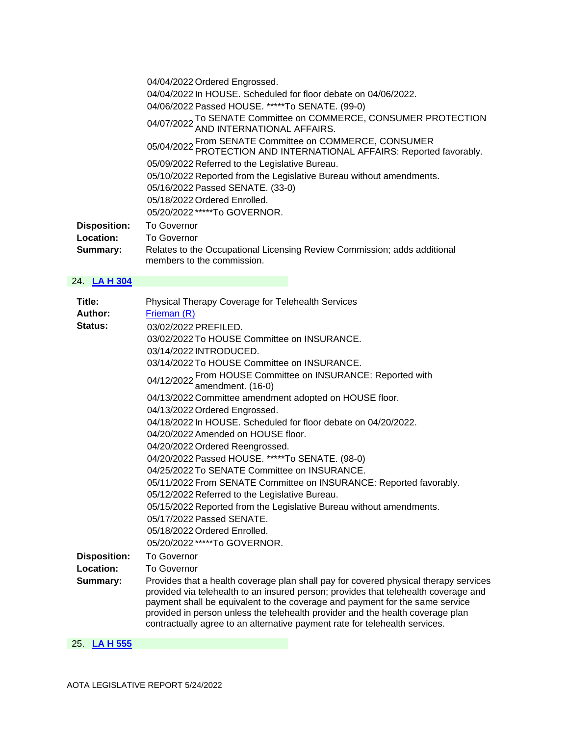04/04/2022 Ordered Engrossed.
04/04/2022 In HOUSE. Scheduled for floor debate on 04/06/2022.
04/06/2022 Passed HOUSE. *****To SENATE. (99-0)
04/07/2022 To SENATE Committee on COMMERCE, CONSUMER PROTECTION AND INTERNATIONAL AFFAIRS.
05/04/2022 From SENATE Committee on COMMERCE, CONSUMER PROTECTION AND INTERNATIONAL AFFAIRS: Reported favorably.
05/09/2022 Referred to the Legislative Bureau.
05/10/2022 Reported from the Legislative Bureau without amendments.
05/16/2022 Passed SENATE. (33-0)
05/18/2022 Ordered Enrolled.
05/20/2022 *****To GOVERNOR.

**Disposition:** To Governor
**Location:** To Governor
**Summary:** Relates to the Occupational Licensing Review Commission; adds additional members to the commission.

## 24. LA H 304

**Title:** Physical Therapy Coverage for Telehealth Services
**Author:** Frieman (R)
**Status:**

03/02/2022 PREFILED.
03/02/2022 To HOUSE Committee on INSURANCE.
03/14/2022 INTRODUCED.
03/14/2022 To HOUSE Committee on INSURANCE.
04/12/2022 From HOUSE Committee on INSURANCE: Reported with amendment. (16-0)
04/13/2022 Committee amendment adopted on HOUSE floor.
04/13/2022 Ordered Engrossed.
04/18/2022 In HOUSE. Scheduled for floor debate on 04/20/2022.
04/20/2022 Amended on HOUSE floor.
04/20/2022 Ordered Reengrossed.
04/20/2022 Passed HOUSE. *****To SENATE. (98-0)
04/25/2022 To SENATE Committee on INSURANCE.
05/11/2022 From SENATE Committee on INSURANCE: Reported favorably.
05/12/2022 Referred to the Legislative Bureau.
05/15/2022 Reported from the Legislative Bureau without amendments.
05/17/2022 Passed SENATE.
05/18/2022 Ordered Enrolled.
05/20/2022 *****To GOVERNOR.

**Disposition:** To Governor
**Location:** To Governor
**Summary:** Provides that a health coverage plan shall pay for covered physical therapy services provided via telehealth to an insured person; provides that telehealth coverage and payment shall be equivalent to the coverage and payment for the same service provided in person unless the telehealth provider and the health coverage plan contractually agree to an alternative payment rate for telehealth services.

## 25. LA H 555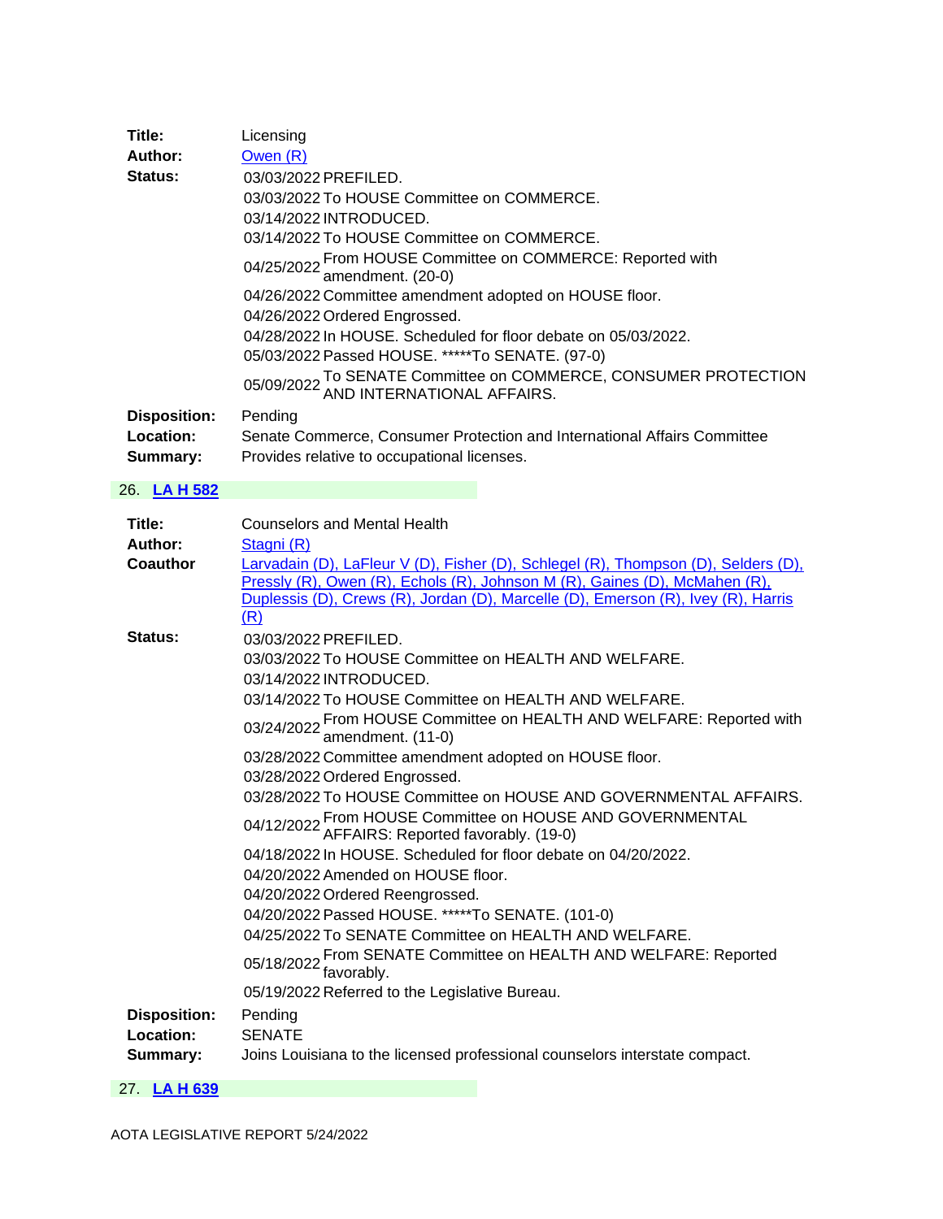**Title:** Licensing

**Author:** Owen (R)

**Status:**

03/03/2022 PREFILED.
03/03/2022 To HOUSE Committee on COMMERCE.
03/14/2022 INTRODUCED.
03/14/2022 To HOUSE Committee on COMMERCE.
04/25/2022 From HOUSE Committee on COMMERCE: Reported with amendment. (20-0)
04/26/2022 Committee amendment adopted on HOUSE floor.
04/26/2022 Ordered Engrossed.
04/28/2022 In HOUSE. Scheduled for floor debate on 05/03/2022.
05/03/2022 Passed HOUSE. *****To SENATE. (97-0)
05/09/2022 To SENATE Committee on COMMERCE, CONSUMER PROTECTION AND INTERNATIONAL AFFAIRS.

**Disposition:** Pending

**Location:** Senate Commerce, Consumer Protection and International Affairs Committee

**Summary:** Provides relative to occupational licenses.

## 26. LA H 582

**Title:** Counselors and Mental Health

**Author:** Stagni (R)

**Coauthor** Larvadain (D), LaFleur V (D), Fisher (D), Schlegel (R), Thompson (D), Selders (D), Pressly (R), Owen (R), Echols (R), Johnson M (R), Gaines (D), McMahen (R), Duplessis (D), Crews (R), Jordan (D), Marcelle (D), Emerson (R), Ivey (R), Harris (R)

**Status:**

03/03/2022 PREFILED.
03/03/2022 To HOUSE Committee on HEALTH AND WELFARE.
03/14/2022 INTRODUCED.
03/14/2022 To HOUSE Committee on HEALTH AND WELFARE.
03/24/2022 From HOUSE Committee on HEALTH AND WELFARE: Reported with amendment. (11-0)
03/28/2022 Committee amendment adopted on HOUSE floor.
03/28/2022 Ordered Engrossed.
03/28/2022 To HOUSE Committee on HOUSE AND GOVERNMENTAL AFFAIRS.
04/12/2022 From HOUSE Committee on HOUSE AND GOVERNMENTAL AFFAIRS: Reported favorably. (19-0)
04/18/2022 In HOUSE. Scheduled for floor debate on 04/20/2022.
04/20/2022 Amended on HOUSE floor.
04/20/2022 Ordered Reengrossed.
04/20/2022 Passed HOUSE. *****To SENATE. (101-0)
04/25/2022 To SENATE Committee on HEALTH AND WELFARE.
05/18/2022 From SENATE Committee on HEALTH AND WELFARE: Reported favorably.
05/19/2022 Referred to the Legislative Bureau.

**Disposition:** Pending

**Location:** SENATE

**Summary:** Joins Louisiana to the licensed professional counselors interstate compact.

## 27. LA H 639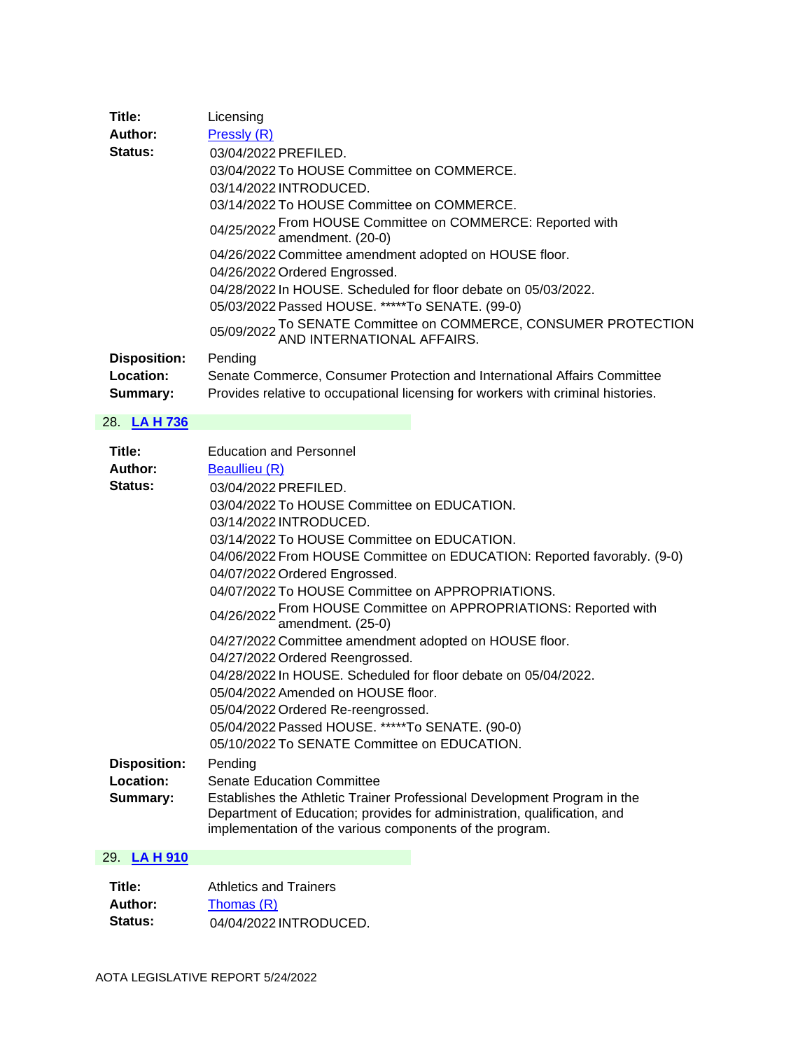|  |  |
|---|---|
| **Title:** | Licensing |
| **Author:** | Pressly (R) |
| **Status:** | 03/04/2022 PREFILED.<br>03/04/2022 To HOUSE Committee on COMMERCE.<br>03/14/2022 INTRODUCED.<br>03/14/2022 To HOUSE Committee on COMMERCE.<br>04/25/2022 From HOUSE Committee on COMMERCE: Reported with amendment. (20-0)<br>04/26/2022 Committee amendment adopted on HOUSE floor.<br>04/26/2022 Ordered Engrossed.<br>04/28/2022 In HOUSE. Scheduled for floor debate on 05/03/2022.<br>05/03/2022 Passed HOUSE. *****To SENATE. (99-0)<br>05/09/2022 To SENATE Committee on COMMERCE, CONSUMER PROTECTION AND INTERNATIONAL AFFAIRS. |
| **Disposition:** | Pending |
| **Location:** | Senate Commerce, Consumer Protection and International Affairs Committee |
| **Summary:** | Provides relative to occupational licensing for workers with criminal histories. |

28. **LA H 736**

|  |  |
|---|---|
| **Title:** | Education and Personnel |
| **Author:** | Beaullieu (R) |
| **Status:** | 03/04/2022 PREFILED.<br>03/04/2022 To HOUSE Committee on EDUCATION.<br>03/14/2022 INTRODUCED.<br>03/14/2022 To HOUSE Committee on EDUCATION.<br>04/06/2022 From HOUSE Committee on EDUCATION: Reported favorably. (9-0)<br>04/07/2022 Ordered Engrossed.<br>04/07/2022 To HOUSE Committee on APPROPRIATIONS.<br>04/26/2022 From HOUSE Committee on APPROPRIATIONS: Reported with amendment. (25-0)<br>04/27/2022 Committee amendment adopted on HOUSE floor.<br>04/27/2022 Ordered Reengrossed.<br>04/28/2022 In HOUSE. Scheduled for floor debate on 05/04/2022.<br>05/04/2022 Amended on HOUSE floor.<br>05/04/2022 Ordered Re-reengrossed.<br>05/04/2022 Passed HOUSE. *****To SENATE. (90-0)<br>05/10/2022 To SENATE Committee on EDUCATION. |
| **Disposition:** | Pending |
| **Location:** | Senate Education Committee |
| **Summary:** | Establishes the Athletic Trainer Professional Development Program in the Department of Education; provides for administration, qualification, and implementation of the various components of the program. |

29. **LA H 910**

|  |  |
|---|---|
| **Title:** | Athletics and Trainers |
| **Author:** | Thomas (R) |
| **Status:** | 04/04/2022 INTRODUCED. |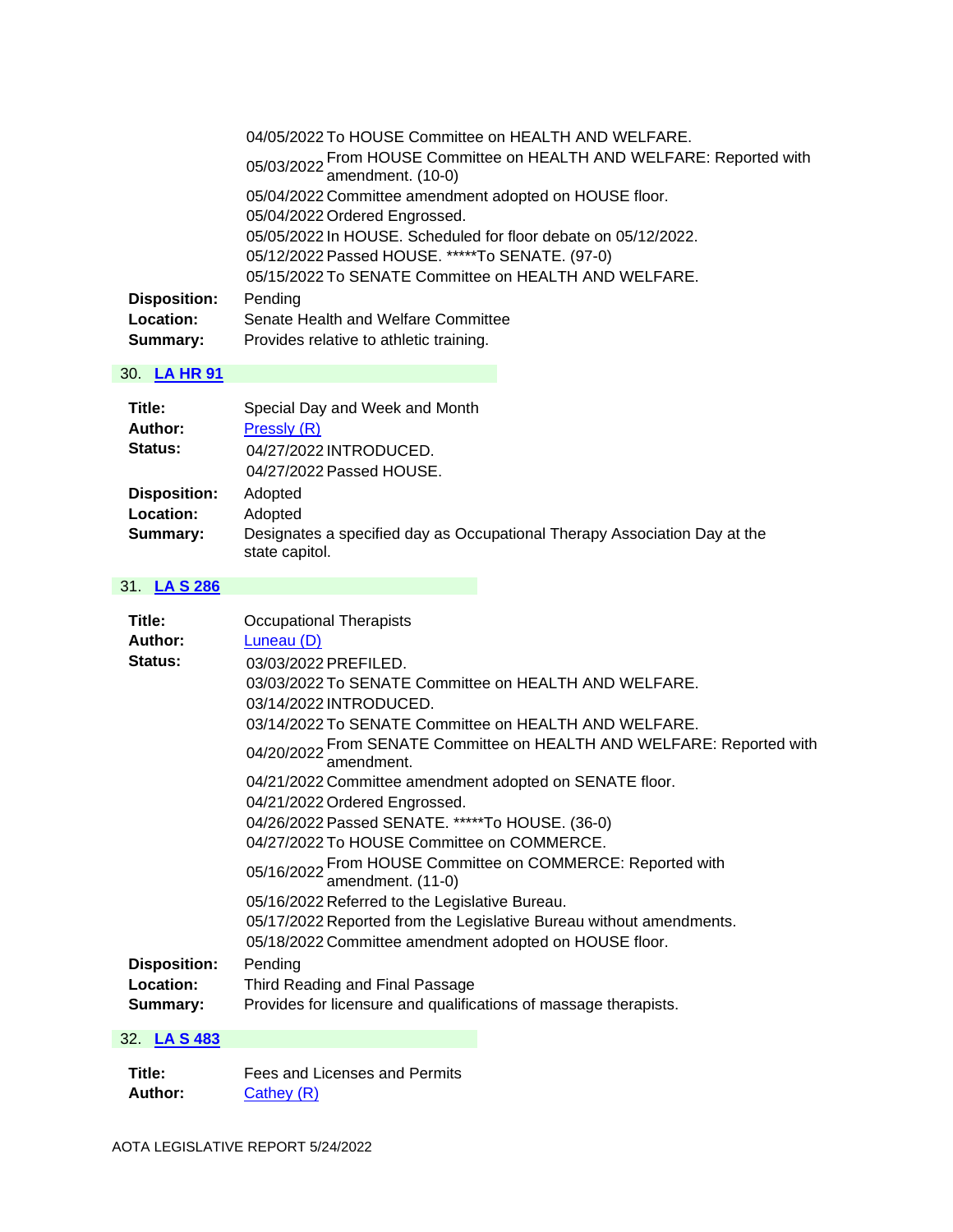04/05/2022 To HOUSE Committee on HEALTH AND WELFARE.
05/03/2022 From HOUSE Committee on HEALTH AND WELFARE: Reported with amendment. (10-0)
05/04/2022 Committee amendment adopted on HOUSE floor.
05/04/2022 Ordered Engrossed.
05/05/2022 In HOUSE. Scheduled for floor debate on 05/12/2022.
05/12/2022 Passed HOUSE. *****To SENATE. (97-0)
05/15/2022 To SENATE Committee on HEALTH AND WELFARE.

**Disposition:** Pending
**Location:** Senate Health and Welfare Committee
**Summary:** Provides relative to athletic training.

## 30. LA HR 91

**Title:** Special Day and Week and Month
**Author:** Pressly (R)
**Status:**
04/27/2022 INTRODUCED.
04/27/2022 Passed HOUSE.

**Disposition:** Adopted
**Location:** Adopted
**Summary:** Designates a specified day as Occupational Therapy Association Day at the state capitol.

## 31. LA S 286

**Title:** Occupational Therapists
**Author:** Luneau (D)
**Status:**
03/03/2022 PREFILED.
03/03/2022 To SENATE Committee on HEALTH AND WELFARE.
03/14/2022 INTRODUCED.
03/14/2022 To SENATE Committee on HEALTH AND WELFARE.
04/20/2022 From SENATE Committee on HEALTH AND WELFARE: Reported with amendment.
04/21/2022 Committee amendment adopted on SENATE floor.
04/21/2022 Ordered Engrossed.
04/26/2022 Passed SENATE. *****To HOUSE. (36-0)
04/27/2022 To HOUSE Committee on COMMERCE.
05/16/2022 From HOUSE Committee on COMMERCE: Reported with amendment. (11-0)
05/16/2022 Referred to the Legislative Bureau.
05/17/2022 Reported from the Legislative Bureau without amendments.
05/18/2022 Committee amendment adopted on HOUSE floor.

**Disposition:** Pending
**Location:** Third Reading and Final Passage
**Summary:** Provides for licensure and qualifications of massage therapists.

## 32. LA S 483

**Title:** Fees and Licenses and Permits
**Author:** Cathey (R)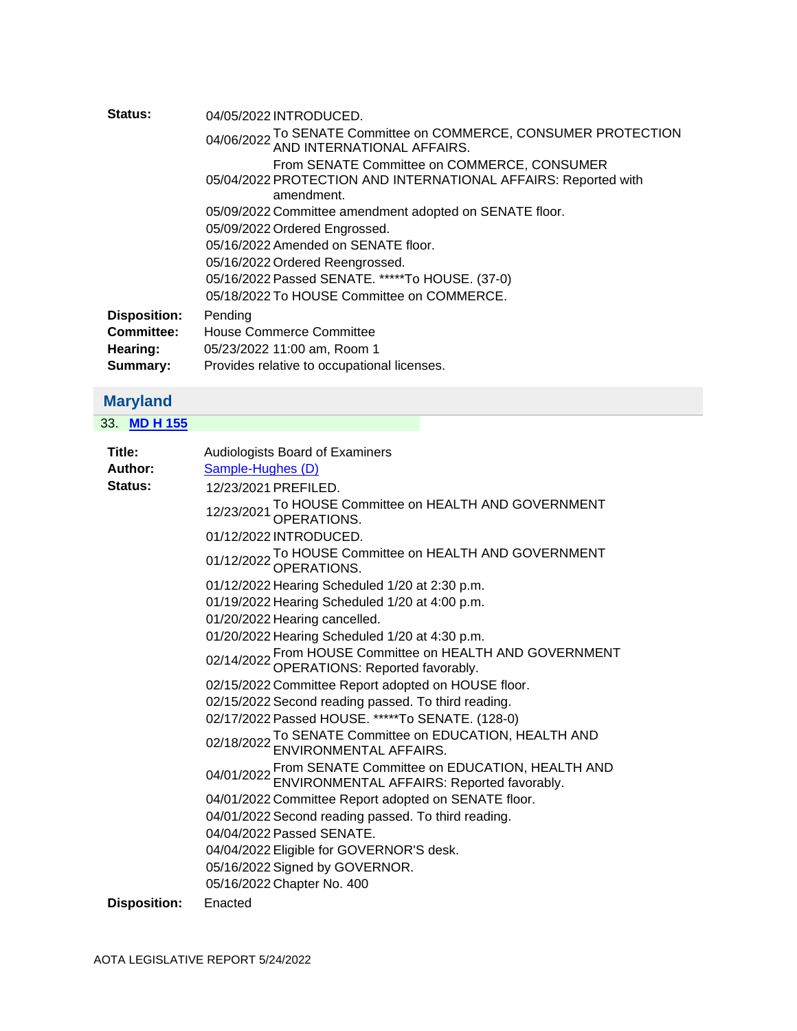| | | |
|---|---|---|
| **Status:** | 04/05/2022 | INTRODUCED. |
| | 04/06/2022 | To SENATE Committee on COMMERCE, CONSUMER PROTECTION AND INTERNATIONAL AFFAIRS. |
| | 05/04/2022 | From SENATE Committee on COMMERCE, CONSUMER PROTECTION AND INTERNATIONAL AFFAIRS: Reported with amendment. |
| | 05/09/2022 | Committee amendment adopted on SENATE floor. |
| | 05/09/2022 | Ordered Engrossed. |
| | 05/16/2022 | Amended on SENATE floor. |
| | 05/16/2022 | Ordered Reengrossed. |
| | 05/16/2022 | Passed SENATE. *****To HOUSE. (37-0) |
| | 05/18/2022 | To HOUSE Committee on COMMERCE. |

**Disposition:** Pending
**Committee:** House Commerce Committee
**Hearing:** 05/23/2022 11:00 am, Room 1
**Summary:** Provides relative to occupational licenses.

## Maryland

33. **MD H 155**

**Title:** Audiologists Board of Examiners
**Author:** Sample-Hughes (D)

| | | |
|---|---|---|
| **Status:** | 12/23/2021 | PREFILED. |
| | 12/23/2021 | To HOUSE Committee on HEALTH AND GOVERNMENT OPERATIONS. |
| | 01/12/2022 | INTRODUCED. |
| | 01/12/2022 | To HOUSE Committee on HEALTH AND GOVERNMENT OPERATIONS. |
| | 01/12/2022 | Hearing Scheduled 1/20 at 2:30 p.m. |
| | 01/19/2022 | Hearing Scheduled 1/20 at 4:00 p.m. |
| | 01/20/2022 | Hearing cancelled. |
| | 01/20/2022 | Hearing Scheduled 1/20 at 4:30 p.m. |
| | 02/14/2022 | From HOUSE Committee on HEALTH AND GOVERNMENT OPERATIONS: Reported favorably. |
| | 02/15/2022 | Committee Report adopted on HOUSE floor. |
| | 02/15/2022 | Second reading passed. To third reading. |
| | 02/17/2022 | Passed HOUSE. *****To SENATE. (128-0) |
| | 02/18/2022 | To SENATE Committee on EDUCATION, HEALTH AND ENVIRONMENTAL AFFAIRS. |
| | 04/01/2022 | From SENATE Committee on EDUCATION, HEALTH AND ENVIRONMENTAL AFFAIRS: Reported favorably. |
| | 04/01/2022 | Committee Report adopted on SENATE floor. |
| | 04/01/2022 | Second reading passed. To third reading. |
| | 04/04/2022 | Passed SENATE. |
| | 04/04/2022 | Eligible for GOVERNOR'S desk. |
| | 05/16/2022 | Signed by GOVERNOR. |
| | 05/16/2022 | Chapter No. 400 |

**Disposition:** Enacted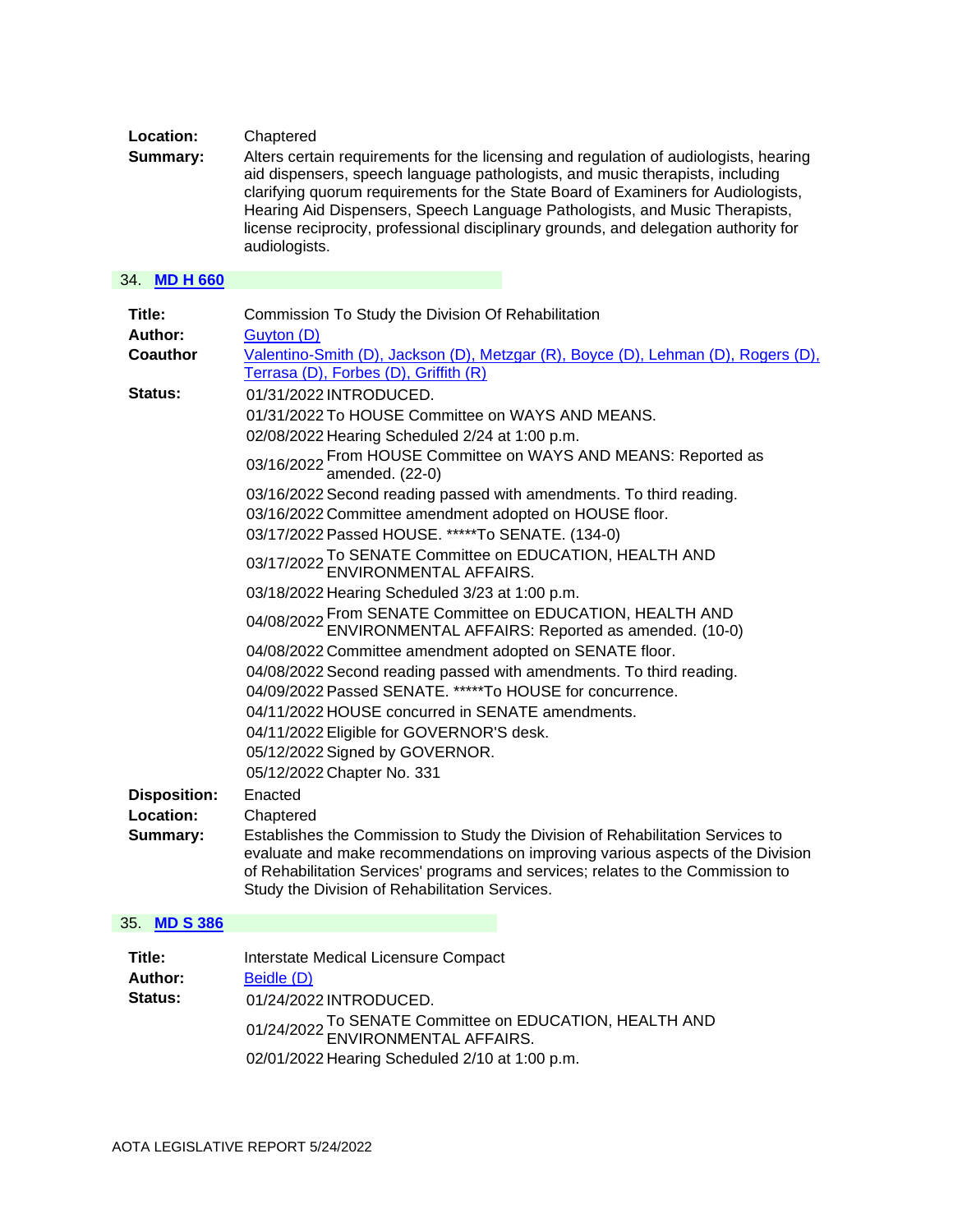**Location:** Chaptered

**Summary:** Alters certain requirements for the licensing and regulation of audiologists, hearing aid dispensers, speech language pathologists, and music therapists, including clarifying quorum requirements for the State Board of Examiners for Audiologists, Hearing Aid Dispensers, Speech Language Pathologists, and Music Therapists, license reciprocity, professional disciplinary grounds, and delegation authority for audiologists.

## 34. MD H 660

**Title:** Commission To Study the Division Of Rehabilitation

**Author:** Guyton (D)

**Coauthor** Valentino-Smith (D), Jackson (D), Metzgar (R), Boyce (D), Lehman (D), Rogers (D), Terrasa (D), Forbes (D), Griffith (R)

**Status:**

| | |
|---|---|
| 01/31/2022 | INTRODUCED. |
| 01/31/2022 | To HOUSE Committee on WAYS AND MEANS. |
| 02/08/2022 | Hearing Scheduled 2/24 at 1:00 p.m. |
| 03/16/2022 | From HOUSE Committee on WAYS AND MEANS: Reported as amended. (22-0) |
| 03/16/2022 | Second reading passed with amendments. To third reading. |
| 03/16/2022 | Committee amendment adopted on HOUSE floor. |
| 03/17/2022 | Passed HOUSE. *****To SENATE. (134-0) |
| 03/17/2022 | To SENATE Committee on EDUCATION, HEALTH AND ENVIRONMENTAL AFFAIRS. |
| 03/18/2022 | Hearing Scheduled 3/23 at 1:00 p.m. |
| 04/08/2022 | From SENATE Committee on EDUCATION, HEALTH AND ENVIRONMENTAL AFFAIRS: Reported as amended. (10-0) |
| 04/08/2022 | Committee amendment adopted on SENATE floor. |
| 04/08/2022 | Second reading passed with amendments. To third reading. |
| 04/09/2022 | Passed SENATE. *****To HOUSE for concurrence. |
| 04/11/2022 | HOUSE concurred in SENATE amendments. |
| 04/11/2022 | Eligible for GOVERNOR'S desk. |
| 05/12/2022 | Signed by GOVERNOR. |
| 05/12/2022 | Chapter No. 331 |

**Disposition:** Enacted

**Location:** Chaptered

**Summary:** Establishes the Commission to Study the Division of Rehabilitation Services to evaluate and make recommendations on improving various aspects of the Division of Rehabilitation Services' programs and services; relates to the Commission to Study the Division of Rehabilitation Services.

## 35. MD S 386

**Title:** Interstate Medical Licensure Compact

**Author:** Beidle (D)

**Status:**

| | |
|---|---|
| 01/24/2022 | INTRODUCED. |
| 01/24/2022 | To SENATE Committee on EDUCATION, HEALTH AND ENVIRONMENTAL AFFAIRS. |
| 02/01/2022 | Hearing Scheduled 2/10 at 1:00 p.m. |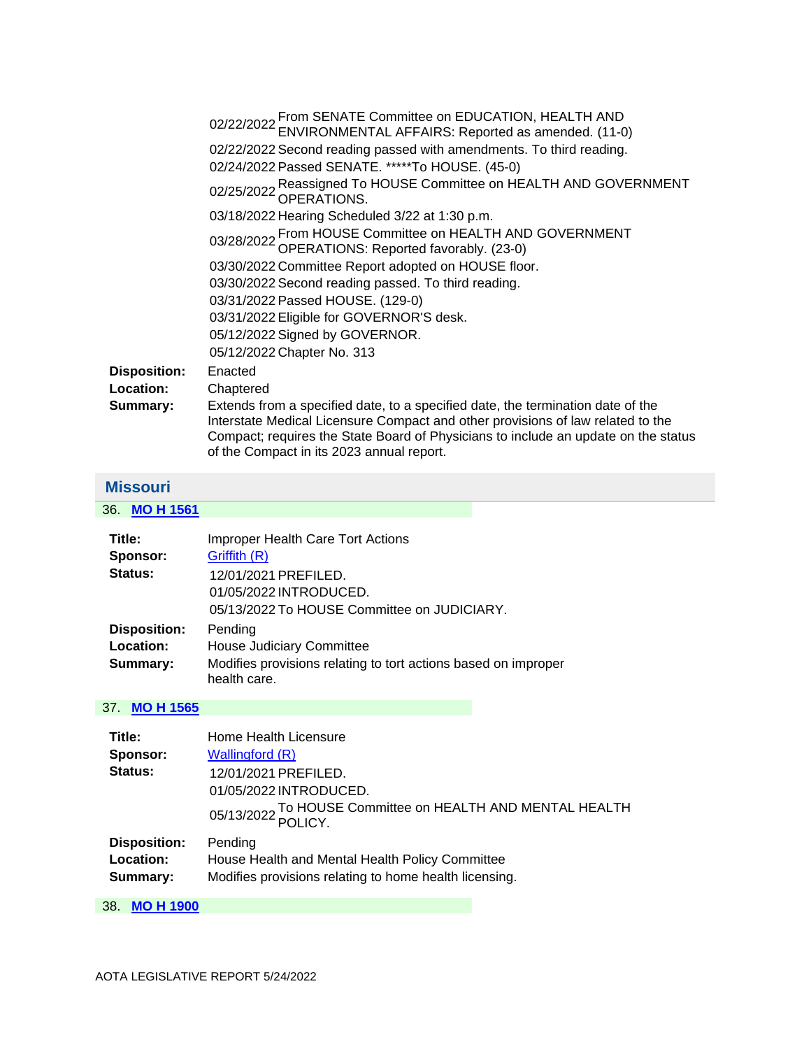| | |
|---|---|
| 02/22/2022 | From SENATE Committee on EDUCATION, HEALTH AND ENVIRONMENTAL AFFAIRS: Reported as amended. (11-0) |
| 02/22/2022 | Second reading passed with amendments. To third reading. |
| 02/24/2022 | Passed SENATE. *****To HOUSE. (45-0) |
| 02/25/2022 | Reassigned To HOUSE Committee on HEALTH AND GOVERNMENT OPERATIONS. |
| 03/18/2022 | Hearing Scheduled 3/22 at 1:30 p.m. |
| 03/28/2022 | From HOUSE Committee on HEALTH AND GOVERNMENT OPERATIONS: Reported favorably. (23-0) |
| 03/30/2022 | Committee Report adopted on HOUSE floor. |
| 03/30/2022 | Second reading passed. To third reading. |
| 03/31/2022 | Passed HOUSE. (129-0) |
| 03/31/2022 | Eligible for GOVERNOR'S desk. |
| 05/12/2022 | Signed by GOVERNOR. |
| 05/12/2022 | Chapter No. 313 |

**Disposition:** Enacted
**Location:** Chaptered
**Summary:** Extends from a specified date, to a specified date, the termination date of the Interstate Medical Licensure Compact and other provisions of law related to the Compact; requires the State Board of Physicians to include an update on the status of the Compact in its 2023 annual report.

## Missouri

### 36. MO H 1561

**Title:** Improper Health Care Tort Actions
**Sponsor:** Griffith (R)
**Status:**

| | |
|---|---|
| 12/01/2021 | PREFILED. |
| 01/05/2022 | INTRODUCED. |
| 05/13/2022 | To HOUSE Committee on JUDICIARY. |

**Disposition:** Pending
**Location:** House Judiciary Committee
**Summary:** Modifies provisions relating to tort actions based on improper health care.

### 37. MO H 1565

**Title:** Home Health Licensure
**Sponsor:** Wallingford (R)
**Status:**

| | |
|---|---|
| 12/01/2021 | PREFILED. |
| 01/05/2022 | INTRODUCED. |
| 05/13/2022 | To HOUSE Committee on HEALTH AND MENTAL HEALTH POLICY. |

**Disposition:** Pending
**Location:** House Health and Mental Health Policy Committee
**Summary:** Modifies provisions relating to home health licensing.

### 38. MO H 1900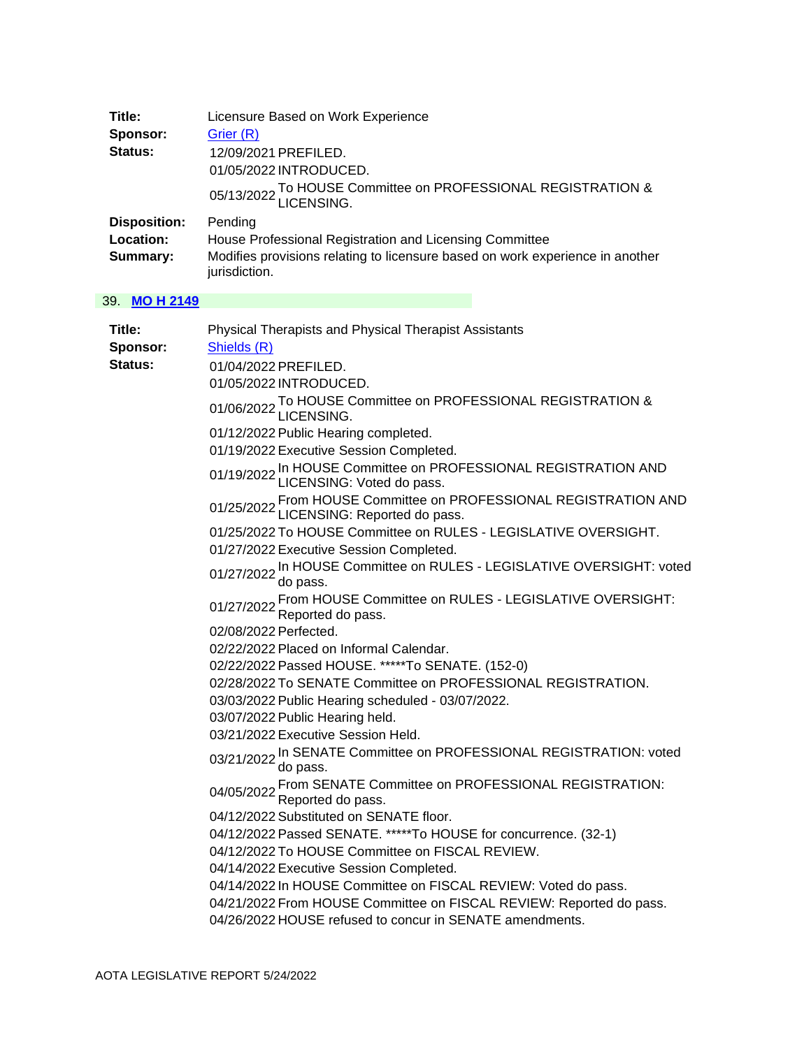**Title:** Licensure Based on Work Experience
**Sponsor:** Grier (R)
**Status:**

| | |
|---|---|
| 12/09/2021 | PREFILED. |
| 01/05/2022 | INTRODUCED. |
| 05/13/2022 | To HOUSE Committee on PROFESSIONAL REGISTRATION & LICENSING. |

**Disposition:** Pending
**Location:** House Professional Registration and Licensing Committee
**Summary:** Modifies provisions relating to licensure based on work experience in another jurisdiction.

## 39. MO H 2149

**Title:** Physical Therapists and Physical Therapist Assistants
**Sponsor:** Shields (R)
**Status:**

| | |
|---|---|
| 01/04/2022 | PREFILED. |
| 01/05/2022 | INTRODUCED. |
| 01/06/2022 | To HOUSE Committee on PROFESSIONAL REGISTRATION & LICENSING. |
| 01/12/2022 | Public Hearing completed. |
| 01/19/2022 | Executive Session Completed. |
| 01/19/2022 | In HOUSE Committee on PROFESSIONAL REGISTRATION AND LICENSING: Voted do pass. |
| 01/25/2022 | From HOUSE Committee on PROFESSIONAL REGISTRATION AND LICENSING: Reported do pass. |
| 01/25/2022 | To HOUSE Committee on RULES - LEGISLATIVE OVERSIGHT. |
| 01/27/2022 | Executive Session Completed. |
| 01/27/2022 | In HOUSE Committee on RULES - LEGISLATIVE OVERSIGHT: voted do pass. |
| 01/27/2022 | From HOUSE Committee on RULES - LEGISLATIVE OVERSIGHT: Reported do pass. |
| 02/08/2022 | Perfected. |
| 02/22/2022 | Placed on Informal Calendar. |
| 02/22/2022 | Passed HOUSE. *****To SENATE. (152-0) |
| 02/28/2022 | To SENATE Committee on PROFESSIONAL REGISTRATION. |
| 03/03/2022 | Public Hearing scheduled - 03/07/2022. |
| 03/07/2022 | Public Hearing held. |
| 03/21/2022 | Executive Session Held. |
| 03/21/2022 | In SENATE Committee on PROFESSIONAL REGISTRATION: voted do pass. |
| 04/05/2022 | From SENATE Committee on PROFESSIONAL REGISTRATION: Reported do pass. |
| 04/12/2022 | Substituted on SENATE floor. |
| 04/12/2022 | Passed SENATE. *****To HOUSE for concurrence. (32-1) |
| 04/12/2022 | To HOUSE Committee on FISCAL REVIEW. |
| 04/14/2022 | Executive Session Completed. |
| 04/14/2022 | In HOUSE Committee on FISCAL REVIEW: Voted do pass. |
| 04/21/2022 | From HOUSE Committee on FISCAL REVIEW: Reported do pass. |
| 04/26/2022 | HOUSE refused to concur in SENATE amendments. |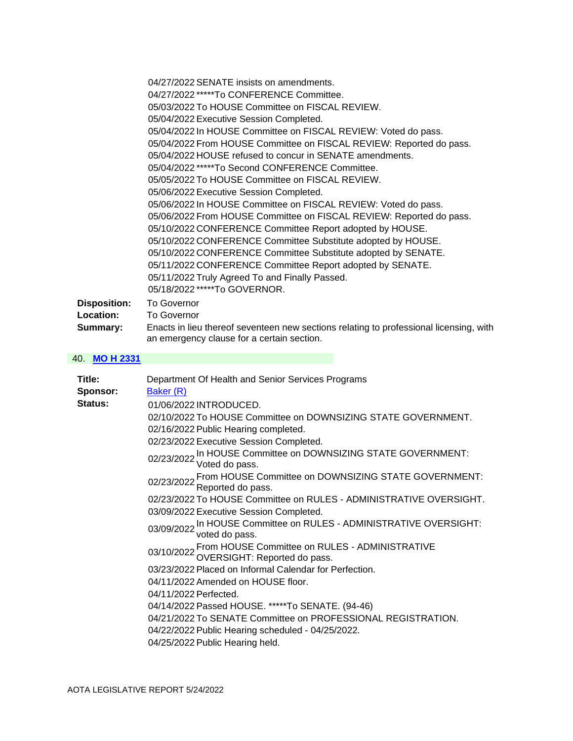04/27/2022 SENATE insists on amendments.
04/27/2022 *****To CONFERENCE Committee.
05/03/2022 To HOUSE Committee on FISCAL REVIEW.
05/04/2022 Executive Session Completed.
05/04/2022 In HOUSE Committee on FISCAL REVIEW: Voted do pass.
05/04/2022 From HOUSE Committee on FISCAL REVIEW: Reported do pass.
05/04/2022 HOUSE refused to concur in SENATE amendments.
05/04/2022 *****To Second CONFERENCE Committee.
05/05/2022 To HOUSE Committee on FISCAL REVIEW.
05/06/2022 Executive Session Completed.
05/06/2022 In HOUSE Committee on FISCAL REVIEW: Voted do pass.
05/06/2022 From HOUSE Committee on FISCAL REVIEW: Reported do pass.
05/10/2022 CONFERENCE Committee Report adopted by HOUSE.
05/10/2022 CONFERENCE Committee Substitute adopted by HOUSE.
05/10/2022 CONFERENCE Committee Substitute adopted by SENATE.
05/11/2022 CONFERENCE Committee Report adopted by SENATE.
05/11/2022 Truly Agreed To and Finally Passed.
05/18/2022 *****To GOVERNOR.

**Disposition:** To Governor
**Location:** To Governor
**Summary:** Enacts in lieu thereof seventeen new sections relating to professional licensing, with an emergency clause for a certain section.

## 40. MO H 2331

**Title:** Department Of Health and Senior Services Programs
**Sponsor:** Baker (R)
**Status:**
01/06/2022 INTRODUCED.
02/10/2022 To HOUSE Committee on DOWNSIZING STATE GOVERNMENT.
02/16/2022 Public Hearing completed.
02/23/2022 Executive Session Completed.
02/23/2022 In HOUSE Committee on DOWNSIZING STATE GOVERNMENT: Voted do pass.
02/23/2022 From HOUSE Committee on DOWNSIZING STATE GOVERNMENT: Reported do pass.
02/23/2022 To HOUSE Committee on RULES - ADMINISTRATIVE OVERSIGHT.
03/09/2022 Executive Session Completed.
03/09/2022 In HOUSE Committee on RULES - ADMINISTRATIVE OVERSIGHT: voted do pass.
03/10/2022 From HOUSE Committee on RULES - ADMINISTRATIVE OVERSIGHT: Reported do pass.
03/23/2022 Placed on Informal Calendar for Perfection.
04/11/2022 Amended on HOUSE floor.
04/11/2022 Perfected.
04/14/2022 Passed HOUSE. *****To SENATE. (94-46)
04/21/2022 To SENATE Committee on PROFESSIONAL REGISTRATION.
04/22/2022 Public Hearing scheduled - 04/25/2022.
04/25/2022 Public Hearing held.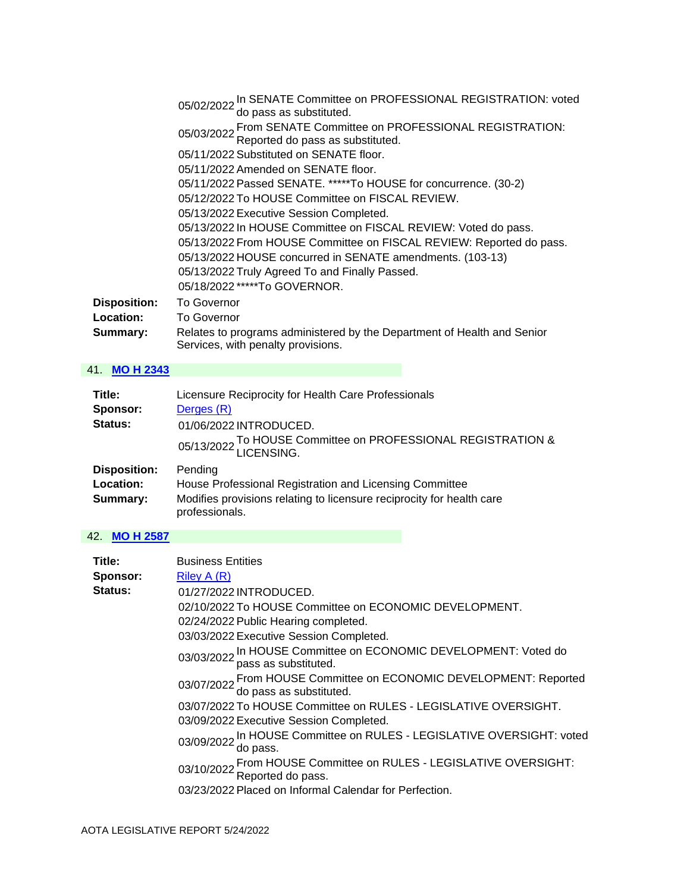| | |
|---|---|
| 05/02/2022 | In SENATE Committee on PROFESSIONAL REGISTRATION: voted do pass as substituted. |
| 05/03/2022 | From SENATE Committee on PROFESSIONAL REGISTRATION: Reported do pass as substituted. |
| 05/11/2022 | Substituted on SENATE floor. |
| 05/11/2022 | Amended on SENATE floor. |
| 05/11/2022 | Passed SENATE. *****To HOUSE for concurrence. (30-2) |
| 05/12/2022 | To HOUSE Committee on FISCAL REVIEW. |
| 05/13/2022 | Executive Session Completed. |
| 05/13/2022 | In HOUSE Committee on FISCAL REVIEW: Voted do pass. |
| 05/13/2022 | From HOUSE Committee on FISCAL REVIEW: Reported do pass. |
| 05/13/2022 | HOUSE concurred in SENATE amendments. (103-13) |
| 05/13/2022 | Truly Agreed To and Finally Passed. |
| 05/18/2022 | *****To GOVERNOR. |

**Disposition:** To Governor
**Location:** To Governor
**Summary:** Relates to programs administered by the Department of Health and Senior Services, with penalty provisions.

## 41. MO H 2343

**Title:** Licensure Reciprocity for Health Care Professionals
**Sponsor:** Derges (R)
**Status:**

| | |
|---|---|
| 01/06/2022 | INTRODUCED. |
| 05/13/2022 | To HOUSE Committee on PROFESSIONAL REGISTRATION & LICENSING. |

**Disposition:** Pending
**Location:** House Professional Registration and Licensing Committee
**Summary:** Modifies provisions relating to licensure reciprocity for health care professionals.

## 42. MO H 2587

**Title:** Business Entities
**Sponsor:** Riley A (R)
**Status:**

| | |
|---|---|
| 01/27/2022 | INTRODUCED. |
| 02/10/2022 | To HOUSE Committee on ECONOMIC DEVELOPMENT. |
| 02/24/2022 | Public Hearing completed. |
| 03/03/2022 | Executive Session Completed. |
| 03/03/2022 | In HOUSE Committee on ECONOMIC DEVELOPMENT: Voted do pass as substituted. |
| 03/07/2022 | From HOUSE Committee on ECONOMIC DEVELOPMENT: Reported do pass as substituted. |
| 03/07/2022 | To HOUSE Committee on RULES - LEGISLATIVE OVERSIGHT. |
| 03/09/2022 | Executive Session Completed. |
| 03/09/2022 | In HOUSE Committee on RULES - LEGISLATIVE OVERSIGHT: voted do pass. |
| 03/10/2022 | From HOUSE Committee on RULES - LEGISLATIVE OVERSIGHT: Reported do pass. |
| 03/23/2022 | Placed on Informal Calendar for Perfection. |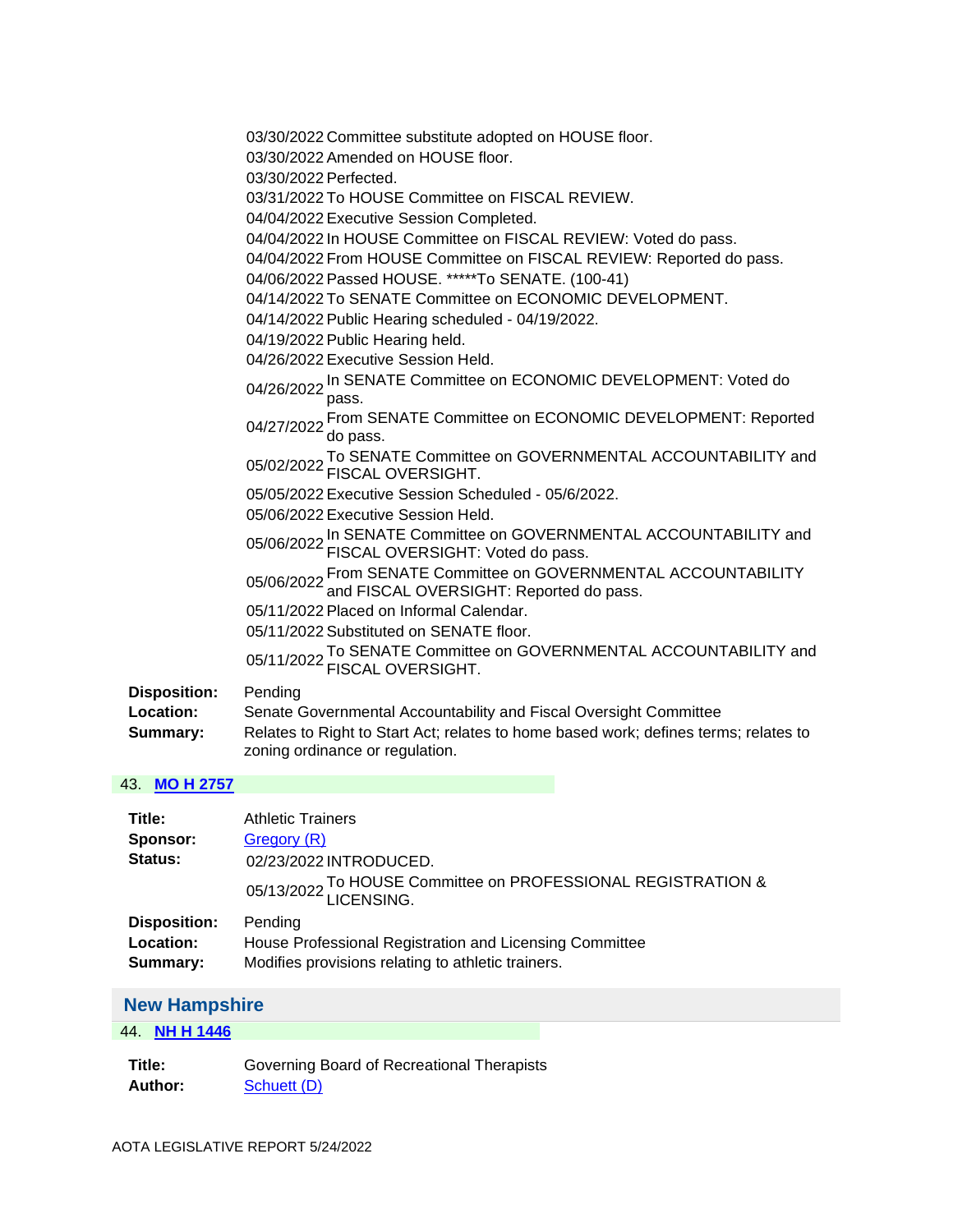03/30/2022 Committee substitute adopted on HOUSE floor.
03/30/2022 Amended on HOUSE floor.
03/30/2022 Perfected.
03/31/2022 To HOUSE Committee on FISCAL REVIEW.
04/04/2022 Executive Session Completed.
04/04/2022 In HOUSE Committee on FISCAL REVIEW: Voted do pass.
04/04/2022 From HOUSE Committee on FISCAL REVIEW: Reported do pass.
04/06/2022 Passed HOUSE. *****To SENATE. (100-41)
04/14/2022 To SENATE Committee on ECONOMIC DEVELOPMENT.
04/14/2022 Public Hearing scheduled - 04/19/2022.
04/19/2022 Public Hearing held.
04/26/2022 Executive Session Held.
04/26/2022 In SENATE Committee on ECONOMIC DEVELOPMENT: Voted do pass.
04/27/2022 From SENATE Committee on ECONOMIC DEVELOPMENT: Reported do pass.
05/02/2022 To SENATE Committee on GOVERNMENTAL ACCOUNTABILITY and FISCAL OVERSIGHT.
05/05/2022 Executive Session Scheduled - 05/6/2022.
05/06/2022 Executive Session Held.
05/06/2022 In SENATE Committee on GOVERNMENTAL ACCOUNTABILITY and FISCAL OVERSIGHT: Voted do pass.
05/06/2022 From SENATE Committee on GOVERNMENTAL ACCOUNTABILITY and FISCAL OVERSIGHT: Reported do pass.
05/11/2022 Placed on Informal Calendar.
05/11/2022 Substituted on SENATE floor.
05/11/2022 To SENATE Committee on GOVERNMENTAL ACCOUNTABILITY and FISCAL OVERSIGHT.

**Disposition:** Pending
**Location:** Senate Governmental Accountability and Fiscal Oversight Committee
**Summary:** Relates to Right to Start Act; relates to home based work; defines terms; relates to zoning ordinance or regulation.

43. **MO H 2757**

**Title:** Athletic Trainers
**Sponsor:** Gregory (R)
**Status:**
02/23/2022 INTRODUCED.
05/13/2022 To HOUSE Committee on PROFESSIONAL REGISTRATION & LICENSING.

**Disposition:** Pending
**Location:** House Professional Registration and Licensing Committee
**Summary:** Modifies provisions relating to athletic trainers.

## New Hampshire

44. **NH H 1446**

**Title:** Governing Board of Recreational Therapists
**Author:** Schuett (D)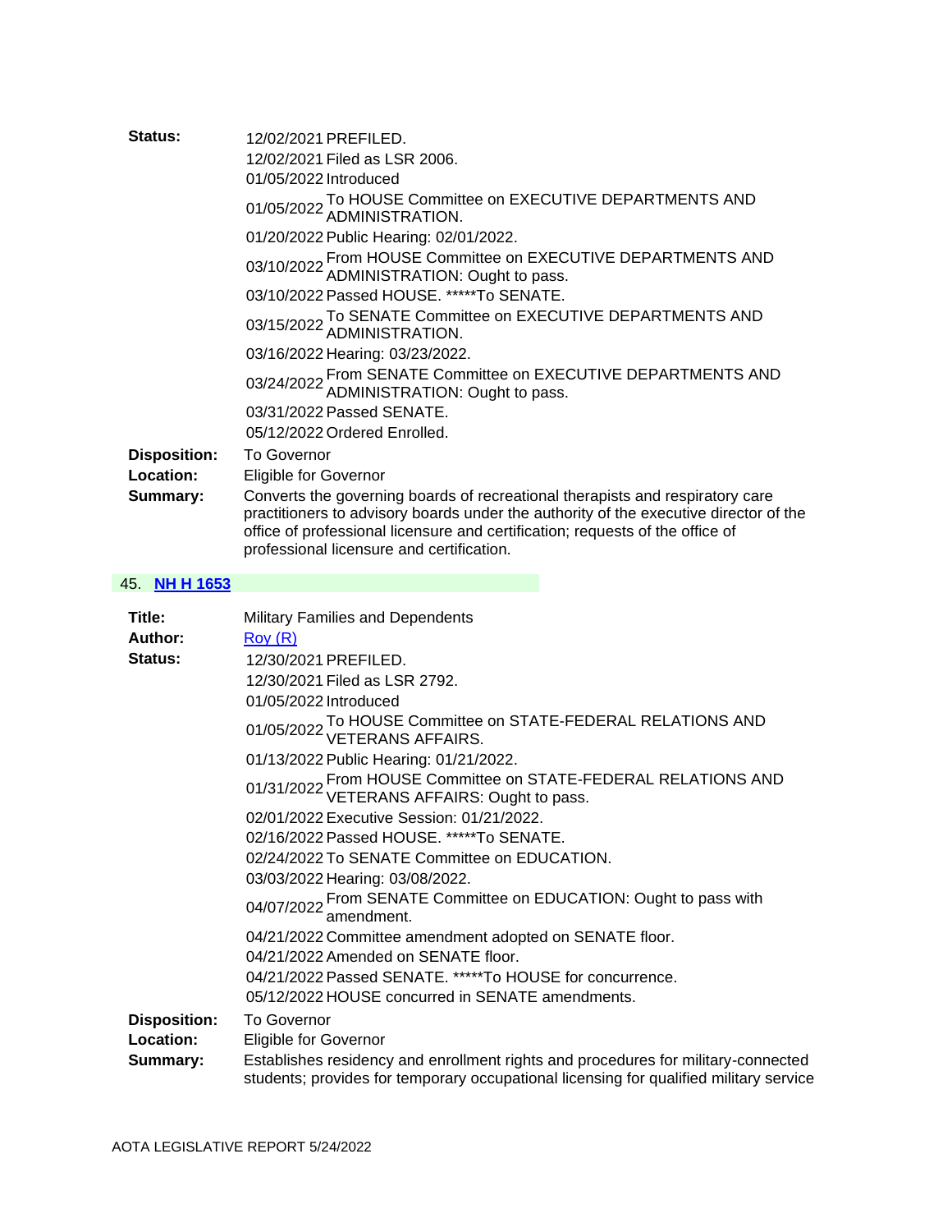| | |
|---|---|
| **Status:** | 12/02/2021 PREFILED.<br>12/02/2021 Filed as LSR 2006.<br>01/05/2022 Introduced<br>01/05/2022 To HOUSE Committee on EXECUTIVE DEPARTMENTS AND ADMINISTRATION.<br>01/20/2022 Public Hearing: 02/01/2022.<br>03/10/2022 From HOUSE Committee on EXECUTIVE DEPARTMENTS AND ADMINISTRATION: Ought to pass.<br>03/10/2022 Passed HOUSE. *****To SENATE.<br>03/15/2022 To SENATE Committee on EXECUTIVE DEPARTMENTS AND ADMINISTRATION.<br>03/16/2022 Hearing: 03/23/2022.<br>03/24/2022 From SENATE Committee on EXECUTIVE DEPARTMENTS AND ADMINISTRATION: Ought to pass.<br>03/31/2022 Passed SENATE.<br>05/12/2022 Ordered Enrolled. |
| **Disposition:** | To Governor |
| **Location:** | Eligible for Governor |
| **Summary:** | Converts the governing boards of recreational therapists and respiratory care practitioners to advisory boards under the authority of the executive director of the office of professional licensure and certification; requests of the office of professional licensure and certification. |

## 45. [NH H 1653]

| | |
|---|---|
| **Title:** | Military Families and Dependents |
| **Author:** | [Roy (R)] |
| **Status:** | 12/30/2021 PREFILED.<br>12/30/2021 Filed as LSR 2792.<br>01/05/2022 Introduced<br>01/05/2022 To HOUSE Committee on STATE-FEDERAL RELATIONS AND VETERANS AFFAIRS.<br>01/13/2022 Public Hearing: 01/21/2022.<br>01/31/2022 From HOUSE Committee on STATE-FEDERAL RELATIONS AND VETERANS AFFAIRS: Ought to pass.<br>02/01/2022 Executive Session: 01/21/2022.<br>02/16/2022 Passed HOUSE. *****To SENATE.<br>02/24/2022 To SENATE Committee on EDUCATION.<br>03/03/2022 Hearing: 03/08/2022.<br>04/07/2022 From SENATE Committee on EDUCATION: Ought to pass with amendment.<br>04/21/2022 Committee amendment adopted on SENATE floor.<br>04/21/2022 Amended on SENATE floor.<br>04/21/2022 Passed SENATE. *****To HOUSE for concurrence.<br>05/12/2022 HOUSE concurred in SENATE amendments. |
| **Disposition:** | To Governor |
| **Location:** | Eligible for Governor |
| **Summary:** | Establishes residency and enrollment rights and procedures for military-connected students; provides for temporary occupational licensing for qualified military service |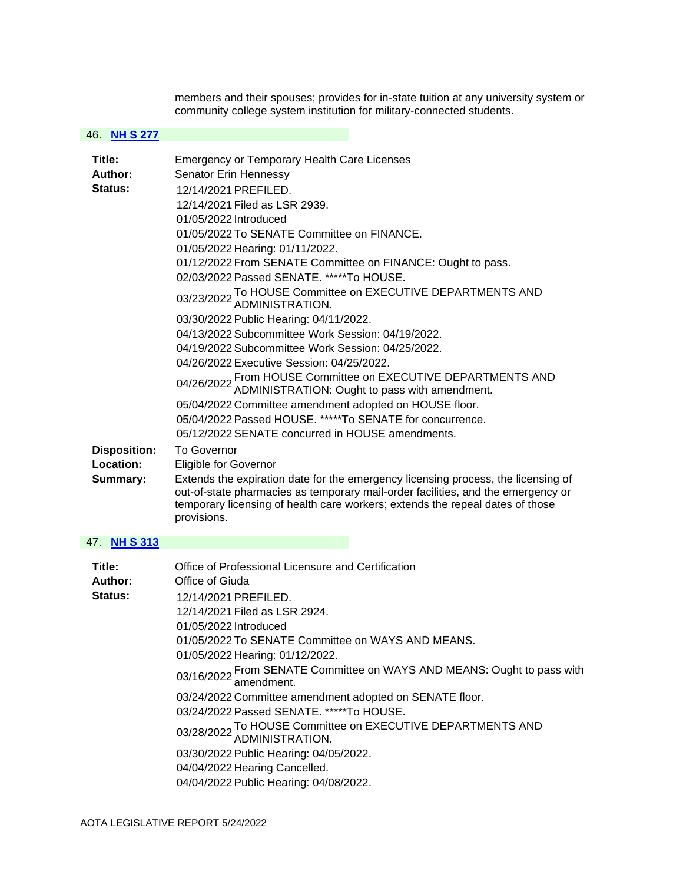members and their spouses; provides for in-state tuition at any university system or community college system institution for military-connected students.

## 46. NH S 277

**Title:** Emergency or Temporary Health Care Licenses

**Author:** Senator Erin Hennessy

**Status:**

| | |
|---|---|
| 12/14/2021 | PREFILED. |
| 12/14/2021 | Filed as LSR 2939. |
| 01/05/2022 | Introduced |
| 01/05/2022 | To SENATE Committee on FINANCE. |
| 01/05/2022 | Hearing: 01/11/2022. |
| 01/12/2022 | From SENATE Committee on FINANCE: Ought to pass. |
| 02/03/2022 | Passed SENATE. *****To HOUSE. |
| 03/23/2022 | To HOUSE Committee on EXECUTIVE DEPARTMENTS AND ADMINISTRATION. |
| 03/30/2022 | Public Hearing: 04/11/2022. |
| 04/13/2022 | Subcommittee Work Session: 04/19/2022. |
| 04/19/2022 | Subcommittee Work Session: 04/25/2022. |
| 04/26/2022 | Executive Session: 04/25/2022. |
| 04/26/2022 | From HOUSE Committee on EXECUTIVE DEPARTMENTS AND ADMINISTRATION: Ought to pass with amendment. |
| 05/04/2022 | Committee amendment adopted on HOUSE floor. |
| 05/04/2022 | Passed HOUSE. *****To SENATE for concurrence. |
| 05/12/2022 | SENATE concurred in HOUSE amendments. |

**Disposition:** To Governor

**Location:** Eligible for Governor

**Summary:** Extends the expiration date for the emergency licensing process, the licensing of out-of-state pharmacies as temporary mail-order facilities, and the emergency or temporary licensing of health care workers; extends the repeal dates of those provisions.

## 47. NH S 313

**Title:** Office of Professional Licensure and Certification

**Author:** Office of Giuda

**Status:**

| | |
|---|---|
| 12/14/2021 | PREFILED. |
| 12/14/2021 | Filed as LSR 2924. |
| 01/05/2022 | Introduced |
| 01/05/2022 | To SENATE Committee on WAYS AND MEANS. |
| 01/05/2022 | Hearing: 01/12/2022. |
| 03/16/2022 | From SENATE Committee on WAYS AND MEANS: Ought to pass with amendment. |
| 03/24/2022 | Committee amendment adopted on SENATE floor. |
| 03/24/2022 | Passed SENATE. *****To HOUSE. |
| 03/28/2022 | To HOUSE Committee on EXECUTIVE DEPARTMENTS AND ADMINISTRATION. |
| 03/30/2022 | Public Hearing: 04/05/2022. |
| 04/04/2022 | Hearing Cancelled. |
| 04/04/2022 | Public Hearing: 04/08/2022. |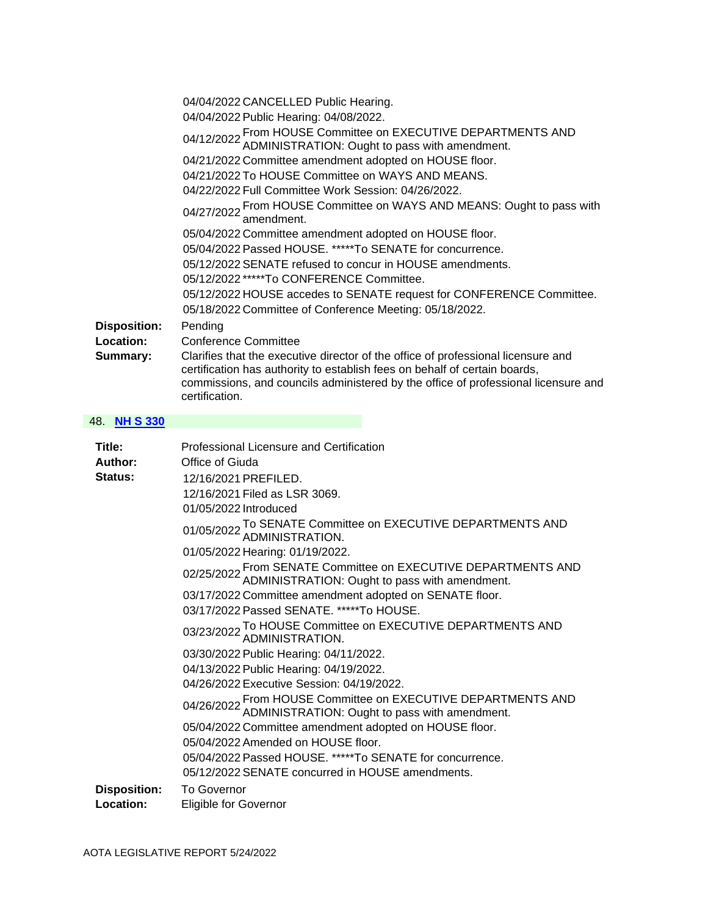| | |
|---|---|
| 04/04/2022 | CANCELLED Public Hearing. |
| 04/04/2022 | Public Hearing: 04/08/2022. |
| 04/12/2022 | From HOUSE Committee on EXECUTIVE DEPARTMENTS AND ADMINISTRATION: Ought to pass with amendment. |
| 04/21/2022 | Committee amendment adopted on HOUSE floor. |
| 04/21/2022 | To HOUSE Committee on WAYS AND MEANS. |
| 04/22/2022 | Full Committee Work Session: 04/26/2022. |
| 04/27/2022 | From HOUSE Committee on WAYS AND MEANS: Ought to pass with amendment. |
| 05/04/2022 | Committee amendment adopted on HOUSE floor. |
| 05/04/2022 | Passed HOUSE. *****To SENATE for concurrence. |
| 05/12/2022 | SENATE refused to concur in HOUSE amendments. |
| 05/12/2022 | *****To CONFERENCE Committee. |
| 05/12/2022 | HOUSE accedes to SENATE request for CONFERENCE Committee. |
| 05/18/2022 | Committee of Conference Meeting: 05/18/2022. |

**Disposition:** Pending

**Location:** Conference Committee

**Summary:** Clarifies that the executive director of the office of professional licensure and certification has authority to establish fees on behalf of certain boards, commissions, and councils administered by the office of professional licensure and certification.

## 48. NH S 330

**Title:** Professional Licensure and Certification

**Author:** Office of Giuda

**Status:**

| | |
|---|---|
| 12/16/2021 | PREFILED. |
| 12/16/2021 | Filed as LSR 3069. |
| 01/05/2022 | Introduced |
| 01/05/2022 | To SENATE Committee on EXECUTIVE DEPARTMENTS AND ADMINISTRATION. |
| 01/05/2022 | Hearing: 01/19/2022. |
| 02/25/2022 | From SENATE Committee on EXECUTIVE DEPARTMENTS AND ADMINISTRATION: Ought to pass with amendment. |
| 03/17/2022 | Committee amendment adopted on SENATE floor. |
| 03/17/2022 | Passed SENATE. *****To HOUSE. |
| 03/23/2022 | To HOUSE Committee on EXECUTIVE DEPARTMENTS AND ADMINISTRATION. |
| 03/30/2022 | Public Hearing: 04/11/2022. |
| 04/13/2022 | Public Hearing: 04/19/2022. |
| 04/26/2022 | Executive Session: 04/19/2022. |
| 04/26/2022 | From HOUSE Committee on EXECUTIVE DEPARTMENTS AND ADMINISTRATION: Ought to pass with amendment. |
| 05/04/2022 | Committee amendment adopted on HOUSE floor. |
| 05/04/2022 | Amended on HOUSE floor. |
| 05/04/2022 | Passed HOUSE. *****To SENATE for concurrence. |
| 05/12/2022 | SENATE concurred in HOUSE amendments. |

**Disposition:** To Governor

**Location:** Eligible for Governor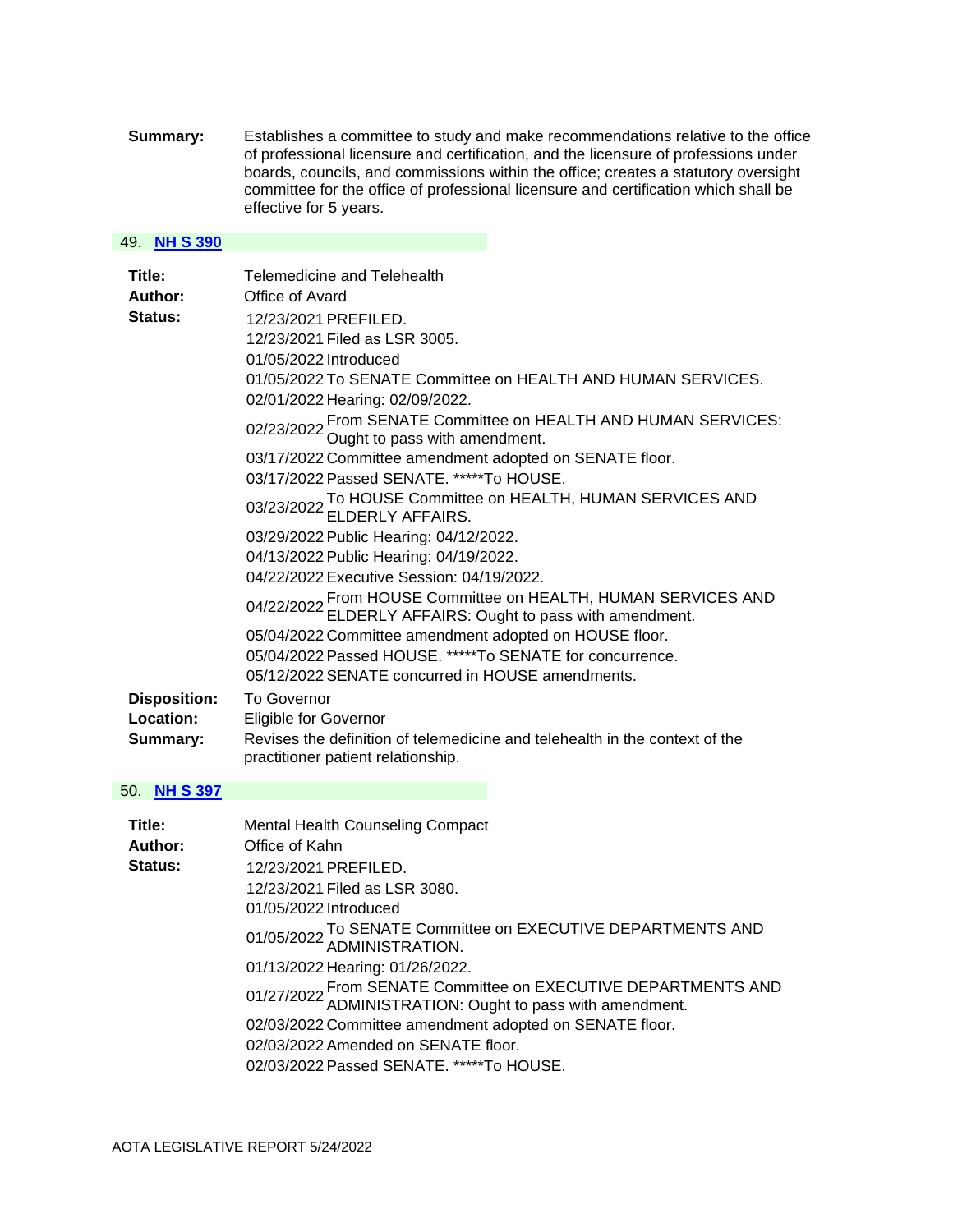**Summary:** Establishes a committee to study and make recommendations relative to the office of professional licensure and certification, and the licensure of professions under boards, councils, and commissions within the office; creates a statutory oversight committee for the office of professional licensure and certification which shall be effective for 5 years.

### 49. NH S 390

**Title:** Telemedicine and Telehealth

**Author:** Office of Avard

**Status:**

12/23/2021 PREFILED.
12/23/2021 Filed as LSR 3005.
01/05/2022 Introduced
01/05/2022 To SENATE Committee on HEALTH AND HUMAN SERVICES.
02/01/2022 Hearing: 02/09/2022.
02/23/2022 From SENATE Committee on HEALTH AND HUMAN SERVICES: Ought to pass with amendment.
03/17/2022 Committee amendment adopted on SENATE floor.
03/17/2022 Passed SENATE. *****To HOUSE.
03/23/2022 To HOUSE Committee on HEALTH, HUMAN SERVICES AND ELDERLY AFFAIRS.
03/29/2022 Public Hearing: 04/12/2022.
04/13/2022 Public Hearing: 04/19/2022.
04/22/2022 Executive Session: 04/19/2022.
04/22/2022 From HOUSE Committee on HEALTH, HUMAN SERVICES AND ELDERLY AFFAIRS: Ought to pass with amendment.
05/04/2022 Committee amendment adopted on HOUSE floor.
05/04/2022 Passed HOUSE. *****To SENATE for concurrence.
05/12/2022 SENATE concurred in HOUSE amendments.

**Disposition:** To Governor

**Location:** Eligible for Governor

**Summary:** Revises the definition of telemedicine and telehealth in the context of the practitioner patient relationship.

### 50. NH S 397

**Title:** Mental Health Counseling Compact

**Author:** Office of Kahn

**Status:**

12/23/2021 PREFILED.
12/23/2021 Filed as LSR 3080.
01/05/2022 Introduced
01/05/2022 To SENATE Committee on EXECUTIVE DEPARTMENTS AND ADMINISTRATION.
01/13/2022 Hearing: 01/26/2022.
01/27/2022 From SENATE Committee on EXECUTIVE DEPARTMENTS AND ADMINISTRATION: Ought to pass with amendment.
02/03/2022 Committee amendment adopted on SENATE floor.
02/03/2022 Amended on SENATE floor.
02/03/2022 Passed SENATE. *****To HOUSE.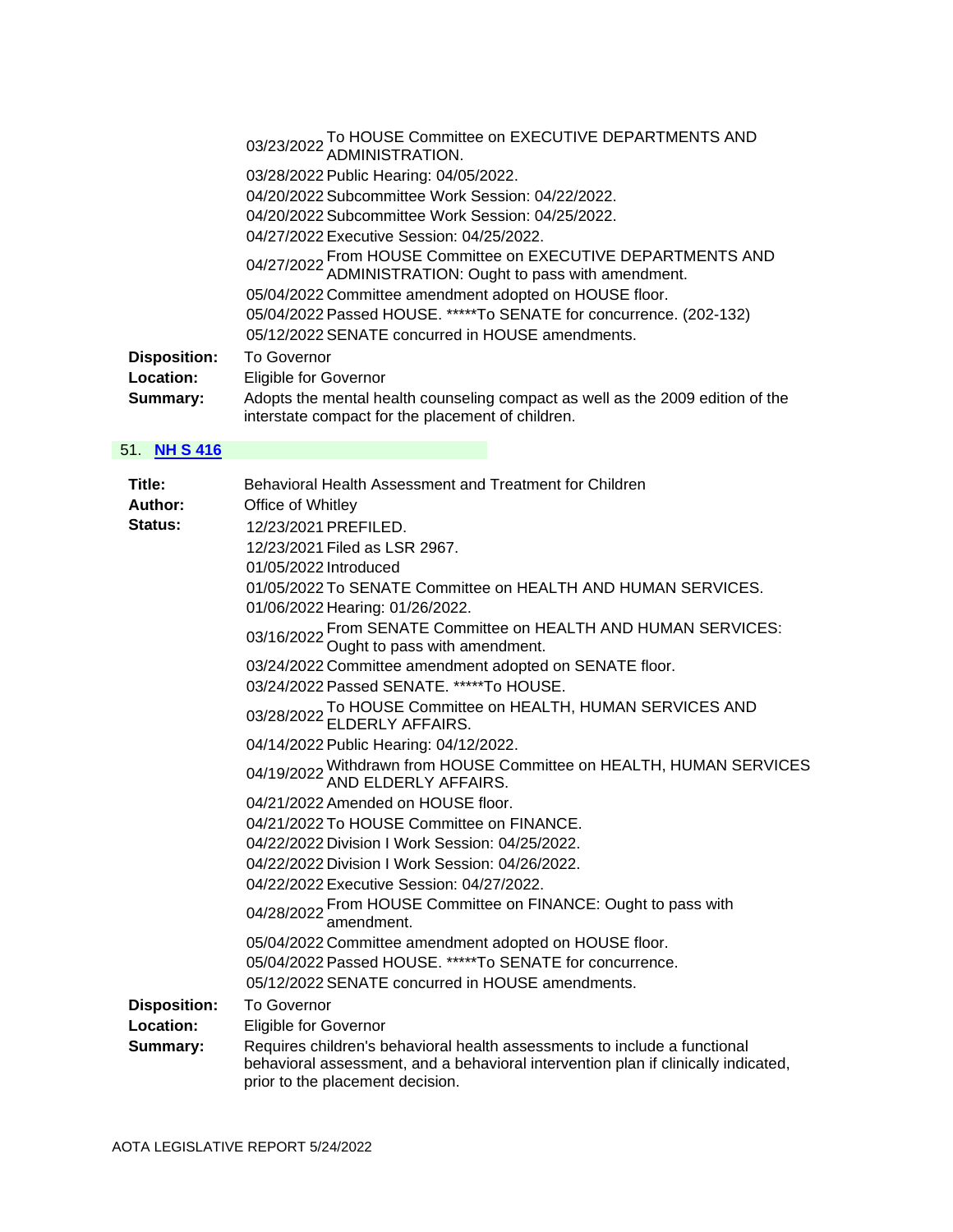| | | |
|---|---|---|
| | 03/23/2022 | To HOUSE Committee on EXECUTIVE DEPARTMENTS AND ADMINISTRATION. |
| | 03/28/2022 | Public Hearing: 04/05/2022. |
| | 04/20/2022 | Subcommittee Work Session: 04/22/2022. |
| | 04/20/2022 | Subcommittee Work Session: 04/25/2022. |
| | 04/27/2022 | Executive Session: 04/25/2022. |
| | 04/27/2022 | From HOUSE Committee on EXECUTIVE DEPARTMENTS AND ADMINISTRATION: Ought to pass with amendment. |
| | 05/04/2022 | Committee amendment adopted on HOUSE floor. |
| | 05/04/2022 | Passed HOUSE. *****To SENATE for concurrence. (202-132) |
| | 05/12/2022 | SENATE concurred in HOUSE amendments. |

**Disposition:** To Governor

**Location:** Eligible for Governor

**Summary:** Adopts the mental health counseling compact as well as the 2009 edition of the interstate compact for the placement of children.

## 51. NH S 416

**Title:** Behavioral Health Assessment and Treatment for Children

**Author:** Office of Whitley

**Status:**

| | |
|---|---|
| 12/23/2021 | PREFILED. |
| 12/23/2021 | Filed as LSR 2967. |
| 01/05/2022 | Introduced |
| 01/05/2022 | To SENATE Committee on HEALTH AND HUMAN SERVICES. |
| 01/06/2022 | Hearing: 01/26/2022. |
| 03/16/2022 | From SENATE Committee on HEALTH AND HUMAN SERVICES: Ought to pass with amendment. |
| 03/24/2022 | Committee amendment adopted on SENATE floor. |
| 03/24/2022 | Passed SENATE. *****To HOUSE. |
| 03/28/2022 | To HOUSE Committee on HEALTH, HUMAN SERVICES AND ELDERLY AFFAIRS. |
| 04/14/2022 | Public Hearing: 04/12/2022. |
| 04/19/2022 | Withdrawn from HOUSE Committee on HEALTH, HUMAN SERVICES AND ELDERLY AFFAIRS. |
| 04/21/2022 | Amended on HOUSE floor. |
| 04/21/2022 | To HOUSE Committee on FINANCE. |
| 04/22/2022 | Division I Work Session: 04/25/2022. |
| 04/22/2022 | Division I Work Session: 04/26/2022. |
| 04/22/2022 | Executive Session: 04/27/2022. |
| 04/28/2022 | From HOUSE Committee on FINANCE: Ought to pass with amendment. |
| 05/04/2022 | Committee amendment adopted on HOUSE floor. |
| 05/04/2022 | Passed HOUSE. *****To SENATE for concurrence. |
| 05/12/2022 | SENATE concurred in HOUSE amendments. |

**Disposition:** To Governor

**Location:** Eligible for Governor

**Summary:** Requires children's behavioral health assessments to include a functional behavioral assessment, and a behavioral intervention plan if clinically indicated, prior to the placement decision.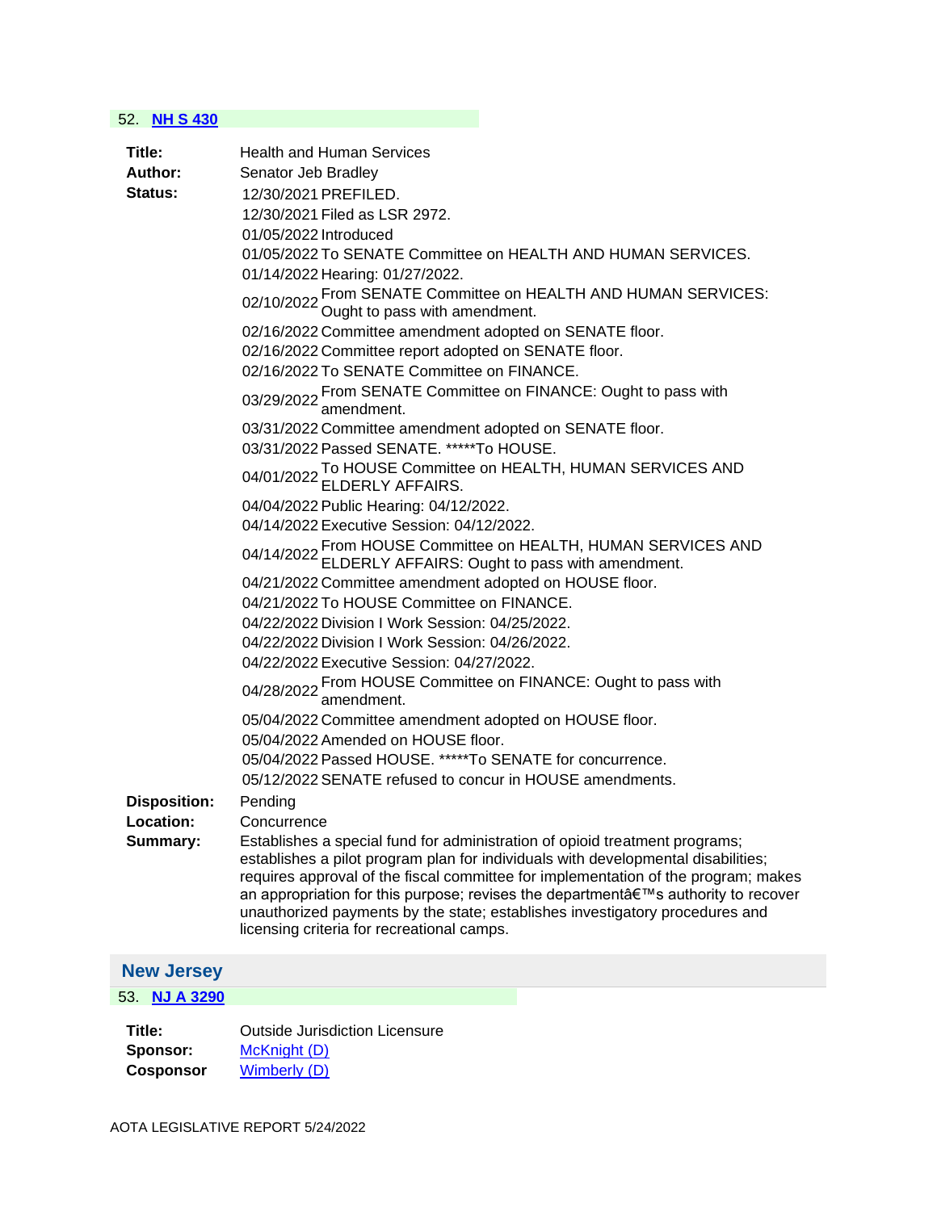52. **NH S 430**

**Title:** Health and Human Services

**Author:** Senator Jeb Bradley

**Status:**

| | |
|---|---|
| 12/30/2021 | PREFILED. |
| 12/30/2021 | Filed as LSR 2972. |
| 01/05/2022 | Introduced |
| 01/05/2022 | To SENATE Committee on HEALTH AND HUMAN SERVICES. |
| 01/14/2022 | Hearing: 01/27/2022. |
| 02/10/2022 | From SENATE Committee on HEALTH AND HUMAN SERVICES: Ought to pass with amendment. |
| 02/16/2022 | Committee amendment adopted on SENATE floor. |
| 02/16/2022 | Committee report adopted on SENATE floor. |
| 02/16/2022 | To SENATE Committee on FINANCE. |
| 03/29/2022 | From SENATE Committee on FINANCE: Ought to pass with amendment. |
| 03/31/2022 | Committee amendment adopted on SENATE floor. |
| 03/31/2022 | Passed SENATE. *****To HOUSE. |
| 04/01/2022 | To HOUSE Committee on HEALTH, HUMAN SERVICES AND ELDERLY AFFAIRS. |
| 04/04/2022 | Public Hearing: 04/12/2022. |
| 04/14/2022 | Executive Session: 04/12/2022. |
| 04/14/2022 | From HOUSE Committee on HEALTH, HUMAN SERVICES AND ELDERLY AFFAIRS: Ought to pass with amendment. |
| 04/21/2022 | Committee amendment adopted on HOUSE floor. |
| 04/21/2022 | To HOUSE Committee on FINANCE. |
| 04/22/2022 | Division I Work Session: 04/25/2022. |
| 04/22/2022 | Division I Work Session: 04/26/2022. |
| 04/22/2022 | Executive Session: 04/27/2022. |
| 04/28/2022 | From HOUSE Committee on FINANCE: Ought to pass with amendment. |
| 05/04/2022 | Committee amendment adopted on HOUSE floor. |
| 05/04/2022 | Amended on HOUSE floor. |
| 05/04/2022 | Passed HOUSE. *****To SENATE for concurrence. |
| 05/12/2022 | SENATE refused to concur in HOUSE amendments. |

**Disposition:** Pending

**Location:** Concurrence

**Summary:** Establishes a special fund for administration of opioid treatment programs; establishes a pilot program plan for individuals with developmental disabilities; requires approval of the fiscal committee for implementation of the program; makes an appropriation for this purpose; revises the departmentâ€™s authority to recover unauthorized payments by the state; establishes investigatory procedures and licensing criteria for recreational camps.

## New Jersey

53. **NJ A 3290**

**Title:** Outside Jurisdiction Licensure

**Sponsor:** McKnight (D)

**Cosponsor** Wimberly (D)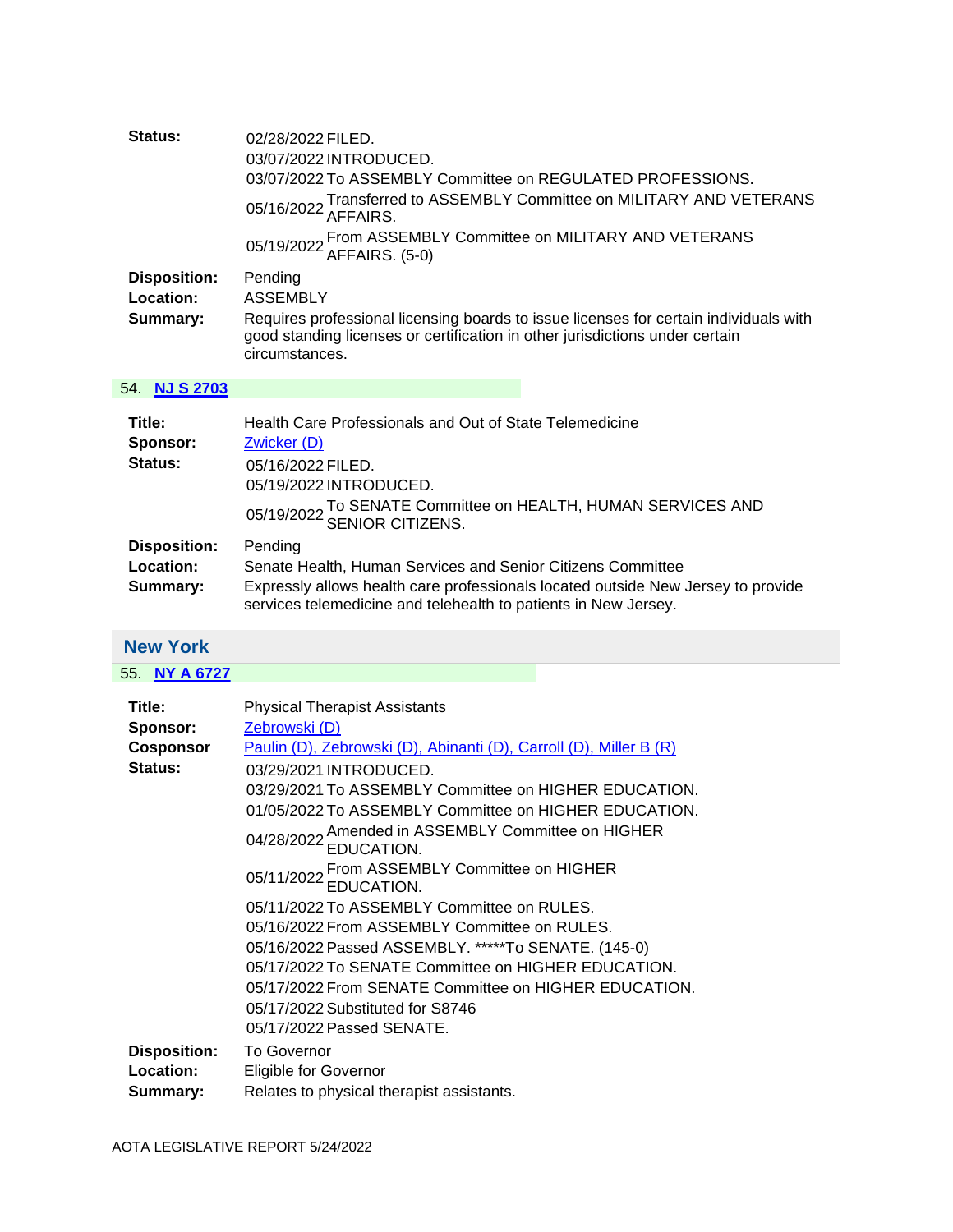**Status:** 02/28/2022 FILED.
03/07/2022 INTRODUCED.
03/07/2022 To ASSEMBLY Committee on REGULATED PROFESSIONS.
05/16/2022 Transferred to ASSEMBLY Committee on MILITARY AND VETERANS AFFAIRS.
05/19/2022 From ASSEMBLY Committee on MILITARY AND VETERANS AFFAIRS. (5-0)

**Disposition:** Pending

**Location:** ASSEMBLY

**Summary:** Requires professional licensing boards to issue licenses for certain individuals with good standing licenses or certification in other jurisdictions under certain circumstances.

54. **NJ S 2703**

**Title:** Health Care Professionals and Out of State Telemedicine

**Sponsor:** Zwicker (D)

**Status:** 05/16/2022 FILED.
05/19/2022 INTRODUCED.
05/19/2022 To SENATE Committee on HEALTH, HUMAN SERVICES AND SENIOR CITIZENS.

**Disposition:** Pending

**Location:** Senate Health, Human Services and Senior Citizens Committee

**Summary:** Expressly allows health care professionals located outside New Jersey to provide services telemedicine and telehealth to patients in New Jersey.

## New York

55. **NY A 6727**

**Title:** Physical Therapist Assistants

**Sponsor:** Zebrowski (D)

**Cosponsor** Paulin (D), Zebrowski (D), Abinanti (D), Carroll (D), Miller B (R)

**Status:** 03/29/2021 INTRODUCED.
03/29/2021 To ASSEMBLY Committee on HIGHER EDUCATION.
01/05/2022 To ASSEMBLY Committee on HIGHER EDUCATION.
04/28/2022 Amended in ASSEMBLY Committee on HIGHER EDUCATION.
05/11/2022 From ASSEMBLY Committee on HIGHER EDUCATION.
05/11/2022 To ASSEMBLY Committee on RULES.
05/16/2022 From ASSEMBLY Committee on RULES.
05/16/2022 Passed ASSEMBLY. *****To SENATE. (145-0)
05/17/2022 To SENATE Committee on HIGHER EDUCATION.
05/17/2022 From SENATE Committee on HIGHER EDUCATION.
05/17/2022 Substituted for S8746
05/17/2022 Passed SENATE.

**Disposition:** To Governor

**Location:** Eligible for Governor

**Summary:** Relates to physical therapist assistants.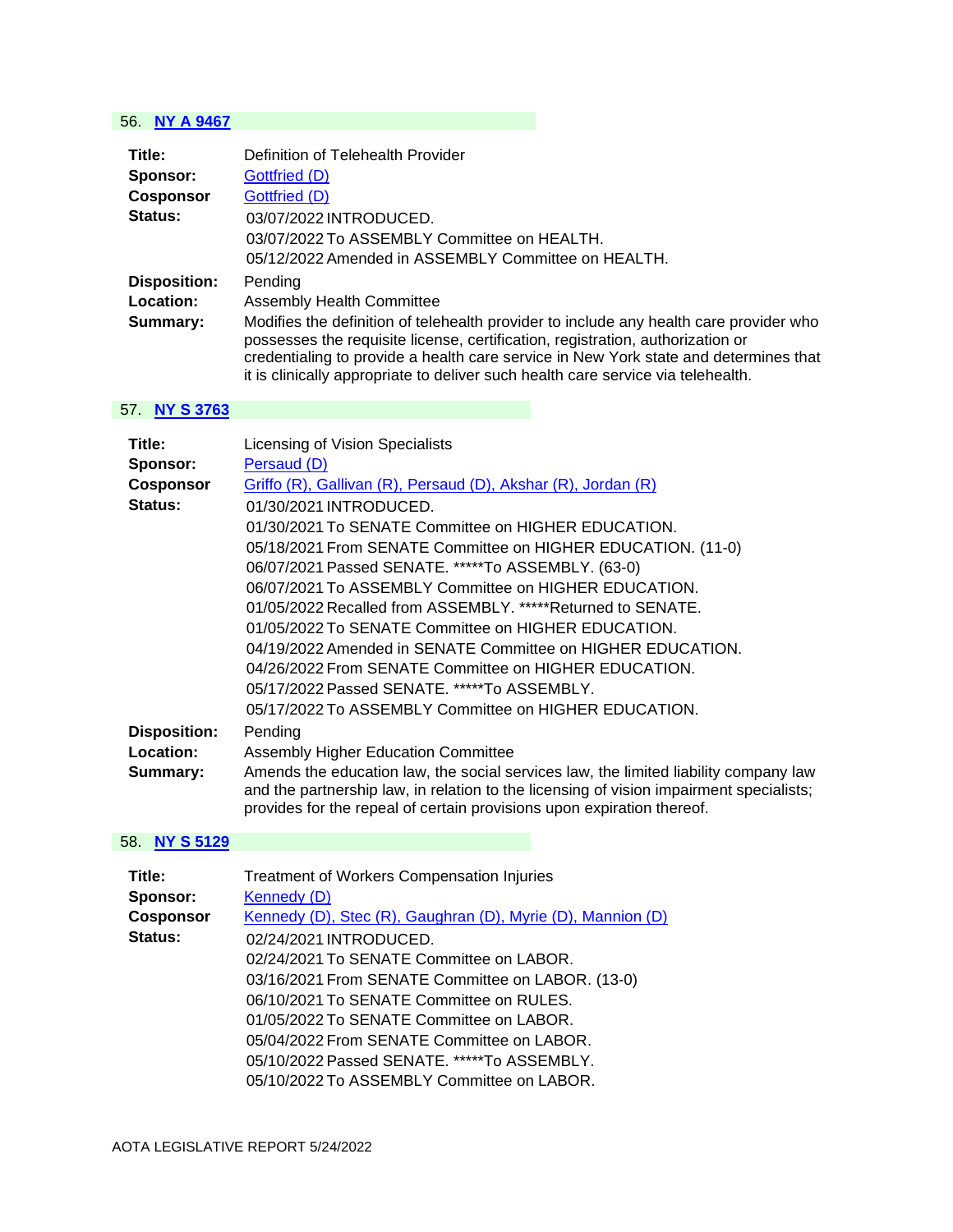## 56. NY A 9467

**Title:** Definition of Telehealth Provider
**Sponsor:** Gottfried (D)
**Cosponsor** Gottfried (D)
**Status:**
03/07/2022 INTRODUCED.
03/07/2022 To ASSEMBLY Committee on HEALTH.
05/12/2022 Amended in ASSEMBLY Committee on HEALTH.

**Disposition:** Pending
**Location:** Assembly Health Committee
**Summary:** Modifies the definition of telehealth provider to include any health care provider who possesses the requisite license, certification, registration, authorization or credentialing to provide a health care service in New York state and determines that it is clinically appropriate to deliver such health care service via telehealth.

## 57. NY S 3763

**Title:** Licensing of Vision Specialists
**Sponsor:** Persaud (D)
**Cosponsor** Griffo (R), Gallivan (R), Persaud (D), Akshar (R), Jordan (R)
**Status:**
01/30/2021 INTRODUCED.
01/30/2021 To SENATE Committee on HIGHER EDUCATION.
05/18/2021 From SENATE Committee on HIGHER EDUCATION. (11-0)
06/07/2021 Passed SENATE. *****To ASSEMBLY. (63-0)
06/07/2021 To ASSEMBLY Committee on HIGHER EDUCATION.
01/05/2022 Recalled from ASSEMBLY. *****Returned to SENATE.
01/05/2022 To SENATE Committee on HIGHER EDUCATION.
04/19/2022 Amended in SENATE Committee on HIGHER EDUCATION.
04/26/2022 From SENATE Committee on HIGHER EDUCATION.
05/17/2022 Passed SENATE. *****To ASSEMBLY.
05/17/2022 To ASSEMBLY Committee on HIGHER EDUCATION.

**Disposition:** Pending
**Location:** Assembly Higher Education Committee
**Summary:** Amends the education law, the social services law, the limited liability company law and the partnership law, in relation to the licensing of vision impairment specialists; provides for the repeal of certain provisions upon expiration thereof.

## 58. NY S 5129

**Title:** Treatment of Workers Compensation Injuries
**Sponsor:** Kennedy (D)
**Cosponsor** Kennedy (D), Stec (R), Gaughran (D), Myrie (D), Mannion (D)
**Status:**
02/24/2021 INTRODUCED.
02/24/2021 To SENATE Committee on LABOR.
03/16/2021 From SENATE Committee on LABOR. (13-0)
06/10/2021 To SENATE Committee on RULES.
01/05/2022 To SENATE Committee on LABOR.
05/04/2022 From SENATE Committee on LABOR.
05/10/2022 Passed SENATE. *****To ASSEMBLY.
05/10/2022 To ASSEMBLY Committee on LABOR.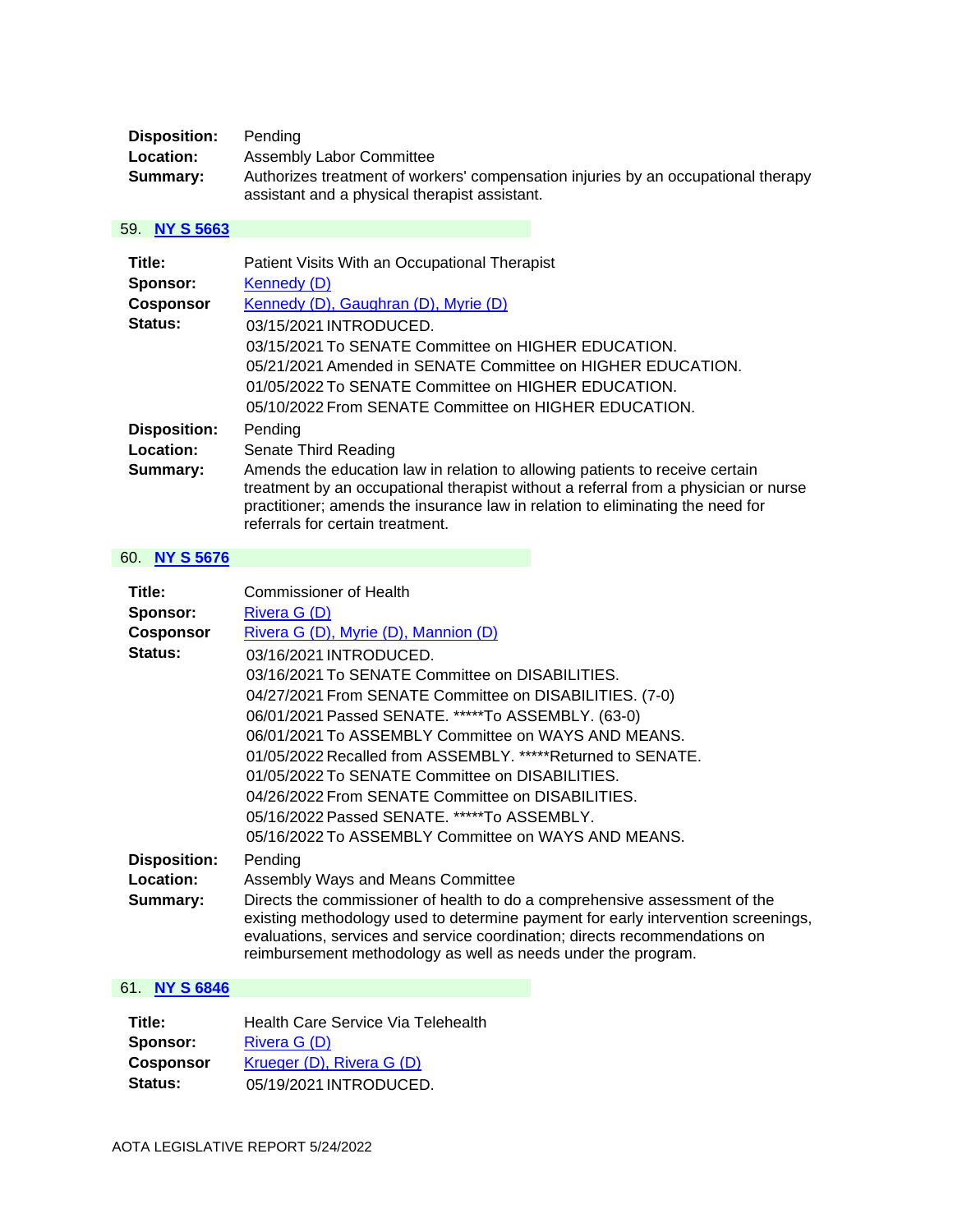**Disposition:** Pending
**Location:** Assembly Labor Committee
**Summary:** Authorizes treatment of workers' compensation injuries by an occupational therapy assistant and a physical therapist assistant.

### 59. NY S 5663

**Title:** Patient Visits With an Occupational Therapist
**Sponsor:** Kennedy (D)
**Cosponsor** Kennedy (D), Gaughran (D), Myrie (D)
**Status:**
03/15/2021 INTRODUCED.
03/15/2021 To SENATE Committee on HIGHER EDUCATION.
05/21/2021 Amended in SENATE Committee on HIGHER EDUCATION.
01/05/2022 To SENATE Committee on HIGHER EDUCATION.
05/10/2022 From SENATE Committee on HIGHER EDUCATION.

**Disposition:** Pending
**Location:** Senate Third Reading
**Summary:** Amends the education law in relation to allowing patients to receive certain treatment by an occupational therapist without a referral from a physician or nurse practitioner; amends the insurance law in relation to eliminating the need for referrals for certain treatment.

### 60. NY S 5676

**Title:** Commissioner of Health
**Sponsor:** Rivera G (D)
**Cosponsor** Rivera G (D), Myrie (D), Mannion (D)
**Status:**
03/16/2021 INTRODUCED.
03/16/2021 To SENATE Committee on DISABILITIES.
04/27/2021 From SENATE Committee on DISABILITIES. (7-0)
06/01/2021 Passed SENATE. *****To ASSEMBLY. (63-0)
06/01/2021 To ASSEMBLY Committee on WAYS AND MEANS.
01/05/2022 Recalled from ASSEMBLY. *****Returned to SENATE.
01/05/2022 To SENATE Committee on DISABILITIES.
04/26/2022 From SENATE Committee on DISABILITIES.
05/16/2022 Passed SENATE. *****To ASSEMBLY.
05/16/2022 To ASSEMBLY Committee on WAYS AND MEANS.

**Disposition:** Pending
**Location:** Assembly Ways and Means Committee
**Summary:** Directs the commissioner of health to do a comprehensive assessment of the existing methodology used to determine payment for early intervention screenings, evaluations, services and service coordination; directs recommendations on reimbursement methodology as well as needs under the program.

### 61. NY S 6846

**Title:** Health Care Service Via Telehealth
**Sponsor:** Rivera G (D)
**Cosponsor** Krueger (D), Rivera G (D)
**Status:**
05/19/2021 INTRODUCED.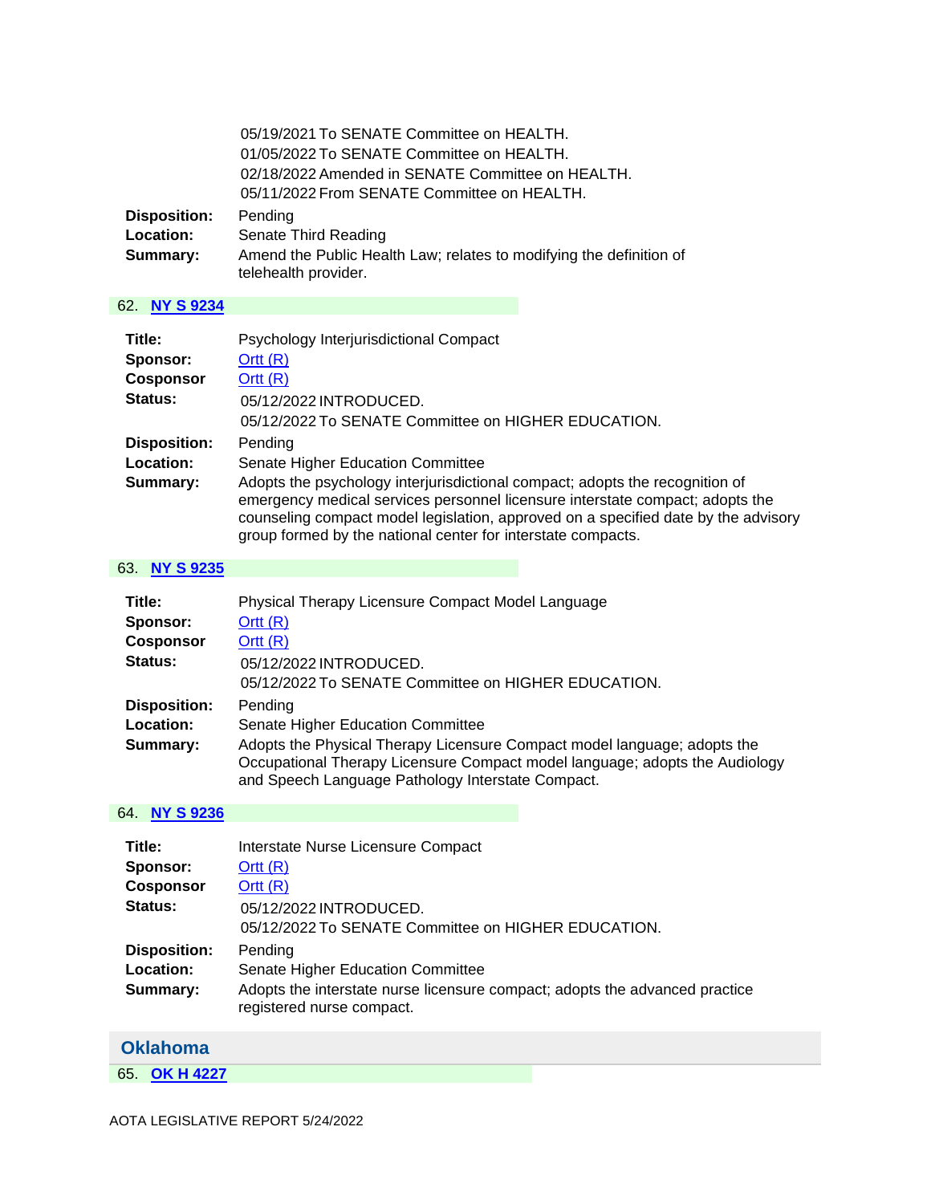05/19/2021 To SENATE Committee on HEALTH.
01/05/2022 To SENATE Committee on HEALTH.
02/18/2022 Amended in SENATE Committee on HEALTH.
05/11/2022 From SENATE Committee on HEALTH.

**Disposition:** Pending
**Location:** Senate Third Reading
**Summary:** Amend the Public Health Law; relates to modifying the definition of telehealth provider.

62. **NY S 9234**

**Title:** Psychology Interjurisdictional Compact
**Sponsor:** Ortt (R)
**Cosponsor** Ortt (R)
**Status:**
05/12/2022 INTRODUCED.
05/12/2022 To SENATE Committee on HIGHER EDUCATION.

**Disposition:** Pending
**Location:** Senate Higher Education Committee
**Summary:** Adopts the psychology interjurisdictional compact; adopts the recognition of emergency medical services personnel licensure interstate compact; adopts the counseling compact model legislation, approved on a specified date by the advisory group formed by the national center for interstate compacts.

63. **NY S 9235**

**Title:** Physical Therapy Licensure Compact Model Language
**Sponsor:** Ortt (R)
**Cosponsor** Ortt (R)
**Status:**
05/12/2022 INTRODUCED.
05/12/2022 To SENATE Committee on HIGHER EDUCATION.

**Disposition:** Pending
**Location:** Senate Higher Education Committee
**Summary:** Adopts the Physical Therapy Licensure Compact model language; adopts the Occupational Therapy Licensure Compact model language; adopts the Audiology and Speech Language Pathology Interstate Compact.

64. **NY S 9236**

**Title:** Interstate Nurse Licensure Compact
**Sponsor:** Ortt (R)
**Cosponsor** Ortt (R)
**Status:**
05/12/2022 INTRODUCED.
05/12/2022 To SENATE Committee on HIGHER EDUCATION.

**Disposition:** Pending
**Location:** Senate Higher Education Committee
**Summary:** Adopts the interstate nurse licensure compact; adopts the advanced practice registered nurse compact.

## Oklahoma

65. **OK H 4227**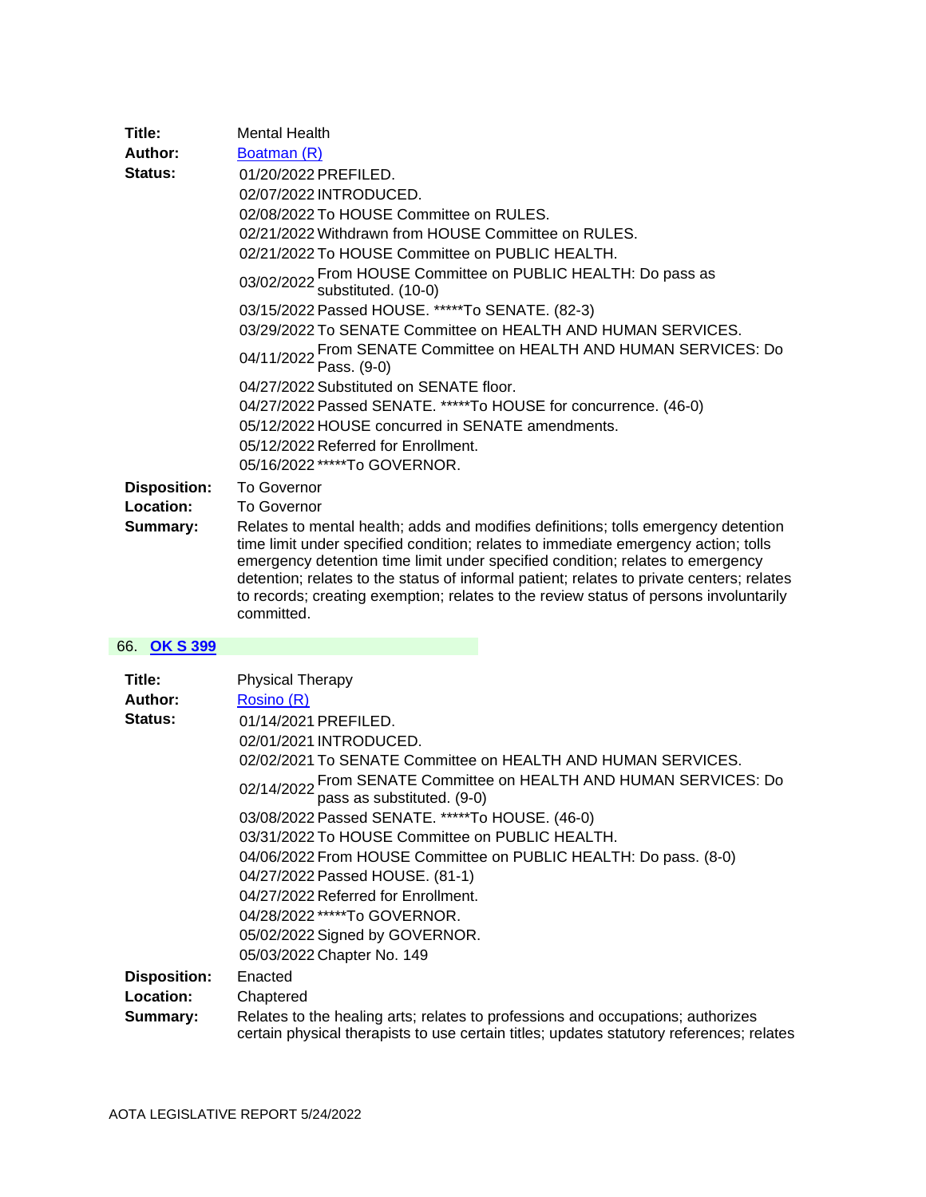**Title:** Mental Health
**Author:** Boatman (R)
**Status:**
- 01/20/2022 PREFILED.
- 02/07/2022 INTRODUCED.
- 02/08/2022 To HOUSE Committee on RULES.
- 02/21/2022 Withdrawn from HOUSE Committee on RULES.
- 02/21/2022 To HOUSE Committee on PUBLIC HEALTH.
- 03/02/2022 From HOUSE Committee on PUBLIC HEALTH: Do pass as substituted. (10-0)
- 03/15/2022 Passed HOUSE. *****To SENATE. (82-3)
- 03/29/2022 To SENATE Committee on HEALTH AND HUMAN SERVICES.
- 04/11/2022 From SENATE Committee on HEALTH AND HUMAN SERVICES: Do Pass. (9-0)
- 04/27/2022 Substituted on SENATE floor.
- 04/27/2022 Passed SENATE. *****To HOUSE for concurrence. (46-0)
- 05/12/2022 HOUSE concurred in SENATE amendments.
- 05/12/2022 Referred for Enrollment.
- 05/16/2022 *****To GOVERNOR.

**Disposition:** To Governor
**Location:** To Governor
**Summary:** Relates to mental health; adds and modifies definitions; tolls emergency detention time limit under specified condition; relates to immediate emergency action; tolls emergency detention time limit under specified condition; relates to emergency detention; relates to the status of informal patient; relates to private centers; relates to records; creating exemption; relates to the review status of persons involuntarily committed.

## 66. OK S 399

**Title:** Physical Therapy
**Author:** Rosino (R)
**Status:**
- 01/14/2021 PREFILED.
- 02/01/2021 INTRODUCED.
- 02/02/2021 To SENATE Committee on HEALTH AND HUMAN SERVICES.
- 02/14/2022 From SENATE Committee on HEALTH AND HUMAN SERVICES: Do pass as substituted. (9-0)
- 03/08/2022 Passed SENATE. *****To HOUSE. (46-0)
- 03/31/2022 To HOUSE Committee on PUBLIC HEALTH.
- 04/06/2022 From HOUSE Committee on PUBLIC HEALTH: Do pass. (8-0)
- 04/27/2022 Passed HOUSE. (81-1)
- 04/27/2022 Referred for Enrollment.
- 04/28/2022 *****To GOVERNOR.
- 05/02/2022 Signed by GOVERNOR.
- 05/03/2022 Chapter No. 149

**Disposition:** Enacted
**Location:** Chaptered
**Summary:** Relates to the healing arts; relates to professions and occupations; authorizes certain physical therapists to use certain titles; updates statutory references; relates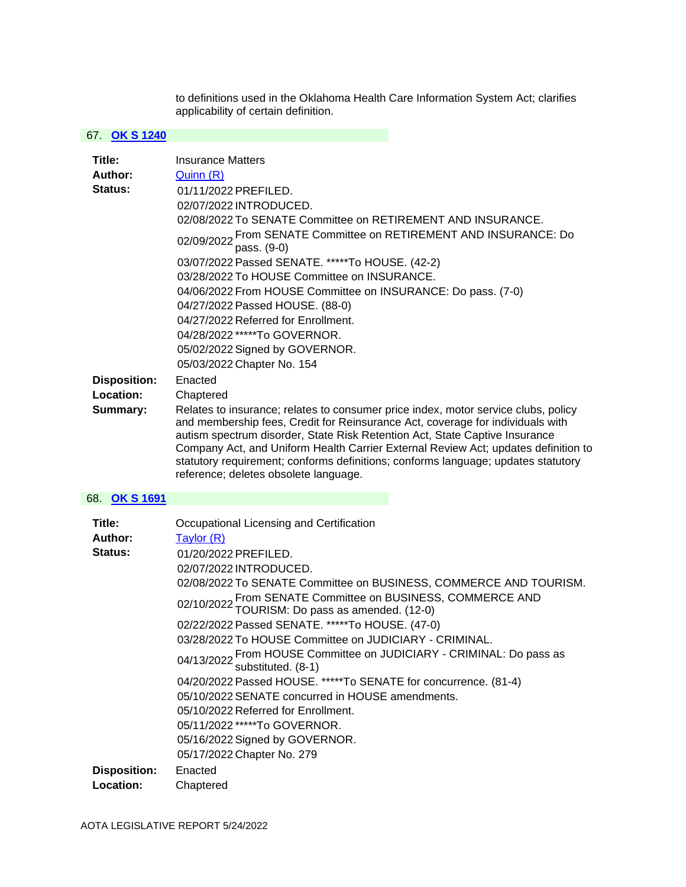to definitions used in the Oklahoma Health Care Information System Act; clarifies applicability of certain definition.

## 67. OK S 1240

**Title:** Insurance Matters

**Author:** Quinn (R)

**Status:**

- 01/11/2022 PREFILED.
- 02/07/2022 INTRODUCED.
- 02/08/2022 To SENATE Committee on RETIREMENT AND INSURANCE.
- 02/09/2022 From SENATE Committee on RETIREMENT AND INSURANCE: Do pass. (9-0)
- 03/07/2022 Passed SENATE. *****To HOUSE. (42-2)
- 03/28/2022 To HOUSE Committee on INSURANCE.
- 04/06/2022 From HOUSE Committee on INSURANCE: Do pass. (7-0)
- 04/27/2022 Passed HOUSE. (88-0)
- 04/27/2022 Referred for Enrollment.
- 04/28/2022 *****To GOVERNOR.
- 05/02/2022 Signed by GOVERNOR.
- 05/03/2022 Chapter No. 154

**Disposition:** Enacted

**Location:** Chaptered

**Summary:** Relates to insurance; relates to consumer price index, motor service clubs, policy and membership fees, Credit for Reinsurance Act, coverage for individuals with autism spectrum disorder, State Risk Retention Act, State Captive Insurance Company Act, and Uniform Health Carrier External Review Act; updates definition to statutory requirement; conforms definitions; conforms language; updates statutory reference; deletes obsolete language.

## 68. OK S 1691

**Title:** Occupational Licensing and Certification

**Author:** Taylor (R)

**Status:**

- 01/20/2022 PREFILED.
- 02/07/2022 INTRODUCED.
- 02/08/2022 To SENATE Committee on BUSINESS, COMMERCE AND TOURISM.
- 02/10/2022 From SENATE Committee on BUSINESS, COMMERCE AND TOURISM: Do pass as amended. (12-0)
- 02/22/2022 Passed SENATE. *****To HOUSE. (47-0)
- 03/28/2022 To HOUSE Committee on JUDICIARY - CRIMINAL.
- 04/13/2022 From HOUSE Committee on JUDICIARY - CRIMINAL: Do pass as substituted. (8-1)
- 04/20/2022 Passed HOUSE. *****To SENATE for concurrence. (81-4)
- 05/10/2022 SENATE concurred in HOUSE amendments.
- 05/10/2022 Referred for Enrollment.
- 05/11/2022 *****To GOVERNOR.
- 05/16/2022 Signed by GOVERNOR.
- 05/17/2022 Chapter No. 279

**Disposition:** Enacted

**Location:** Chaptered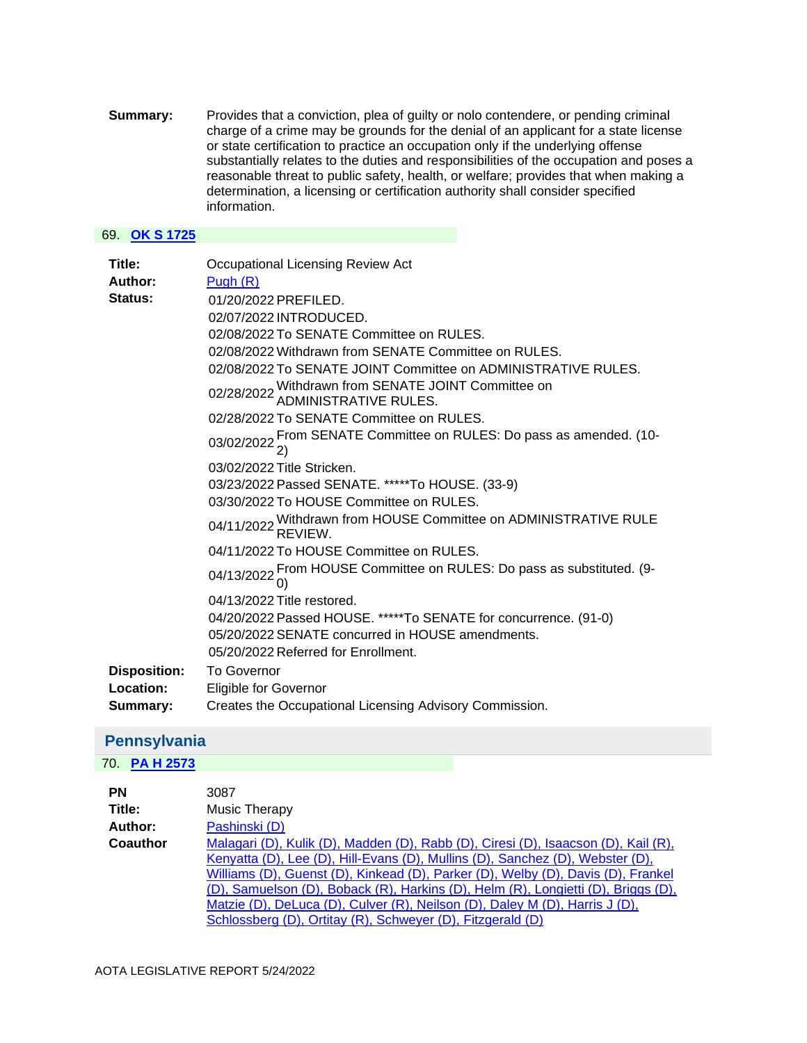**Summary:** Provides that a conviction, plea of guilty or nolo contendere, or pending criminal charge of a crime may be grounds for the denial of an applicant for a state license or state certification to practice an occupation only if the underlying offense substantially relates to the duties and responsibilities of the occupation and poses a reasonable threat to public safety, health, or welfare; provides that when making a determination, a licensing or certification authority shall consider specified information.

### 69. OK S 1725

**Title:** Occupational Licensing Review Act

**Author:** Pugh (R)

**Status:**

| | |
|---|---|
| 01/20/2022 | PREFILED. |
| 02/07/2022 | INTRODUCED. |
| 02/08/2022 | To SENATE Committee on RULES. |
| 02/08/2022 | Withdrawn from SENATE Committee on RULES. |
| 02/08/2022 | To SENATE JOINT Committee on ADMINISTRATIVE RULES. |
| 02/28/2022 | Withdrawn from SENATE JOINT Committee on ADMINISTRATIVE RULES. |
| 02/28/2022 | To SENATE Committee on RULES. |
| 03/02/2022 | From SENATE Committee on RULES: Do pass as amended. (10-2) |
| 03/02/2022 | Title Stricken. |
| 03/23/2022 | Passed SENATE. *****To HOUSE. (33-9) |
| 03/30/2022 | To HOUSE Committee on RULES. |
| 04/11/2022 | Withdrawn from HOUSE Committee on ADMINISTRATIVE RULE REVIEW. |
| 04/11/2022 | To HOUSE Committee on RULES. |
| 04/13/2022 | From HOUSE Committee on RULES: Do pass as substituted. (9-0) |
| 04/13/2022 | Title restored. |
| 04/20/2022 | Passed HOUSE. *****To SENATE for concurrence. (91-0) |
| 05/20/2022 | SENATE concurred in HOUSE amendments. |
| 05/20/2022 | Referred for Enrollment. |

**Disposition:** To Governor

**Location:** Eligible for Governor

**Summary:** Creates the Occupational Licensing Advisory Commission.

## Pennsylvania

### 70. PA H 2573

**PN** 3087

**Title:** Music Therapy

**Author:** Pashinski (D)

**Coauthor** Malagari (D), Kulik (D), Madden (D), Rabb (D), Ciresi (D), Isaacson (D), Kail (R), Kenyatta (D), Lee (D), Hill-Evans (D), Mullins (D), Sanchez (D), Webster (D), Williams (D), Guenst (D), Kinkead (D), Parker (D), Welby (D), Davis (D), Frankel (D), Samuelson (D), Boback (R), Harkins (D), Helm (R), Longietti (D), Briggs (D), Matzie (D), DeLuca (D), Culver (R), Neilson (D), Daley M (D), Harris J (D), Schlossberg (D), Ortitay (R), Schweyer (D), Fitzgerald (D)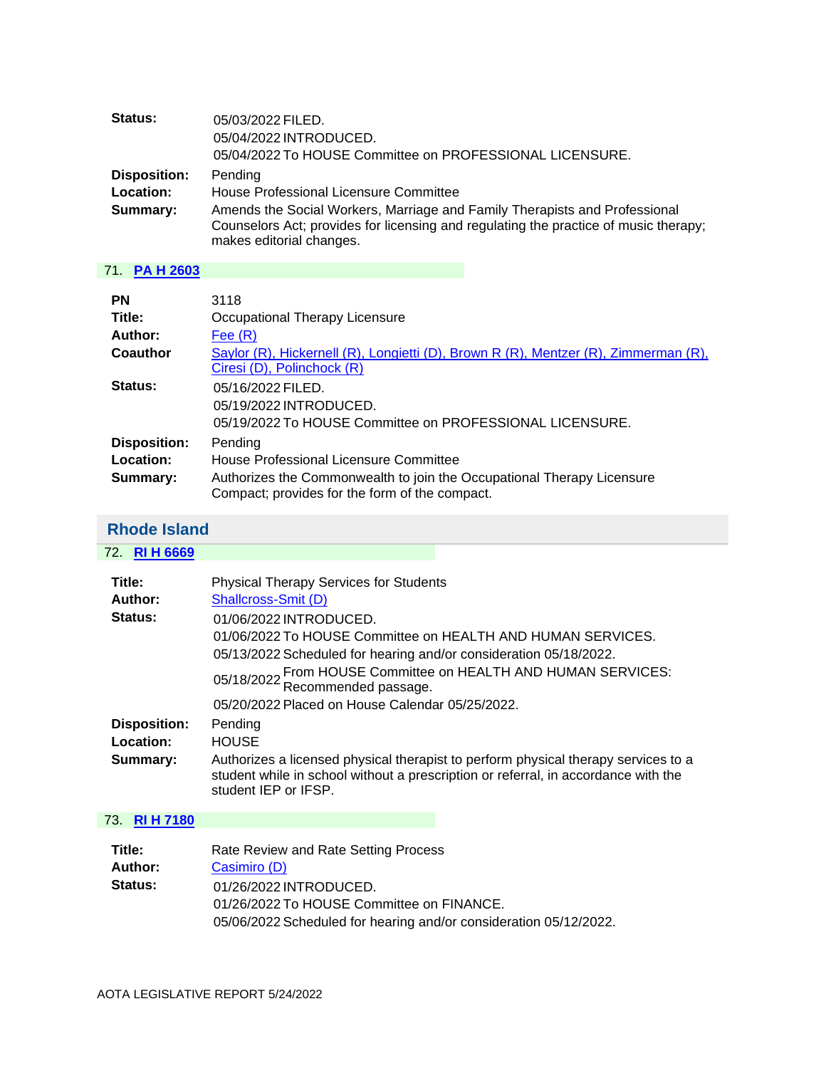**Status:** 05/03/2022 FILED.
05/04/2022 INTRODUCED.
05/04/2022 To HOUSE Committee on PROFESSIONAL LICENSURE.

**Disposition:** Pending

**Location:** House Professional Licensure Committee

**Summary:** Amends the Social Workers, Marriage and Family Therapists and Professional Counselors Act; provides for licensing and regulating the practice of music therapy; makes editorial changes.

### 71. PA H 2603

**PN** 3118

**Title:** Occupational Therapy Licensure

**Author:** Fee (R)

**Coauthor** Saylor (R), Hickernell (R), Longietti (D), Brown R (R), Mentzer (R), Zimmerman (R), Ciresi (D), Polinchock (R)

**Status:** 05/16/2022 FILED.
05/19/2022 INTRODUCED.
05/19/2022 To HOUSE Committee on PROFESSIONAL LICENSURE.

**Disposition:** Pending

**Location:** House Professional Licensure Committee

**Summary:** Authorizes the Commonwealth to join the Occupational Therapy Licensure Compact; provides for the form of the compact.

## Rhode Island

### 72. RI H 6669

**Title:** Physical Therapy Services for Students

**Author:** Shallcross-Smit (D)

**Status:** 01/06/2022 INTRODUCED.
01/06/2022 To HOUSE Committee on HEALTH AND HUMAN SERVICES.
05/13/2022 Scheduled for hearing and/or consideration 05/18/2022.
05/18/2022 From HOUSE Committee on HEALTH AND HUMAN SERVICES: Recommended passage.
05/20/2022 Placed on House Calendar 05/25/2022.

**Disposition:** Pending

**Location:** HOUSE

**Summary:** Authorizes a licensed physical therapist to perform physical therapy services to a student while in school without a prescription or referral, in accordance with the student IEP or IFSP.

### 73. RI H 7180

**Title:** Rate Review and Rate Setting Process

**Author:** Casimiro (D)

**Status:** 01/26/2022 INTRODUCED.
01/26/2022 To HOUSE Committee on FINANCE.
05/06/2022 Scheduled for hearing and/or consideration 05/12/2022.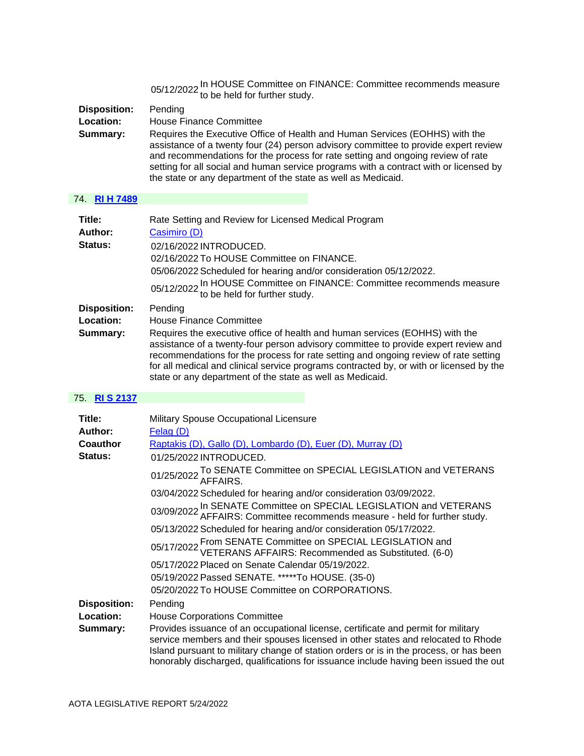05/12/2022 In HOUSE Committee on FINANCE: Committee recommends measure to be held for further study.

**Disposition:** Pending
**Location:** House Finance Committee
**Summary:** Requires the Executive Office of Health and Human Services (EOHHS) with the assistance of a twenty four (24) person advisory committee to provide expert review and recommendations for the process for rate setting and ongoing review of rate setting for all social and human service programs with a contract with or licensed by the state or any department of the state as well as Medicaid.

## 74. [RI H 7489]()

**Title:** Rate Setting and Review for Licensed Medical Program
**Author:** [Casimiro (D)]()
**Status:**

| | |
|---|---|
| 02/16/2022 | INTRODUCED. |
| 02/16/2022 | To HOUSE Committee on FINANCE. |
| 05/06/2022 | Scheduled for hearing and/or consideration 05/12/2022. |
| 05/12/2022 | In HOUSE Committee on FINANCE: Committee recommends measure to be held for further study. |

**Disposition:** Pending
**Location:** House Finance Committee
**Summary:** Requires the executive office of health and human services (EOHHS) with the assistance of a twenty-four person advisory committee to provide expert review and recommendations for the process for rate setting and ongoing review of rate setting for all medical and clinical service programs contracted by, or with or licensed by the state or any department of the state as well as Medicaid.

## 75. [RI S 2137]()

**Title:** Military Spouse Occupational Licensure
**Author:** [Felag (D)]()
**Coauthor** [Raptakis (D), Gallo (D), Lombardo (D), Euer (D), Murray (D)]()
**Status:**

| | |
|---|---|
| 01/25/2022 | INTRODUCED. |
| 01/25/2022 | To SENATE Committee on SPECIAL LEGISLATION and VETERANS AFFAIRS. |
| 03/04/2022 | Scheduled for hearing and/or consideration 03/09/2022. |
| 03/09/2022 | In SENATE Committee on SPECIAL LEGISLATION and VETERANS AFFAIRS: Committee recommends measure - held for further study. |
| 05/13/2022 | Scheduled for hearing and/or consideration 05/17/2022. |
| 05/17/2022 | From SENATE Committee on SPECIAL LEGISLATION and VETERANS AFFAIRS: Recommended as Substituted. (6-0) |
| 05/17/2022 | Placed on Senate Calendar 05/19/2022. |
| 05/19/2022 | Passed SENATE. *****To HOUSE. (35-0) |
| 05/20/2022 | To HOUSE Committee on CORPORATIONS. |

**Disposition:** Pending
**Location:** House Corporations Committee
**Summary:** Provides issuance of an occupational license, certificate and permit for military service members and their spouses licensed in other states and relocated to Rhode Island pursuant to military change of station orders or is in the process, or has been honorably discharged, qualifications for issuance include having been issued the out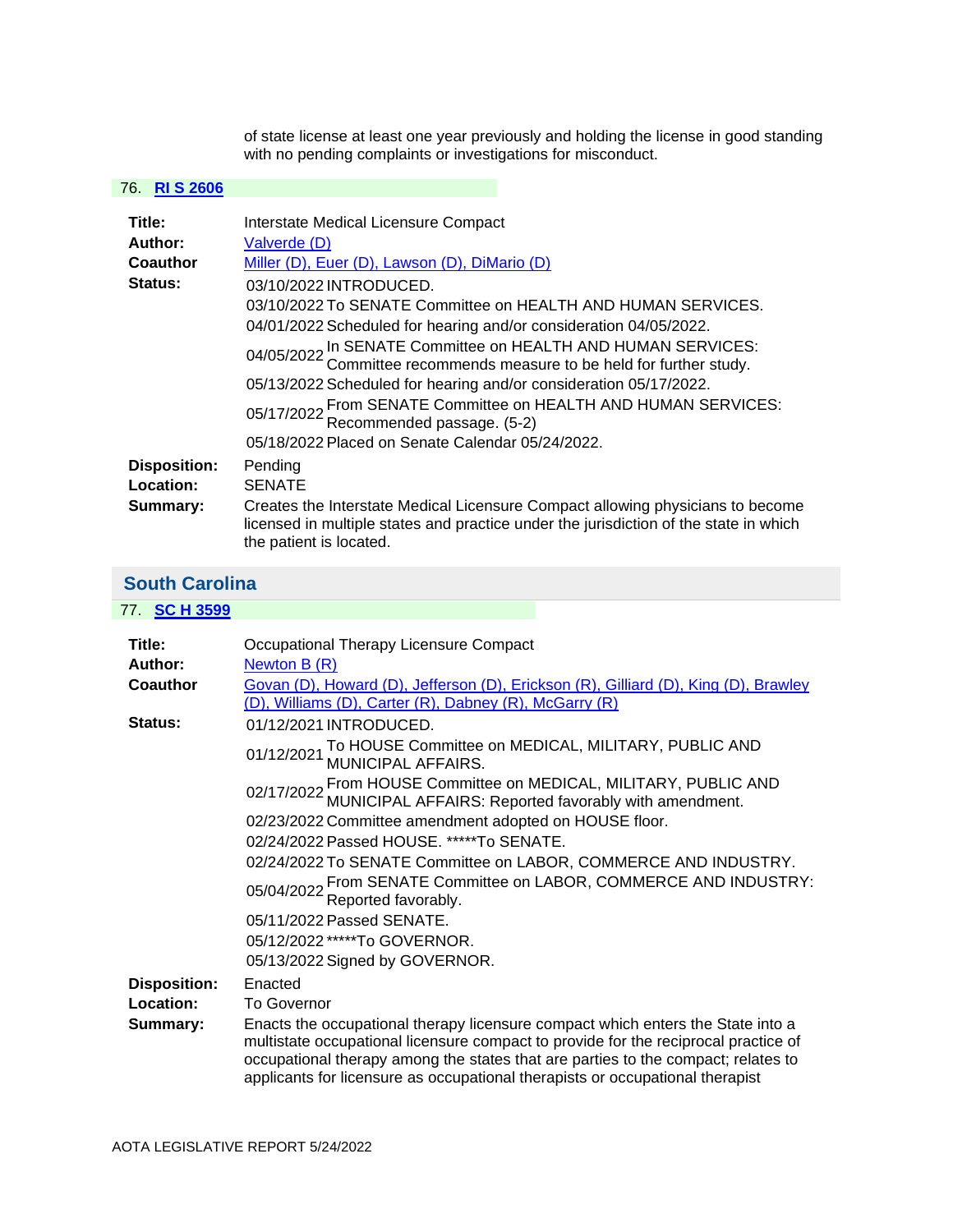of state license at least one year previously and holding the license in good standing with no pending complaints or investigations for misconduct.

76. **RI S 2606**

| | |
|---|---|
| **Title:** | Interstate Medical Licensure Compact |
| **Author:** | Valverde (D) |
| **Coauthor** | Miller (D), Euer (D), Lawson (D), DiMario (D) |
| **Status:** | 03/10/2022 INTRODUCED.<br>03/10/2022 To SENATE Committee on HEALTH AND HUMAN SERVICES.<br>04/01/2022 Scheduled for hearing and/or consideration 04/05/2022.<br>04/05/2022 In SENATE Committee on HEALTH AND HUMAN SERVICES: Committee recommends measure to be held for further study.<br>05/13/2022 Scheduled for hearing and/or consideration 05/17/2022.<br>05/17/2022 From SENATE Committee on HEALTH AND HUMAN SERVICES: Recommended passage. (5-2)<br>05/18/2022 Placed on Senate Calendar 05/24/2022. |
| **Disposition:** | Pending |
| **Location:** | SENATE |
| **Summary:** | Creates the Interstate Medical Licensure Compact allowing physicians to become licensed in multiple states and practice under the jurisdiction of the state in which the patient is located. |

## South Carolina

77. **SC H 3599**

| | |
|---|---|
| **Title:** | Occupational Therapy Licensure Compact |
| **Author:** | Newton B (R) |
| **Coauthor** | Govan (D), Howard (D), Jefferson (D), Erickson (R), Gilliard (D), King (D), Brawley (D), Williams (D), Carter (R), Dabney (R), McGarry (R) |
| **Status:** | 01/12/2021 INTRODUCED.<br>01/12/2021 To HOUSE Committee on MEDICAL, MILITARY, PUBLIC AND MUNICIPAL AFFAIRS.<br>02/17/2022 From HOUSE Committee on MEDICAL, MILITARY, PUBLIC AND MUNICIPAL AFFAIRS: Reported favorably with amendment.<br>02/23/2022 Committee amendment adopted on HOUSE floor.<br>02/24/2022 Passed HOUSE. *****To SENATE.<br>02/24/2022 To SENATE Committee on LABOR, COMMERCE AND INDUSTRY.<br>05/04/2022 From SENATE Committee on LABOR, COMMERCE AND INDUSTRY: Reported favorably.<br>05/11/2022 Passed SENATE.<br>05/12/2022 *****To GOVERNOR.<br>05/13/2022 Signed by GOVERNOR. |
| **Disposition:** | Enacted |
| **Location:** | To Governor |
| **Summary:** | Enacts the occupational therapy licensure compact which enters the State into a multistate occupational licensure compact to provide for the reciprocal practice of occupational therapy among the states that are parties to the compact; relates to applicants for licensure as occupational therapists or occupational therapist |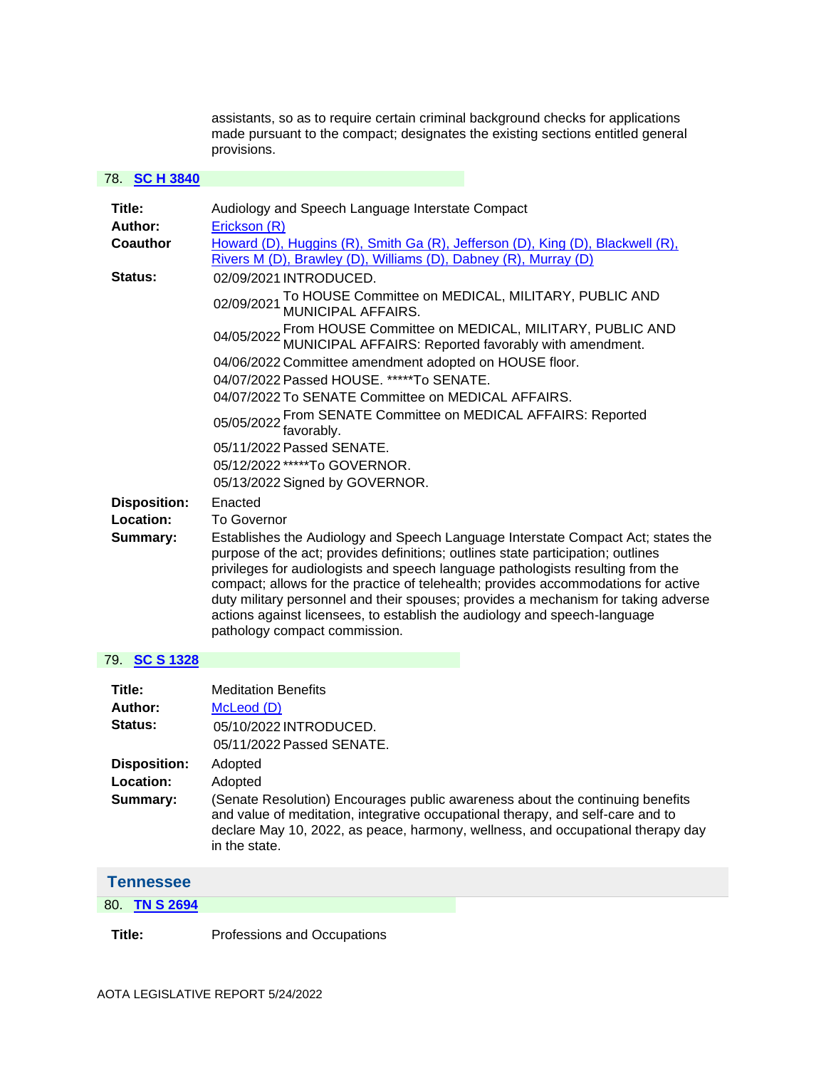assistants, so as to require certain criminal background checks for applications made pursuant to the compact; designates the existing sections entitled general provisions.

78. **SC H 3840**

**Title:** Audiology and Speech Language Interstate Compact
**Author:** Erickson (R)
**Coauthor** Howard (D), Huggins (R), Smith Ga (R), Jefferson (D), King (D), Blackwell (R), Rivers M (D), Brawley (D), Williams (D), Dabney (R), Murray (D)
**Status:**

| | |
|---|---|
| 02/09/2021 | INTRODUCED. |
| 02/09/2021 | To HOUSE Committee on MEDICAL, MILITARY, PUBLIC AND MUNICIPAL AFFAIRS. |
| 04/05/2022 | From HOUSE Committee on MEDICAL, MILITARY, PUBLIC AND MUNICIPAL AFFAIRS: Reported favorably with amendment. |
| 04/06/2022 | Committee amendment adopted on HOUSE floor. |
| 04/07/2022 | Passed HOUSE. *****To SENATE. |
| 04/07/2022 | To SENATE Committee on MEDICAL AFFAIRS. |
| 05/05/2022 | From SENATE Committee on MEDICAL AFFAIRS: Reported favorably. |
| 05/11/2022 | Passed SENATE. |
| 05/12/2022 | *****To GOVERNOR. |
| 05/13/2022 | Signed by GOVERNOR. |

**Disposition:** Enacted
**Location:** To Governor
**Summary:** Establishes the Audiology and Speech Language Interstate Compact Act; states the purpose of the act; provides definitions; outlines state participation; outlines privileges for audiologists and speech language pathologists resulting from the compact; allows for the practice of telehealth; provides accommodations for active duty military personnel and their spouses; provides a mechanism for taking adverse actions against licensees, to establish the audiology and speech-language pathology compact commission.

79. **SC S 1328**

**Title:** Meditation Benefits
**Author:** McLeod (D)
**Status:**

| | |
|---|---|
| 05/10/2022 | INTRODUCED. |
| 05/11/2022 | Passed SENATE. |

**Disposition:** Adopted
**Location:** Adopted
**Summary:** (Senate Resolution) Encourages public awareness about the continuing benefits and value of meditation, integrative occupational therapy, and self-care and to declare May 10, 2022, as peace, harmony, wellness, and occupational therapy day in the state.

## Tennessee

80. **TN S 2694**

**Title:** Professions and Occupations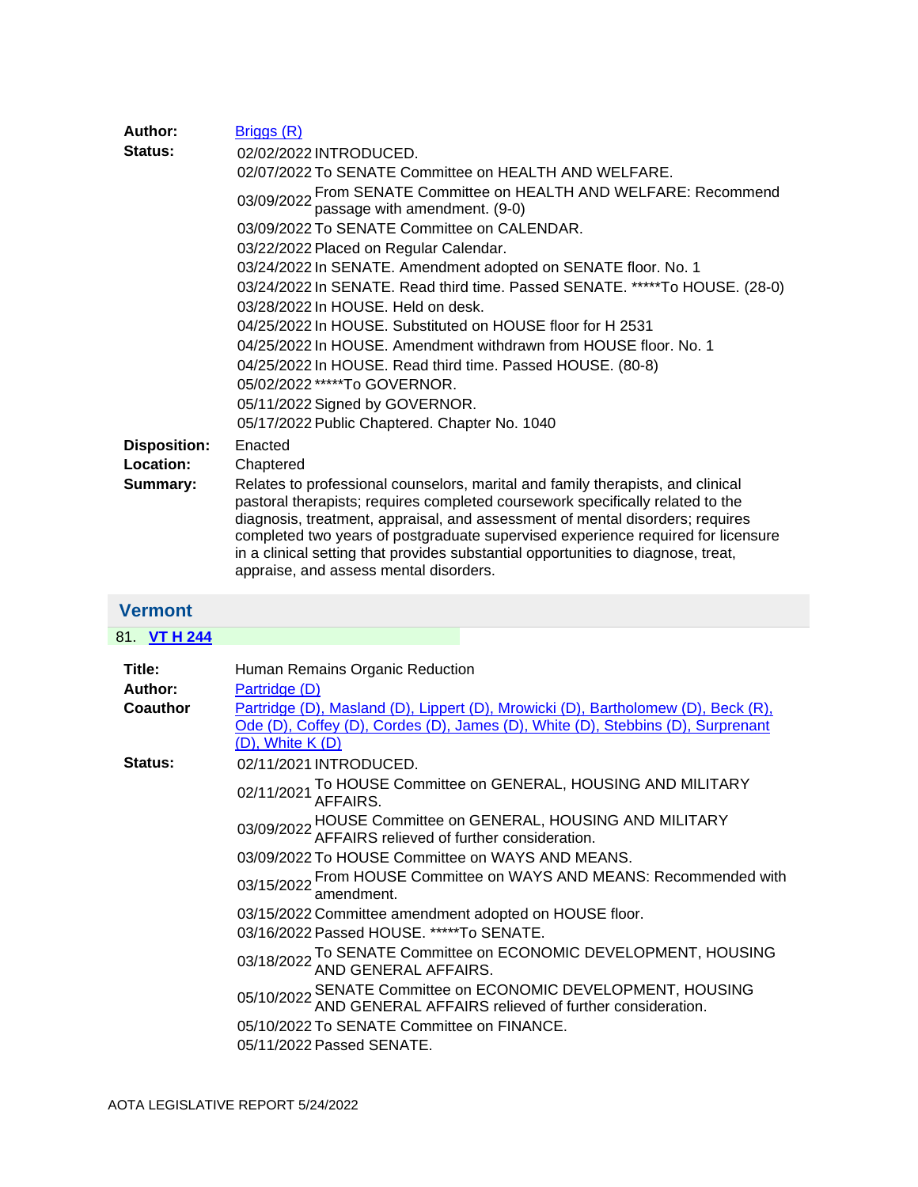**Author:** Briggs (R)

**Status:**

| | |
|---|---|
| 02/02/2022 | INTRODUCED. |
| 02/07/2022 | To SENATE Committee on HEALTH AND WELFARE. |
| 03/09/2022 | From SENATE Committee on HEALTH AND WELFARE: Recommend passage with amendment. (9-0) |
| 03/09/2022 | To SENATE Committee on CALENDAR. |
| 03/22/2022 | Placed on Regular Calendar. |
| 03/24/2022 | In SENATE. Amendment adopted on SENATE floor. No. 1 |
| 03/24/2022 | In SENATE. Read third time. Passed SENATE. *****To HOUSE. (28-0) |
| 03/28/2022 | In HOUSE. Held on desk. |
| 04/25/2022 | In HOUSE. Substituted on HOUSE floor for H 2531 |
| 04/25/2022 | In HOUSE. Amendment withdrawn from HOUSE floor. No. 1 |
| 04/25/2022 | In HOUSE. Read third time. Passed HOUSE. (80-8) |
| 05/02/2022 | *****To GOVERNOR. |
| 05/11/2022 | Signed by GOVERNOR. |
| 05/17/2022 | Public Chaptered. Chapter No. 1040 |

**Disposition:** Enacted

**Location:** Chaptered

**Summary:** Relates to professional counselors, marital and family therapists, and clinical pastoral therapists; requires completed coursework specifically related to the diagnosis, treatment, appraisal, and assessment of mental disorders; requires completed two years of postgraduate supervised experience required for licensure in a clinical setting that provides substantial opportunities to diagnose, treat, appraise, and assess mental disorders.

## Vermont

### 81. VT H 244

**Title:** Human Remains Organic Reduction

**Author:** Partridge (D)

**Coauthor:** Partridge (D), Masland (D), Lippert (D), Mrowicki (D), Bartholomew (D), Beck (R), Ode (D), Coffey (D), Cordes (D), James (D), White (D), Stebbins (D), Surprenant (D), White K (D)

**Status:**

| | |
|---|---|
| 02/11/2021 | INTRODUCED. |
| 02/11/2021 | To HOUSE Committee on GENERAL, HOUSING AND MILITARY AFFAIRS. |
| 03/09/2022 | HOUSE Committee on GENERAL, HOUSING AND MILITARY AFFAIRS relieved of further consideration. |
| 03/09/2022 | To HOUSE Committee on WAYS AND MEANS. |
| 03/15/2022 | From HOUSE Committee on WAYS AND MEANS: Recommended with amendment. |
| 03/15/2022 | Committee amendment adopted on HOUSE floor. |
| 03/16/2022 | Passed HOUSE. *****To SENATE. |
| 03/18/2022 | To SENATE Committee on ECONOMIC DEVELOPMENT, HOUSING AND GENERAL AFFAIRS. |
| 05/10/2022 | SENATE Committee on ECONOMIC DEVELOPMENT, HOUSING AND GENERAL AFFAIRS relieved of further consideration. |
| 05/10/2022 | To SENATE Committee on FINANCE. |
| 05/11/2022 | Passed SENATE. |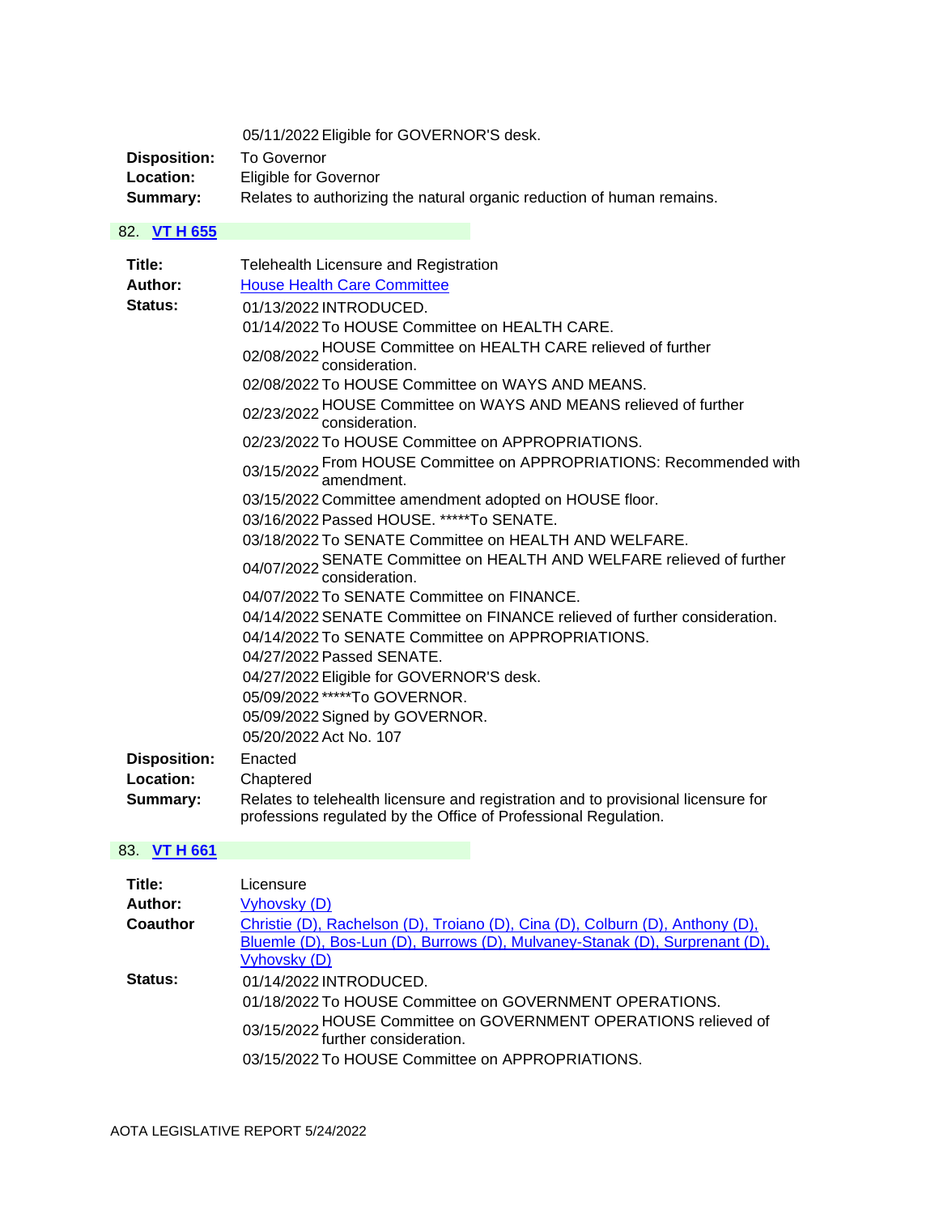05/11/2022 Eligible for GOVERNOR'S desk.

**Disposition:** To Governor
**Location:** Eligible for Governor
**Summary:** Relates to authorizing the natural organic reduction of human remains.

## 82. VT H 655

**Title:** Telehealth Licensure and Registration
**Author:** House Health Care Committee
**Status:**

01/13/2022 INTRODUCED.
01/14/2022 To HOUSE Committee on HEALTH CARE.
02/08/2022 HOUSE Committee on HEALTH CARE relieved of further consideration.
02/08/2022 To HOUSE Committee on WAYS AND MEANS.
02/23/2022 HOUSE Committee on WAYS AND MEANS relieved of further consideration.
02/23/2022 To HOUSE Committee on APPROPRIATIONS.
03/15/2022 From HOUSE Committee on APPROPRIATIONS: Recommended with amendment.
03/15/2022 Committee amendment adopted on HOUSE floor.
03/16/2022 Passed HOUSE. *****To SENATE.
03/18/2022 To SENATE Committee on HEALTH AND WELFARE.
04/07/2022 SENATE Committee on HEALTH AND WELFARE relieved of further consideration.
04/07/2022 To SENATE Committee on FINANCE.
04/14/2022 SENATE Committee on FINANCE relieved of further consideration.
04/14/2022 To SENATE Committee on APPROPRIATIONS.
04/27/2022 Passed SENATE.
04/27/2022 Eligible for GOVERNOR'S desk.
05/09/2022 *****To GOVERNOR.
05/09/2022 Signed by GOVERNOR.
05/20/2022 Act No. 107

**Disposition:** Enacted
**Location:** Chaptered
**Summary:** Relates to telehealth licensure and registration and to provisional licensure for professions regulated by the Office of Professional Regulation.

## 83. VT H 661

**Title:** Licensure
**Author:** Vyhovsky (D)
**Coauthor** Christie (D), Rachelson (D), Troiano (D), Cina (D), Colburn (D), Anthony (D), Bluemle (D), Bos-Lun (D), Burrows (D), Mulvaney-Stanak (D), Surprenant (D), Vyhovsky (D)
**Status:**

01/14/2022 INTRODUCED.
01/18/2022 To HOUSE Committee on GOVERNMENT OPERATIONS.
03/15/2022 HOUSE Committee on GOVERNMENT OPERATIONS relieved of further consideration.
03/15/2022 To HOUSE Committee on APPROPRIATIONS.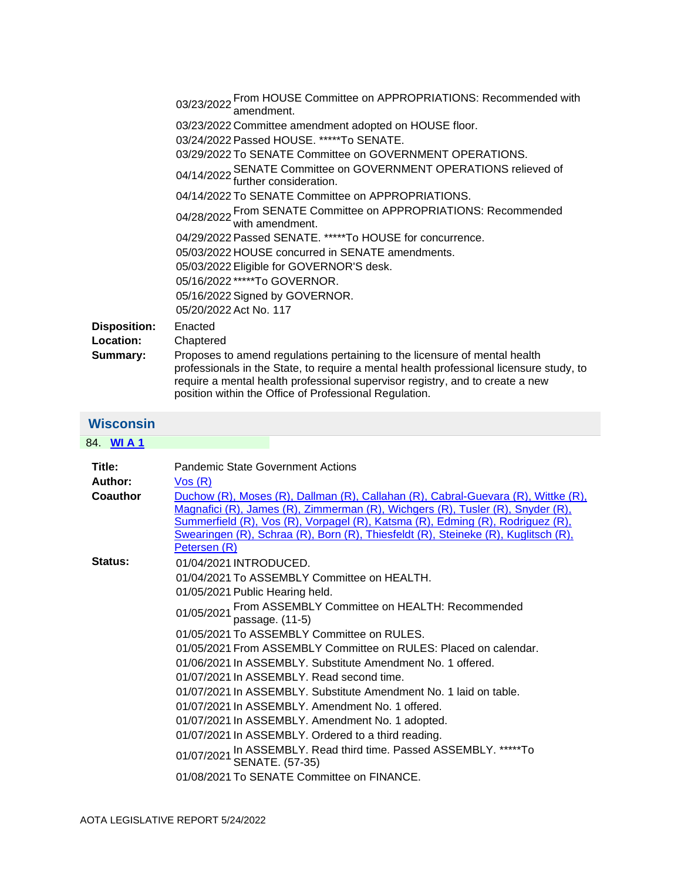| | |
|---|---|
| | 03/23/2022 From HOUSE Committee on APPROPRIATIONS: Recommended with amendment. |
| | 03/23/2022 Committee amendment adopted on HOUSE floor. |
| | 03/24/2022 Passed HOUSE. *****To SENATE. |
| | 03/29/2022 To SENATE Committee on GOVERNMENT OPERATIONS. |
| | 04/14/2022 SENATE Committee on GOVERNMENT OPERATIONS relieved of further consideration. |
| | 04/14/2022 To SENATE Committee on APPROPRIATIONS. |
| | 04/28/2022 From SENATE Committee on APPROPRIATIONS: Recommended with amendment. |
| | 04/29/2022 Passed SENATE. *****To HOUSE for concurrence. |
| | 05/03/2022 HOUSE concurred in SENATE amendments. |
| | 05/03/2022 Eligible for GOVERNOR'S desk. |
| | 05/16/2022 *****To GOVERNOR. |
| | 05/16/2022 Signed by GOVERNOR. |
| | 05/20/2022 Act No. 117 |
| **Disposition:** | Enacted |
| **Location:** | Chaptered |
| **Summary:** | Proposes to amend regulations pertaining to the licensure of mental health professionals in the State, to require a mental health professional licensure study, to require a mental health professional supervisor registry, and to create a new position within the Office of Professional Regulation. |

## Wisconsin

84. **WI A 1**

| | |
|---|---|
| **Title:** | Pandemic State Government Actions |
| **Author:** | Vos (R) |
| **Coauthor** | Duchow (R), Moses (R), Dallman (R), Callahan (R), Cabral-Guevara (R), Wittke (R), Magnafici (R), James (R), Zimmerman (R), Wichgers (R), Tusler (R), Snyder (R), Summerfield (R), Vos (R), Vorpagel (R), Katsma (R), Edming (R), Rodriguez (R), Swearingen (R), Schraa (R), Born (R), Thiesfeldt (R), Steineke (R), Kuglitsch (R), Petersen (R) |
| **Status:** | 01/04/2021 INTRODUCED. |
| | 01/04/2021 To ASSEMBLY Committee on HEALTH. |
| | 01/05/2021 Public Hearing held. |
| | 01/05/2021 From ASSEMBLY Committee on HEALTH: Recommended passage. (11-5) |
| | 01/05/2021 To ASSEMBLY Committee on RULES. |
| | 01/05/2021 From ASSEMBLY Committee on RULES: Placed on calendar. |
| | 01/06/2021 In ASSEMBLY. Substitute Amendment No. 1 offered. |
| | 01/07/2021 In ASSEMBLY. Read second time. |
| | 01/07/2021 In ASSEMBLY. Substitute Amendment No. 1 laid on table. |
| | 01/07/2021 In ASSEMBLY. Amendment No. 1 offered. |
| | 01/07/2021 In ASSEMBLY. Amendment No. 1 adopted. |
| | 01/07/2021 In ASSEMBLY. Ordered to a third reading. |
| | 01/07/2021 In ASSEMBLY. Read third time. Passed ASSEMBLY. *****To SENATE. (57-35) |
| | 01/08/2021 To SENATE Committee on FINANCE. |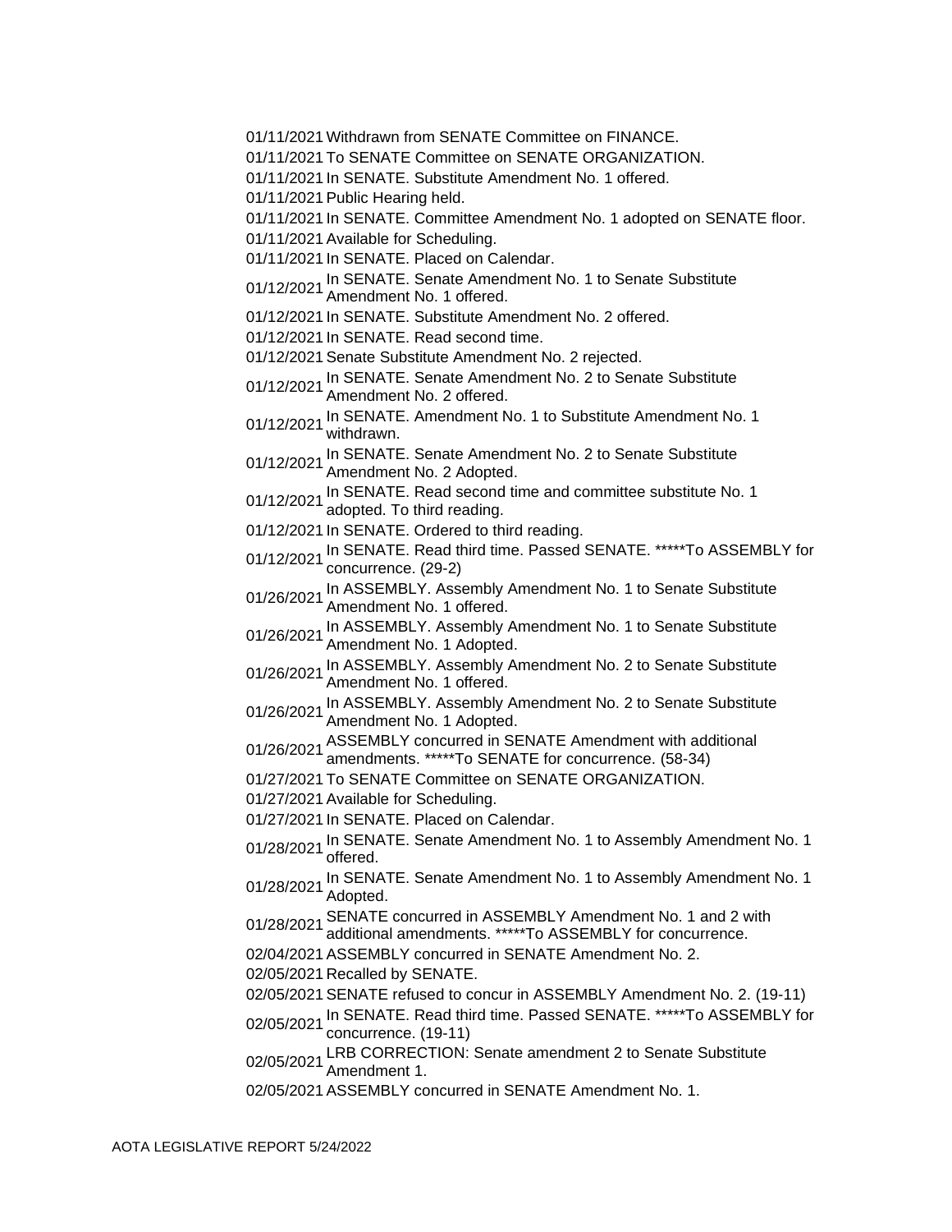| | |
|---|---|
| 01/11/2021 | Withdrawn from SENATE Committee on FINANCE. |
| 01/11/2021 | To SENATE Committee on SENATE ORGANIZATION. |
| 01/11/2021 | In SENATE. Substitute Amendment No. 1 offered. |
| 01/11/2021 | Public Hearing held. |
| 01/11/2021 | In SENATE. Committee Amendment No. 1 adopted on SENATE floor. |
| 01/11/2021 | Available for Scheduling. |
| 01/11/2021 | In SENATE. Placed on Calendar. |
| 01/12/2021 | In SENATE. Senate Amendment No. 1 to Senate Substitute Amendment No. 1 offered. |
| 01/12/2021 | In SENATE. Substitute Amendment No. 2 offered. |
| 01/12/2021 | In SENATE. Read second time. |
| 01/12/2021 | Senate Substitute Amendment No. 2 rejected. |
| 01/12/2021 | In SENATE. Senate Amendment No. 2 to Senate Substitute Amendment No. 2 offered. |
| 01/12/2021 | In SENATE. Amendment No. 1 to Substitute Amendment No. 1 withdrawn. |
| 01/12/2021 | In SENATE. Senate Amendment No. 2 to Senate Substitute Amendment No. 2 Adopted. |
| 01/12/2021 | In SENATE. Read second time and committee substitute No. 1 adopted. To third reading. |
| 01/12/2021 | In SENATE. Ordered to third reading. |
| 01/12/2021 | In SENATE. Read third time. Passed SENATE. *****To ASSEMBLY for concurrence. (29-2) |
| 01/26/2021 | In ASSEMBLY. Assembly Amendment No. 1 to Senate Substitute Amendment No. 1 offered. |
| 01/26/2021 | In ASSEMBLY. Assembly Amendment No. 1 to Senate Substitute Amendment No. 1 Adopted. |
| 01/26/2021 | In ASSEMBLY. Assembly Amendment No. 2 to Senate Substitute Amendment No. 1 offered. |
| 01/26/2021 | In ASSEMBLY. Assembly Amendment No. 2 to Senate Substitute Amendment No. 1 Adopted. |
| 01/26/2021 | ASSEMBLY concurred in SENATE Amendment with additional amendments. *****To SENATE for concurrence. (58-34) |
| 01/27/2021 | To SENATE Committee on SENATE ORGANIZATION. |
| 01/27/2021 | Available for Scheduling. |
| 01/27/2021 | In SENATE. Placed on Calendar. |
| 01/28/2021 | In SENATE. Senate Amendment No. 1 to Assembly Amendment No. 1 offered. |
| 01/28/2021 | In SENATE. Senate Amendment No. 1 to Assembly Amendment No. 1 Adopted. |
| 01/28/2021 | SENATE concurred in ASSEMBLY Amendment No. 1 and 2 with additional amendments. *****To ASSEMBLY for concurrence. |
| 02/04/2021 | ASSEMBLY concurred in SENATE Amendment No. 2. |
| 02/05/2021 | Recalled by SENATE. |
| 02/05/2021 | SENATE refused to concur in ASSEMBLY Amendment No. 2. (19-11) |
| 02/05/2021 | In SENATE. Read third time. Passed SENATE. *****To ASSEMBLY for concurrence. (19-11) |
| 02/05/2021 | LRB CORRECTION: Senate amendment 2 to Senate Substitute Amendment 1. |
| 02/05/2021 | ASSEMBLY concurred in SENATE Amendment No. 1. |

AOTA LEGISLATIVE REPORT 5/24/2022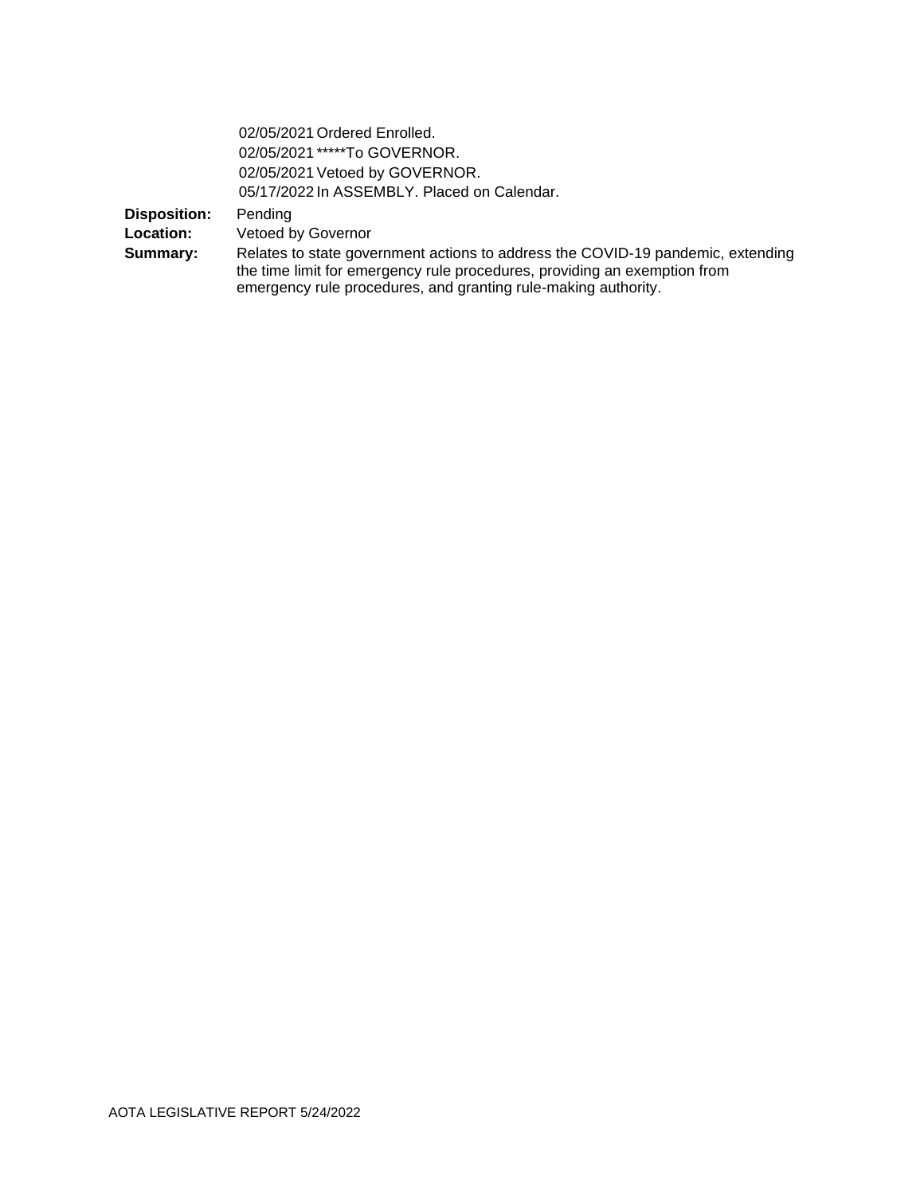02/05/2021 Ordered Enrolled.
02/05/2021 *****To GOVERNOR.
02/05/2021 Vetoed by GOVERNOR.
05/17/2022 In ASSEMBLY. Placed on Calendar.

**Disposition:** Pending
**Location:** Vetoed by Governor
**Summary:** Relates to state government actions to address the COVID-19 pandemic, extending the time limit for emergency rule procedures, providing an exemption from emergency rule procedures, and granting rule-making authority.